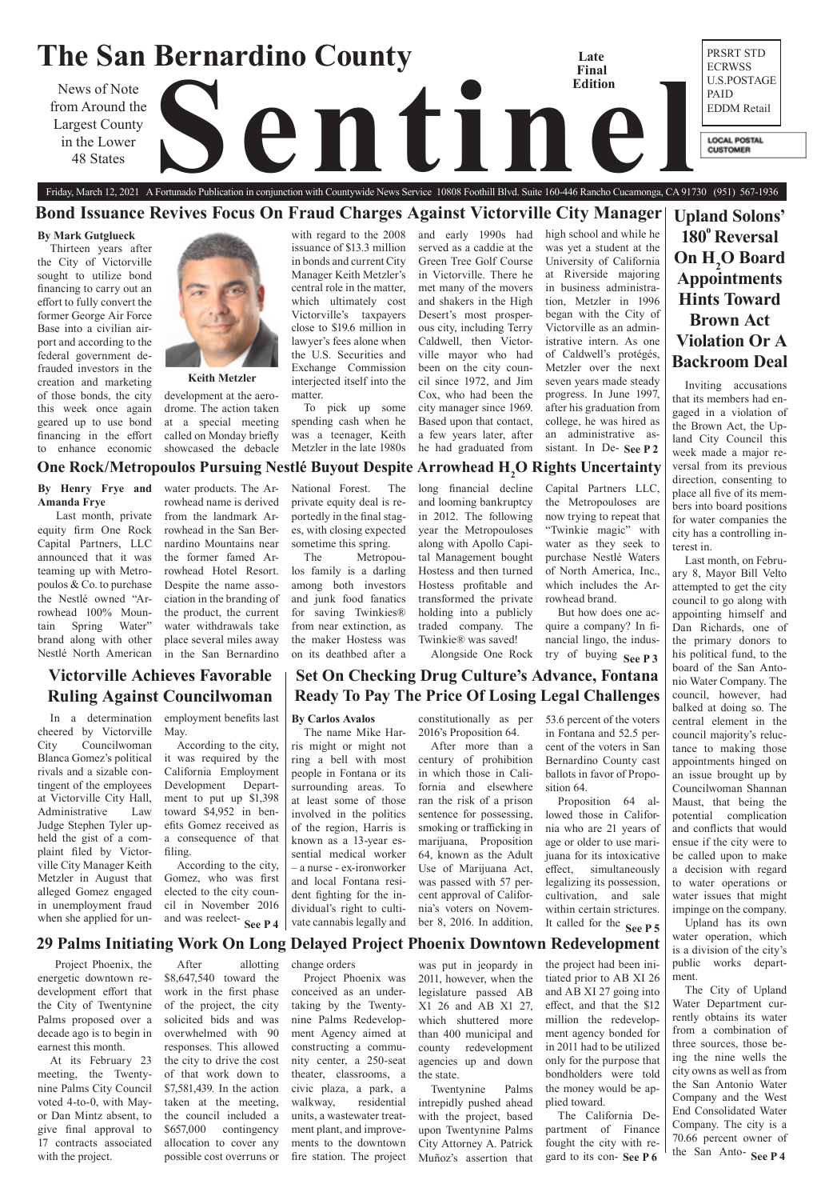# The San Bernardino County Sentinel

News of Note from Around the Largest County in the Lower 48 States

Late Final Edition

PRSRT STD ECRWSS U.S.POSTAGE PAID EDDM Retail

LOCAL POSTAL CUSTOMER

Friday, March 12, 2021 A Fortunado Publication in conjunction with Countywide News Service 10808 Foothill Blvd. Suite 160-446 Rancho Cucamonga, CA 91730 (951) 567-1936

## Bond Issuance Revives Focus On Fraud Charges Against Victorville City Manager

**By Mark Gutglueck**

Thirteen years after the City of Victorville sought to utilize bond financing to carry out an effort to fully convert the former George Air Force Base into a civilian airport and according to the federal government defrauded investors in the creation and marketing of those bonds, the city this week once again geared up to use bond financing in the effort to enhance economic development at the aerodrome. The action taken at a special meeting called on Monday briefly showcased the debacle with regard to the 2008 issuance of $13.3 million in bonds and current City Manager Keith Metzler's central role in the matter, which ultimately cost Victorville's taxpayers close to $19.6 million in lawyer's fees alone when the U.S. Securities and Exchange Commission interjected itself into the matter.

Keith Metzler

To pick up some spending cash when he was a teenager, Keith Metzler in the late 1980s and early 1990s had served as a caddie at the Green Tree Golf Course in Victorville. There he met many of the movers and shakers in the High Desert's most prosperous city, including Terry Caldwell, then Victorville mayor who had been on the city council since 1972, and Jim Cox, who had been the city manager since 1969. Based upon that contact, a few years later, after he had graduated from high school and while he was yet a student at the University of California at Riverside majoring in business administration, Metzler in 1996 began with the City of Victorville as an administrative intern. As one of Caldwell's protégés, Metzler over the next seven years made steady progress. In June 1997, after his graduation from college, he was hired as an administrative assistant. In De- **See P 2**

## One Rock/Metropoulos Pursuing Nestlé Buyout Despite Arrowhead $H_2O$ Rights Uncertainty

**By Henry Frye and Amanda Frye**

Last month, private equity firm One Rock Capital Partners, LLC announced that it was teaming up with Metropoulos & Co. to purchase the Nestlé owned "Arrowhead 100% Mountain Spring Water" brand along with other Nestlé North American water products. The Arrowhead name is derived from the landmark Arrowhead in the San Bernardino Mountains near the former famed Arrowhead Hotel Resort. Despite the name association in the branding of the product, the current water withdrawals take place several miles away in the San Bernardino National Forest. The private equity deal is reportedly in the final stages, with closing expected sometime this spring.

The Metropoulos family is a darling among both investors and junk food fanatics for saving Twinkies® from near extinction, as the maker Hostess was on its deathbed after a long financial decline and looming bankruptcy in 2012. The following year the Metropouloses along with Apollo Capital Management bought Hostess and then turned Hostess profitable and transformed the private holding into a publicly traded company. The Twinkie® was saved!

Alongside One Rock Capital Partners LLC, the Metropouloses are now trying to repeat that "Twinkie magic" with water as they seek to purchase Nestlé Waters of North America, Inc., which includes the Arrowhead brand.

But how does one acquire a company? In financial lingo, the industry of buying **See P 3**

## Upland Solons' 180° Reversal On $H_2O$ Board Appointments Hints Toward Brown Act Violation Or A Backroom Deal

Inviting accusations that its members had engaged in a violation of the Brown Act, the Upland City Council this week made a major reversal from its previous direction, consenting to place all five of its members into board positions for water companies the city has a controlling interest in.

Last month, on February 8, Mayor Bill Velto attempted to get the city council to go along with appointing himself and Dan Richards, one of the primary donors to his political fund, to the board of the San Antonio Water Company. The council, however, had balked at doing so. The central element in the council majority's reluctance to making those appointments hinged on an issue brought up by Councilwoman Shannan Maust, that being the potential complication and conflicts that would ensue if the city were to be called upon to make a decision with regard to water operations or water issues that might impinge on the company.

Upland has its own water operation, which is a division of the city's public works department.

The City of Upland Water Department currently obtains its water from a combination of three sources, those being the nine wells the city owns as well as from the San Antonio Water Company and the West End Consolidated Water Company. The city is a 70.66 percent owner of the San Anto- **See P 4**

## Victorville Achieves Favorable Ruling Against Councilwoman

In a determination cheered by Victorville City Councilwoman Blanca Gomez's political rivals and a sizable contingent of the employees at Victorville City Hall, Administrative Law Judge Stephen Tyler upheld the gist of a complaint filed by Victorville City Manager Keith Metzler in August that alleged Gomez engaged in unemployment fraud when she applied for unemployment benefits last May.

According to the city, it was required by the California Employment Development Department to put up $1,398 toward $4,952 in benefits Gomez received as a consequence of that filing.

According to the city, Gomez, who was first elected to the city council in November 2016 and was reelect- **See P 4**

## Set On Checking Drug Culture's Advance, Fontana Ready To Pay The Price Of Losing Legal Challenges

**By Carlos Avalos**

The name Mike Harris might or might not ring a bell with most people in Fontana or its surrounding areas. To at least some of those involved in the politics of the region, Harris is known as a 13-year essential medical worker – a nurse - ex-ironworker and local Fontana resident fighting for the individual's right to cultivate cannabis legally and constitutionally as per 2016's Proposition 64.

After more than a century of prohibition in which those in California and elsewhere ran the risk of a prison sentence for possessing, smoking or trafficking in marijuana, Proposition 64, known as the Adult Use of Marijuana Act, was passed with 57 percent approval of California's voters on November 8, 2016. In addition, 53.6 percent of the voters in Fontana and 52.5 percent of the voters in San Bernardino County cast ballots in favor of Proposition 64.

Proposition 64 allowed those in California who are 21 years of age or older to use marijuana for its intoxicative effect, simultaneously legalizing its possession, cultivation, and sale within certain strictures. It called for the **See P 5**

## 29 Palms Initiating Work On Long Delayed Project Phoenix Downtown Redevelopment

Project Phoenix, the energetic downtown redevelopment effort that the City of Twentynine Palms proposed over a decade ago is to begin in earnest this month.

At its February 23 meeting, the Twentynine Palms City Council voted 4-to-0, with Mayor Dan Mintz absent, to give final approval to 17 contracts associated with the project.

After allotting $8,647,540 toward the work in the first phase of the project, the city solicited bids and was overwhelmed with 90 responses. This allowed the city to drive the cost of that work down to $7,581,439. In the action taken at the meeting, the council included a $657,000 contingency allocation to cover any possible cost overruns or change orders

Project Phoenix was conceived as an undertaking by the Twentynine Palms Redevelopment Agency aimed at constructing a community center, a 250-seat theater, classrooms, a civic plaza, a park, a walkway, residential units, a wastewater treatment plant, and improvements to the downtown fire station. The project was put in jeopardy in 2011, however, when the legislature passed AB X1 26 and AB X1 27, which shuttered more than 400 municipal and county redevelopment agencies up and down the state.

Twentynine Palms intrepidly pushed ahead with the project, based upon Twentynine Palms City Attorney A. Patrick Muñoz's assertion that the project had been initiated prior to AB XI 26 and AB XI 27 going into effect, and that the $12 million the redevelopment agency bonded for in 2011 had to be utilized only for the purpose that bondholders were told the money would be applied toward.

The California Department of Finance fought the city with regard to its con- **See P 6**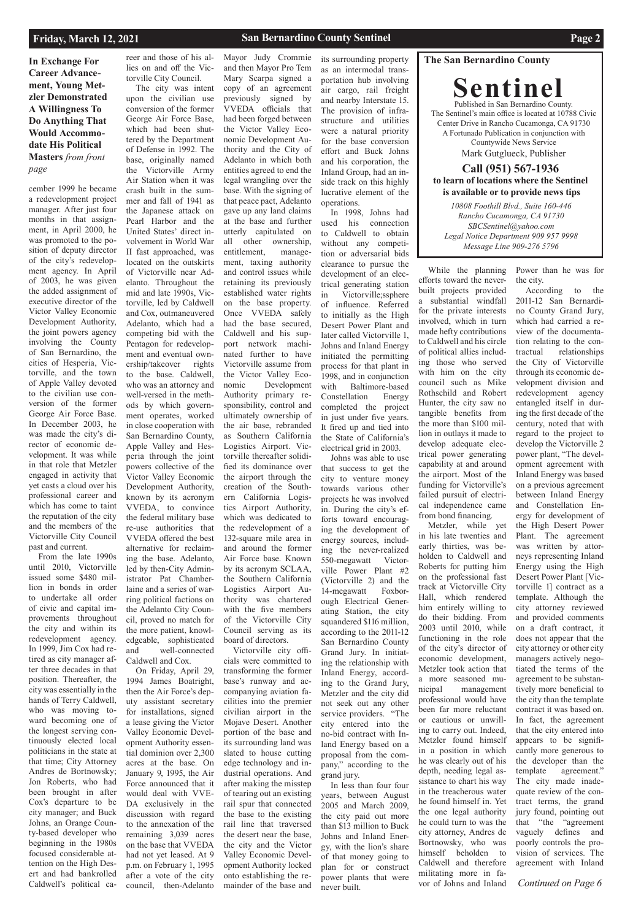**In Exchange For Career Advancement, Young Metzler Demonstrated A Willingness To Do Anything That Would Accommodate His Political Masters** *from front page*

cember 1999 he became a redevelopment project manager. After just four months in that assignment, in April 2000, he was promoted to the position of deputy director of the city's redevelopment agency. In April of 2003, he was given the added assignment of executive director of the Victor Valley Economic Development Authority, the joint powers agency involving the County of San Bernardino, the cities of Hesperia, Victorville, and the town of Apple Valley devoted to the civilian use conversion of the former George Air Force Base. In December 2003, he was made the city's director of economic development. It was while in that role that Metzler engaged in activity that yet casts a cloud over his professional career and which has come to taint the reputation of the city and the members of the Victorville City Council past and current.

From the late 1990s until 2010, Victorville issued some $480 million in bonds in order to undertake all order of civic and capital improvements throughout the city and within its redevelopment agency. In 1999, Jim Cox had retired as city manager after three decades in that position. Thereafter, the city was essentially in the hands of Terry Caldwell, who was moving toward becoming one of the longest serving continuously elected local politicians in the state at that time; City Attorney Andres de Bortnowsky; Jon Roberts, who had been brought in after Cox's departure to be city manager; and Buck Johns, an Orange County-based developer who beginning in the 1980s focused considerable attention on the High Desert and had bankrolled Caldwell's political career and those of his allies on and off the Victorville City Council.

The city was intent upon the civilian use conversion of the former George Air Force Base, which had been shuttered by the Department of Defense in 1992. The base, originally named the Victorville Army Air Station when it was crash built in the summer and fall of 1941 as the Japanese attack on Pearl Harbor and the United States' direct involvement in World War II fast approached, was located on the outskirts of Victorville near Adelanto. Throughout the mid and late 1990s, Victorville, led by Caldwell and Cox, outmaneuvered Adelanto, which had a competing bid with the Pentagon for redevelopment and eventual ownership/takeover rights to the base. Caldwell, who was an attorney and well-versed in the methods by which government operates, worked in close cooperation with San Bernardino County, Apple Valley and Hesperia through the joint powers collective of the Victor Valley Economic Development Authority, known by its acronym VVEDA, to convince the federal military base re-use authorities that VVEDA offered the best alternative for reclaiming the base. Adelanto, led by then-City Administrator Pat Chamberlaine and a series of warring political factions on the Adelanto City Council, proved no match for the more patient, knowledgeable, sophisticated and well-connected Caldwell and Cox.

On Friday, April 29, 1994 James Boatright, then the Air Force's deputy assistant secretary for installations, signed a lease giving the Victor Valley Economic Development Authority essential dominion over 2,300 acres at the base. On January 9, 1995, the Air Force announced that it would deal with VVEDA exclusively in the discussion with regard to the annexation of the remaining 3,039 acres on the base that VVEDA had not yet leased. At 9 p.m. on February 1, 1995 after a vote of the city council, then-Adelanto Mayor Judy Crommie and then Mayor Pro Tem Mary Scarpa signed a copy of an agreement previously signed by VVEDA officials that had been forged between the Victor Valley Economic Development Authority and the City of Adelanto in which both entities agreed to end the legal wrangling over the base. With the signing of that peace pact, Adelanto gave up any land claims at the base and further utterly capitulated on all other ownership, entitlement, management, taxing authority and control issues while retaining its previously established water rights on the base property. Once VVEDA safely had the base secured, Caldwell and his support network machinated further to have Victorville assume from the Victor Valley Economic Development Authority primary responsibility, control and ultimately ownership of the air base, rebranded as Southern California Logistics Airport. Victorville thereafter solidified its dominance over the airport through the creation of the Southern California Logistics Airport Authority, which was dedicated to the redevelopment of a 132-square mile area in and around the former Air Force base. Known by its acronym SCLAA, the Southern California Logistics Airport Authority was chartered with the five members of the Victorville City Council serving as its board of directors.

Victorville city officials were committed to transforming the former base's runway and accompanying aviation facilities into the premier civilian airport in the Mojave Desert. Another portion of the base and its surrounding land was slated to house cutting edge technology and industrial operations. And after making the misstep of tearing out an existing rail spur that connected the base to the existing rail line that traversed the desert near the base, the city and the Victor Valley Economic Development Authority locked onto establishing the remainder of the base and its surrounding property as an intermodal transportation hub involving air cargo, rail freight and nearby Interstate 15. The provision of infrastructure and utilities were a natural priority for the base conversion effort and Buck Johns and his corporation, the Inland Group, had an inside track on this highly lucrative element of the operations.

In 1998, Johns had used his connection to Caldwell to obtain without any competition or adversarial bids clearance to pursue the development of an electrical generating station in Victorville;ssphere of influence. Referred to initially as the High Desert Power Plant and later called Victorville 1, Johns and Inland Energy initiated the permitting process for that plant in 1998, and in conjunction with Baltimore-based Constellation Energy completed the project in just under five years. It fired up and tied into the State of California's electrical grid in 2003.

Johns was able to use that success to get the city to venture money towards various other projects he was involved in. During the city's efforts toward encouraging the development of energy sources, including the never-realized 550-megawatt Victorville Power Plant #2 (Victorville 2) and the 14-megawatt Foxborough Electrical Generating Station, the city squandered $116 million, according to the 2011-12 San Bernardino County Grand Jury. In initiating the relationship with Inland Energy, according to the Grand Jury, Metzler and the city did not seek out any other service providers. "The city entered into the no-bid contract with Inland Energy based on a proposal from the company," according to the grand jury.

In less than four four years, between August 2005 and March 2009, the city paid out more than $13 million to Buck Johns and Inland Energy, with the lion's share of that money going to plan for or construct power plants that were never built.

> **The San Bernardino County Sentinel**
>
> Published in San Bernardino County.
> The Sentinel's main office is located at 10788 Civic Center Drive in Rancho Cucamonga, CA 91730
> A Fortunado Publication in conjunction with Countywide News Service
> Mark Gutglueck, Publisher
>
> **Call (951) 567-1936 to learn of locations where the Sentinel is available or to provide news tips**
>
> *10808 Foothill Blvd., Suite 160-446*
> *Rancho Cucamonga, CA 91730*
> *SBCSentinel@yahoo.com*
> *Legal Notice Department 909 957 9998*
> *Message Line 909-276 5796*

While the planning efforts toward the never-built projects provided a substantial windfall for the private interests involved, which in turn made hefty contributions to Caldwell and his circle of political allies including those who served with him on the city council such as Mike Rothschild and Robert Hunter, the city saw no tangible benefits from the more than $100 million in outlays it made to develop adequate electrical power generating capability at and around the airport. Most of the funding for Victorville's failed pursuit of electrical independence came from bond financing.

Metzler, while yet in his late twenties and early thirties, was beholden to Caldwell and Roberts for putting him on the professional fast track at Victorville City Hall, which rendered him entirely willing to do their bidding. From 2003 until 2010, while functioning in the role of the city's director of economic development, Metzler took action that a more seasoned municipal management professional would have been far more reluctant or cautious or unwilling to carry out. Indeed, Metzler found himself in a position in which he was clearly out of his depth, needing legal assistance to chart his way in the treacherous water he found himself in. Yet the one legal authority he could turn to was the city attorney, Andres de Bortnowsky, who was himself beholden to Caldwell and therefore militating more in favor of Johns and Inland Power than he was for the city.

According to the 2011-12 San Bernardino County Grand Jury, which had carried a review of the documentation relating to the contractual relationships the City of Victorville through its economic development division and redevelopment agency entangled itself in during the first decade of the century, noted that with regard to the project to develop the Victorville 2 power plant, "The development agreement with Inland Energy was based on a previous agreement between Inland Energy and Constellation Energy for development of the High Desert Power Plant. The agreement was written by attorneys representing Inland Energy using the High Desert Power Plant [Victorville 1] contract as a template. Although the city attorney reviewed and provided comments on a draft contract, it does not appear that the city attorney or other city managers actively negotiated the terms of the agreement to be substantively more beneficial to the city than the template contract it was based on. In fact, the agreement that the city entered into appears to be significantly more generous to the developer than the template agreement." The city made inadequate review of the contract terms, the grand jury found, pointing out that "the "agreement vaguely defines and poorly controls the provision of services. The agreement with Inland

*Continued on Page 6*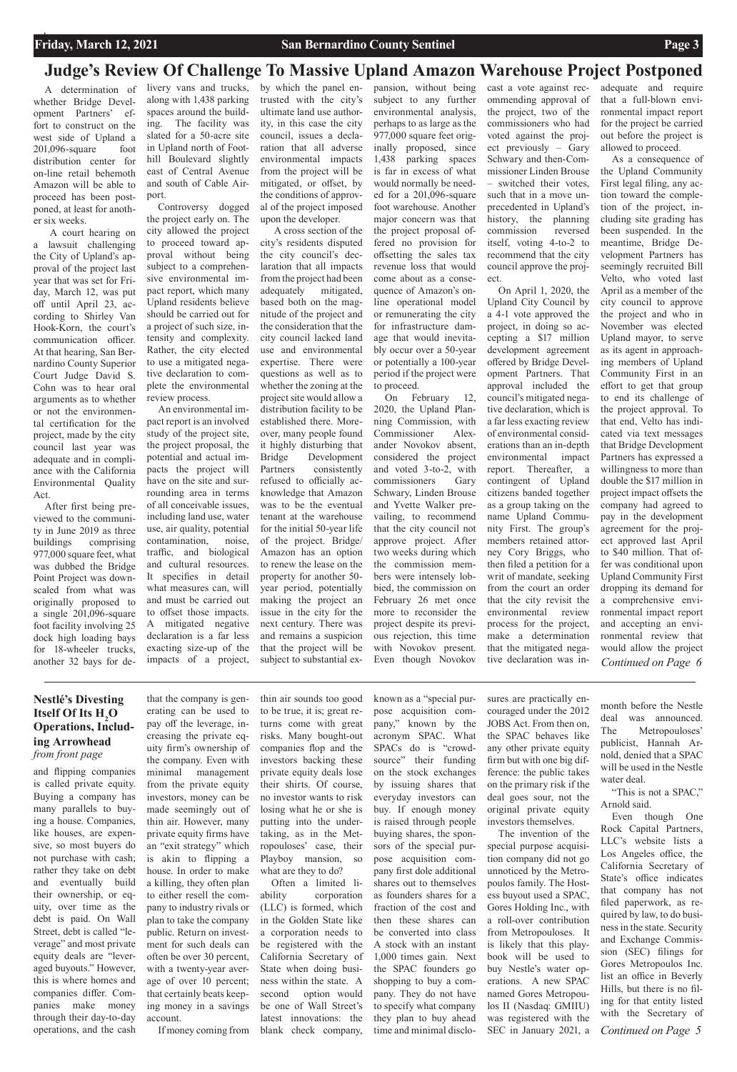# Judge's Review Of Challenge To Massive Upland Amazon Warehouse Project Postponed

A determination of whether Bridge Development Partners' effort to construct on the west side of Upland a 201,096-square foot distribution center for on-line retail behemoth Amazon will be able to proceed has been postponed, at least for another six weeks.

A court hearing on a lawsuit challenging the City of Upland's approval of the project last year that was set for Friday, March 12, was put off until April 23, according to Shirley Van Hook-Korn, the court's communication officer. At that hearing, San Bernardino County Superior Court Judge David S. Cohn was to hear oral arguments as to whether or not the environmental certification for the project, made by the city council last year was adequate and in compliance with the California Environmental Quality Act.

After first being previewed to the community in June 2019 as three buildings comprising 977,000 square feet, what was dubbed the Bridge Point Project was downscaled from what was originally proposed to a single 201,096-square foot facility involving 25 dock high loading bays for 18-wheeler trucks, another 32 bays for delivery vans and trucks, along with 1,438 parking spaces around the building. The facility was slated for a 50-acre site in Upland north of Foothill Boulevard slightly east of Central Avenue and south of Cable Airport.

Controversy dogged the project early on. The city allowed the project to proceed toward approval without being subject to a comprehensive environmental impact report, which many Upland residents believe should be carried out for a project of such size, intensity and complexity. Rather, the city elected to use a mitigated negative declaration to complete the environmental review process.

An environmental impact report is an involved study of the project site, the project proposal, the potential and actual impacts the project will have on the site and surrounding area in terms of all conceivable issues, including land use, water use, air quality, potential contamination, noise, traffic, and biological and cultural resources. It specifies in detail what measures can, will and must be carried out to offset those impacts. A mitigated negative declaration is a far less exacting size-up of the impacts of a project, by which the panel entrusted with the city's ultimate land use authority, in this case the city council, issues a declaration that all adverse environmental impacts from the project will be mitigated, or offset, by the conditions of approval of the project imposed upon the developer.

A cross section of the city's residents disputed the city council's declaration that all impacts from the project had been adequately mitigated, based both on the magnitude of the project and the consideration that the city council lacked land use and environmental expertise. There were questions as well as to whether the zoning at the project site would allow a distribution facility to be established there. Moreover, many people found it highly disturbing that Bridge Development Partners consistently refused to officially acknowledge that Amazon was to be the eventual tenant at the warehouse for the initial 50-year life of the project. Bridge/Amazon has an option to renew the lease on the property for another 50-year period, potentially making the project an issue in the city for the next century. There was and remains a suspicion that the project will be subject to substantial expansion, without being subject to any further environmental analysis, perhaps to as large as the 977,000 square feet originally proposed, since 1,438 parking spaces is far in excess of what would normally be needed for a 201,096-square foot warehouse. Another major concern was that the project proposal offered no provision for offsetting the sales tax revenue loss that would come about as a consequence of Amazon's online operational model or remunerating the city for infrastructure damage that would inevitably occur over a 50-year or potentially a 100-year period if the project were to proceed.

On February 12, 2020, the Upland Planning Commission, with Commissioner Alexander Novokov absent, considered the project and voted 3-to-2, with commissioners Gary Schwary, Linden Brouse and Yvette Walker prevailing, to recommend that the city council not approve project. After two weeks during which the commission members were intensely lobbied, the commission on February 26 met once more to reconsider the project despite its previous rejection, this time with Novokov present. Even though Novokov cast a vote against recommending approval of the project, two of the commissioners who had voted against the project previously – Gary Schwary and then-Commissioner Linden Brouse – switched their votes, such that in a move unprecedented in Upland's history, the planning commission reversed itself, voting 4-to-2 to recommend that the city council approve the project.

On April 1, 2020, the Upland City Council by a 4-1 vote approved the project, in doing so accepting a $17 million development agreement offered by Bridge Development Partners. That approval included the council's mitigated negative declaration, which is a far less exacting review of environmental considerations than an in-depth environmental impact report. Thereafter, a contingent of Upland citizens banded together as a group taking on the name Upland Community First. The group's members retained attorney Cory Briggs, who then filed a petition for a writ of mandate, seeking from the court an order that the city revisit the environmental review process for the project, make a determination that the mitigated negative declaration was inadequate and require that a full-blown environmental impact report for the project be carried out before the project is allowed to proceed.

As a consequence of the Upland Community First legal filing, any action toward the completion of the project, including site grading has been suspended. In the meantime, Bridge Development Partners has seemingly recruited Bill Velto, who voted last April as a member of the city council to approve the project and who in November was elected Upland mayor, to serve as its agent in approaching members of Upland Community First in an effort to get that group to end its challenge of the project approval. To that end, Velto has indicated via text messages that Bridge Development Partners has expressed a willingness to more than double the $17 million in project impact offsets the company had agreed to pay in the development agreement for the project approved last April to $40 million. That offer was conditional upon Upland Community First dropping its demand for a comprehensive environmental impact report and accepting an environmental review that would allow the project

*Continued on Page 6*

---

## Nestlé's Divesting Itself Of Its $H_2O$ Operations, Including Arrowhead

*from front page*

and flipping companies is called private equity. Buying a company has many parallels to buying a house. Companies, like houses, are expensive, so most buyers do not purchase with cash; rather they take on debt and eventually build their ownership, or equity, over time as the debt is paid. On Wall Street, debt is called "leverage" and most private equity deals are "leveraged buyouts." However, this is where homes and companies differ. Companies make money through their day-to-day operations, and the cash that the company is generating can be used to pay off the leverage, increasing the private equity firm's ownership of the company. Even with minimal management from the private equity investors, money can be made seemingly out of thin air. However, many private equity firms have an "exit strategy" which is akin to flipping a house. In order to make a killing, they often plan to either resell the company to industry rivals or plan to take the company public. Return on investment for such deals can often be over 30 percent, with a twenty-year average of over 10 percent; that certainly beats keeping money in a savings account.

If money coming from thin air sounds too good to be true, it is; great returns come with great risks. Many bought-out companies flop and the investors backing these private equity deals lose their shirts. Of course, no investor wants to risk losing what he or she is putting into the undertaking, as in the Metropouloses' case, their Playboy mansion, so what are they to do?

Often a limited liability corporation (LLC) is formed, which in the Golden State like a corporation needs to be registered with the California Secretary of State when doing business within the state. A second option would be one of Wall Street's latest innovations: the blank check company, known as a "special purpose acquisition company," known by the acronym SPAC. What SPACs do is "crowd-source" their funding on the stock exchanges by issuing shares that everyday investors can buy. If enough money is raised through people buying shares, the sponsors of the special purpose acquisition company first dole additional shares out to themselves as founders shares for a fraction of the cost and then these shares can be converted into class A stock with an instant 1,000 times gain. Next the SPAC founders go shopping to buy a company. They do not have to specify what company they plan to buy ahead time and minimal disclosures are practically encouraged under the 2012 JOBS Act. From then on, the SPAC behaves like any other private equity firm but with one big difference: the public takes on the primary risk if the deal goes sour, not the original private equity investors themselves.

The invention of the special purpose acquisition company did not go unnoticed by the Metropoulos family. The Hostess buyout used a SPAC, Gores Holding Inc., with a roll-over contribution from Metropouloses. It is likely that this playbook will be used to buy Nestle's water operations. A new SPAC named Gores Metropoulos II (Nasdaq: GMIIU) was registered with the SEC in January 2021, a month before the Nestle deal was announced. The Metropouloses' publicist, Hannah Arnold, denied that a SPAC will be used in the Nestle water deal.

"This is not a SPAC," Arnold said.

Even though One Rock Capital Partners, LLC's website lists a Los Angeles office, the California Secretary of State's office indicates that company has not filed paperwork, as required by law, to do business in the state. Security and Exchange Commission (SEC) filings for Gores Metropoulos Inc. list an office in Beverly Hills, but there is no filing for that entity listed with the Secretary of

*Continued on Page 5*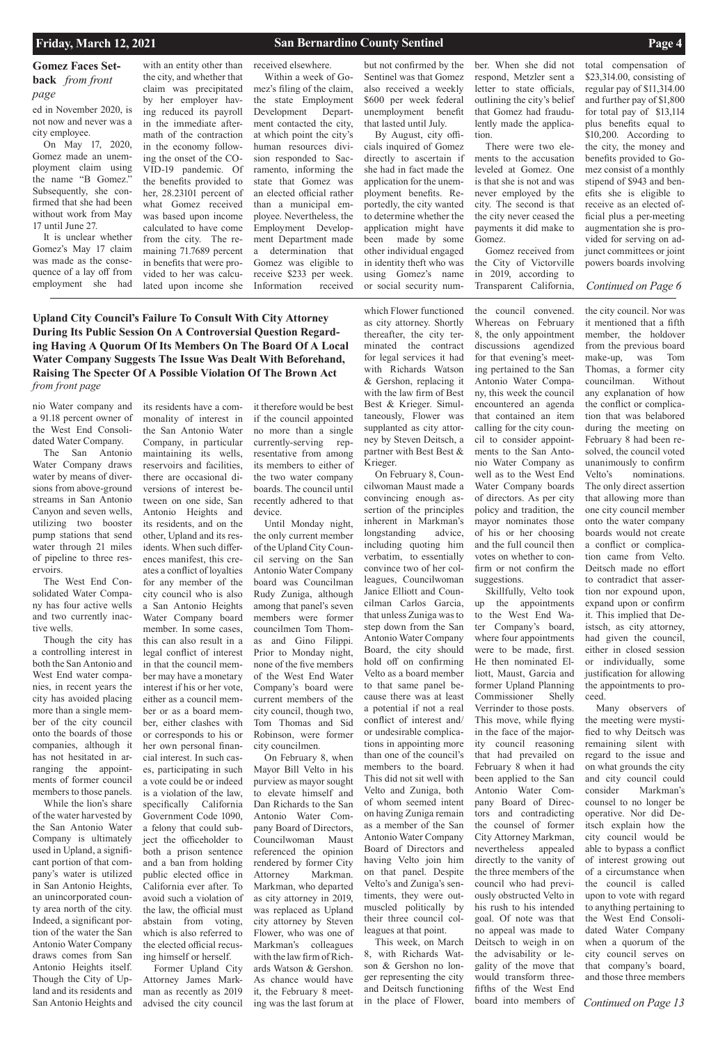## Gomez Faces Setback *from front page*

ed in November 2020, is not now and never was a city employee.

On May 17, 2020, Gomez made an unemployment claim using the name "B Gomez." Subsequently, she confirmed that she had been without work from May 17 until June 27.

It is unclear whether Gomez's May 17 claim was made as the consequence of a lay off from employment she had with an entity other than the city, and whether that claim was precipitated by her employer having reduced its payroll in the immediate aftermath of the contraction in the economy following the onset of the COVID-19 pandemic. Of the benefits provided to her, 28.23101 percent of what Gomez received was based upon income calculated to have come from the city. The remaining 71.7689 percent in benefits that were provided to her was calculated upon income she received elsewhere.

Within a week of Gomez's filing of the claim, the state Employment Development Department contacted the city, at which point the city's human resources division responded to Sacramento, informing the state that Gomez was an elected official rather than a municipal employee. Nevertheless, the Employment Development Department made a determination that Gomez was eligible to receive $233 per week. Information received but not confirmed by the Sentinel was that Gomez also received a weekly $600 per week federal unemployment benefit that lasted until July.

By August, city officials inquired of Gomez directly to ascertain if she had in fact made the application for the unemployment benefits. Reportedly, the city wanted to determine whether the application might have been made by some other individual engaged in identity theft who was using Gomez's name or social security number. When she did not respond, Metzler sent a letter to state officials, outlining the city's belief that Gomez had fraudulently made the application.

There were two elements to the accusation leveled at Gomez. One is that she is not and was never employed by the city. The second is that the city never ceased the payments it did make to Gomez.

Gomez received from the City of Victorville in 2019, according to Transparent California, total compensation of $23,314.00, consisting of regular pay of $11,314.00 and further pay of $1,800 for total pay of $13,114 plus benefits equal to $10,200. According to the city, the money and benefits provided to Gomez consist of a monthly stipend of $943 and benefits she is eligible to receive as an elected official plus a per-meeting augmentation she is provided for serving on adjunct committees or joint powers boards involving

*Continued on Page 6*

## Upland City Council's Failure To Consult With City Attorney During Its Public Session On A Controversial Question Regarding Having A Quorum Of Its Members On The Board Of A Local Water Company Suggests The Issue Was Dealt With Beforehand, Raising The Specter Of A Possible Violation Of The Brown Act *from front page*

nio Water company and a 91.18 percent owner of the West End Consolidated Water Company.

The San Antonio Water Company draws water by means of diversions from above-ground streams in San Antonio Canyon and seven wells, utilizing two booster pump stations that send water through 21 miles of pipeline to three reservoirs.

The West End Consolidated Water Company has four active wells and two currently inactive wells.

Though the city has a controlling interest in both the San Antonio and West End water companies, in recent years the city has avoided placing more than a single member of the city council onto the boards of those companies, although it has not hesitated in arranging the appointments of former council members to those panels.

While the lion's share of the water harvested by the San Antonio Water Company is ultimately used in Upland, a significant portion of that company's water is utilized in San Antonio Heights, an unincorporated county area north of the city. Indeed, a significant portion of the water the San Antonio Water Company draws comes from San Antonio Heights itself. Though the City of Upland and its residents and San Antonio Heights and its residents have a commonality of interest in the San Antonio Water Company, in particular maintaining its wells, reservoirs and facilities, there are occasional diversions of interest between on one side, San Antonio Heights and its residents, and on the other, Upland and its residents. When such differences manifest, this creates a conflict of loyalties for any member of the city council who is also a San Antonio Heights Water Company board member. In some cases, this can also result in a legal conflict of interest in that the council member may have a monetary interest if his or her vote, either as a council member or as a board member, either clashes with or corresponds to his or her own personal financial interest. In such cases, participating in such a vote could be or indeed is a violation of the law, specifically California Government Code 1090, a felony that could subject the officeholder to both a prison sentence and a ban from holding public elected office in California ever after. To avoid such a violation of the law, the official must abstain from voting, which is also referred to the elected official recusing himself or herself.

Former Upland City Attorney James Markman as recently as 2019 advised the city council it therefore would be best if the council appointed no more than a single currently-serving representative from among its members to either of the two water company boards. The council until recently adhered to that device.

Until Monday night, the only current member of the Upland City Council serving on the San Antonio Water Company board was Councilman Rudy Zuniga, although among that panel's seven members were former councilmen Tom Thomas and Gino Filippi. Prior to Monday night, none of the five members of the West End Water Company's board were current members of the city council, though two, Tom Thomas and Sid Robinson, were former city councilmen.

On February 8, when Mayor Bill Velto in his purview as mayor sought to elevate himself and Dan Richards to the San Antonio Water Company Board of Directors, Councilwoman Maust referenced the opinion rendered by former City Attorney Markman. Markman, who departed as city attorney in 2019, was replaced as Upland city attorney by Steven Flower, who was one of Markman's colleagues with the law firm of Richards Watson & Gershon. As chance would have it, the February 8 meeting was the last forum at which Flower functioned as city attorney. Shortly thereafter, the city terminated the contract for legal services it had with Richards Watson & Gershon, replacing it with the law firm of Best Best & Krieger. Simultaneously, Flower was supplanted as city attorney by Steven Deitsch, a partner with Best Best & Krieger.

On February 8, Councilwoman Maust made a convincing enough assertion of the principles inherent in Markman's longstanding advice, including quoting him verbatim, to essentially convince two of her colleagues, Councilwoman Janice Elliott and Councilman Carlos Garcia, that unless Zuniga was to step down from the San Antonio Water Company Board, the city should hold off on confirming Velto as a board member to that same panel because there was at least a potential if not a real conflict of interest and/or undesirable complications in appointing more than one of the council's members to the board. This did not sit well with Velto and Zuniga, both of whom seemed intent on having Zuniga remain as a member of the San Antonio Water Company Board of Directors and having Velto join him on that panel. Despite Velto's and Zuniga's sentiments, they were outmuscled politically by their three council colleagues at that point.

This week, on March 8, with Richards Watson & Gershon no longer representing the city and Deitsch functioning in the place of Flower, the council convened. Whereas on February 8, the only appointment discussions agendized for that evening's meeting pertained to the San Antonio Water Company, this week the council encountered an agenda that contained an item calling for the city council to consider appointments to the San Antonio Water Company as well as to the West End Water Company boards of directors. As per city policy and tradition, the mayor nominates those of his or her choosing and the full council then votes on whether to confirm or not confirm the suggestions.

Skillfully, Velto took up the appointments to the West End Water Company's board, where four appointments were to be made, first. He then nominated Elliott, Maust, Garcia and former Upland Planning Commissioner Shelly Verrinder to those posts. This move, while flying in the face of the majority council reasoning that had prevailed on February 8 when it had been applied to the San Antonio Water Company Board of Directors and contradicting the counsel of former City Attorney Markman, nevertheless appealed directly to the vanity of the three members of the council who had previously obstructed Velto in his rush to his intended goal. Of note was that no appeal was made to Deitsch to weigh in on the advisability or legality of the move that would transform three-fifths of the West End board into members of the city council. Nor was it mentioned that a fifth member, the holdover from the previous board make-up, was Tom Thomas, a former city councilman. Without any explanation of how the conflict or complication that was belabored during the meeting on February 8 had been resolved, the council voted unanimously to confirm Velto's nominations. The only direct assertion that allowing more than one city council member onto the water company boards would not create a conflict or complication came from Velto. Deitsch made no effort to contradict that assertion nor expound upon, expand upon or confirm it. This implied that Deistsch, as city attorney, had given the council, either in closed session or individually, some justification for allowing the appointments to proceed.

Many observers of the meeting were mystified to why Deitsch was remaining silent with regard to the issue and on what grounds the city and city council could consider Markman's counsel to no longer be operative. Nor did Deitsch explain how the city council would be able to bypass a conflict of interest growing out of a circumstance when the council is called upon to vote with regard to anything pertaining to the West End Consolidated Water Company when a quorum of the city council serves on that company's board, and those three members

*Continued on Page 13*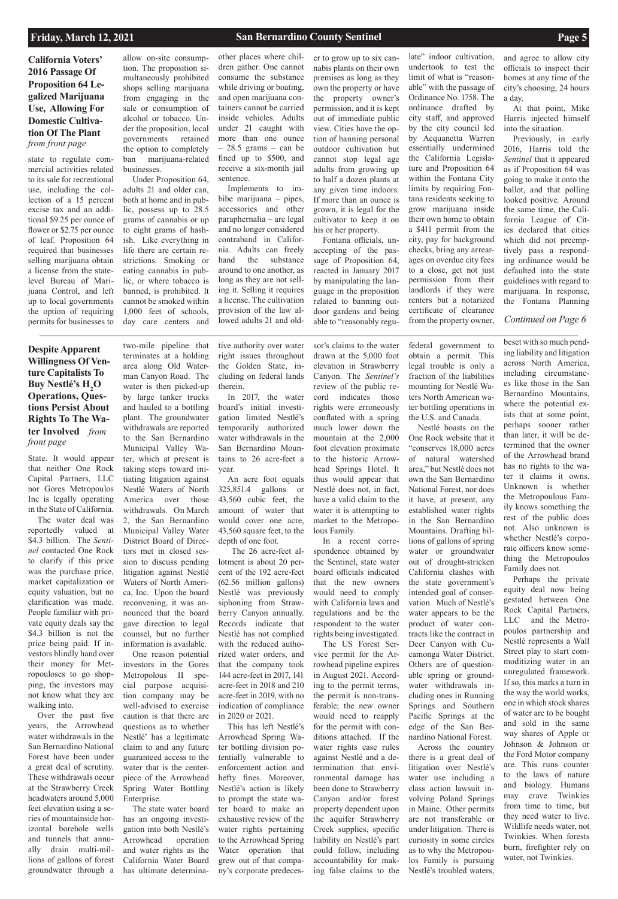## California Voters' 2016 Passage Of Proposition 64 Legalized Marijuana Use, Allowing For Domestic Cultivation Of The Plant

*from front page*

state to regulate commercial activities related to its sale for recreational use, including the collection of a 15 percent excise tax and an additional $9.25 per ounce of flower or $2.75 per ounce of leaf. Proposition 64 required that businesses selling marijuana obtain a license from the state-level Bureau of Marijuana Control, and left up to local governments the option of requiring permits for businesses to allow on-site consumption. The proposition simultaneously prohibited shops selling marijuana from engaging in the sale or consumption of alcohol or tobacco. Under the proposition, local governments retained the option to completely ban marijuana-related businesses.

Under Proposition 64, adults 21 and older can, both at home and in public, possess up to 28.5 grams of cannabis or up to eight grams of hashish. Like everything in life there are certain restrictions. Smoking or eating cannabis in public, or where tobacco is banned, is prohibited. It cannot be smoked within 1,000 feet of schools, day care centers and other places where children gather. One cannot consume the substance while driving or boating, and open marijuana containers cannot be carried inside vehicles. Adults under 21 caught with more than one ounce – 28.5 grams – can be fined up to $500, and receive a six-month jail sentence.

Implements to imbibe marijuana – pipes, accessories and other paraphernalia – are legal and no longer considered contraband in California. Adults can freely hand the substance around to one another, as long as they are not selling it. Selling it requires a license. The cultivation provision of the law allowed adults 21 and older to grow up to six cannabis plants on their own premises as long as they own the property or have the property owner's permission, and it is kept out of immediate public view. Cities have the option of banning personal outdoor cultivation but cannot stop legal age adults from growing up to half a dozen plants at any given time indoors. If more than an ounce is grown, it is legal for the cultivator to keep it on his or her property.

Fontana officials, unaccepting of the passage of Proposition 64, reacted in January 2017 by manipulating the language in the proposition related to banning outdoor gardens and being able to "reasonably regulate" indoor cultivation, undertook to test the limit of what is "reasonable" with the passage of Ordinance No. 1758. The ordinance drafted by city staff, and approved by the city council led by Acquanetta Warren essentially undermined the California Legislature and Proposition 64 within the Fontana City limits by requiring Fontana residents seeking to grow marijuana inside their own home to obtain a $411 permit from the city, pay for background checks, bring any arrearages on overdue city fees to a close, get not just permission from their landlords if they were renters but a notarized certificate of clearance from the property owner, and agree to allow city officials to inspect their homes at any time of the city's choosing, 24 hours a day.

At that point, Mike Harris injected himself into the situation.

Previously, in early 2016, Harris told the *Sentinel* that it appeared as if Proposition 64 was going to make it onto the ballot, and that polling looked positive. Around the same time, the California League of Cities declared that cities which did not preemptively pass a responding ordinance would be defaulted into the state guidelines with regard to marijuana. In response, the Fontana Planning

*Continued on Page 6*

## Despite Apparent Willingness Of Venture Capitalists To Buy Nestlé's $H_2O$ Operations, Questions Persist About Rights To The Water Involved

*from front page*

State. It would appear that neither One Rock Capital Partners, LLC nor Gores Metropoulos Inc is legally operating in the State of California.

The water deal was reportedly valued at $4.3 billion. The *Sentinel* contacted One Rock to clarify if this price was the purchase price, market capitalization or equity valuation, but no clarification was made. People familiar with private equity deals say the $4.3 billion is not the price being paid. If investors blindly hand over their money for Metropouloses to go shopping, the investors may not know what they are walking into.

Over the past five years, the Arrowhead water withdrawals in the San Bernardino National Forest have been under a great deal of scrutiny. These withdrawals occur at the Strawberry Creek headwaters around 5,000 feet elevation using a series of mountainside horizontal borehole wells and tunnels that annually drain multi-millions of gallons of forest groundwater through a two-mile pipeline that terminates at a holding area along Old Waterman Canyon Road. The water is then picked-up by large tanker trucks and hauled to a bottling plant. The groundwater withdrawals are reported to the San Bernardino Municipal Valley Water, which at present is taking steps toward initiating litigation against Nestlé Waters of North America over those withdrawals. On March 2, the San Bernardino Municipal Valley Water District Board of Directors met in closed session to discuss pending litigation against Nestlé Waters of North America, Inc. Upon the board reconvening, it was announced that the board gave direction to legal counsel, but no further information is available.

One reason potential investors in the Gores Metropolous II special purpose acquisition company may be well-advised to exercise caution is that there are questions as to whether Nestlé' has a legitimate claim to and any future guaranteed access to the water that is the centerpiece of the Arrowhead Spring Water Bottling Enterprise.

The state water board has an ongoing investigation into both Nestlé's Arrowhead operation and water rights as the California Water Board has ultimate determinative authority over water right issues throughout the Golden State, including on federal lands therein.

In 2017, the water board's initial investigation limited Nestlé's temporarily authorized water withdrawals in the San Bernardino Mountains to 26 acre-feet a year.

An acre foot equals 325,851.4 gallons or 43,560 cubic feet, the amount of water that would cover one acre, 43,560 square feet, to the depth of one foot.

The 26 acre-feet allotment is about 20 percent of the 192 acre-feet (62.56 million gallons) Nestlé was previously siphoning from Strawberry Canyon annually. Records indicate that Nestlé has not complied with the reduced authorized water orders, and that the company took 144 acre-feet in 2017, 141 acre-feet in 2018 and 210 acre-feet in 2019, with no indication of compliance in 2020 or 2021.

This has left Nestlé's Arrowhead Spring Water bottling division potentially vulnerable to enforcement action and hefty fines. Moreover, Nestlé's action is likely to prompt the state water board to make an exhaustive review of the water rights pertaining to the Arrowhead Spring Water operation that grew out of that company's corporate predecessor's claims to the water drawn at the 5,000 foot elevation in Strawberry Canyon. The *Sentinel's* review of the public record indicates those rights were erroneously conflated with a spring much lower down the mountain at the 2,000 foot elevation proximate to the historic Arrowhead Springs Hotel. It thus would appear that Nestlé does not, in fact, have a valid claim to the water it is attempting to market to the Metropoulous Family.

In a recent correspondence obtained by the Sentinel, state water board officials indicated that the new owners would need to comply with California laws and regulations and be the respondent to the water rights being investigated.

The US Forest Service permit for the Arrowhead pipeline expires in August 2021. According to the permit terms, the permit is non-transferable; the new owner would need to reapply for the permit with conditions attached. If the water rights case rules against Nestlé and a determination that environmental damage has been done to Strawberry Canyon and/or forest property dependent upon the aquifer Strawberry Creek supplies, specific liability on Nestlé's part could follow, including accountability for making false claims to the federal government to obtain a permit. This legal trouble is only a fraction of the liabilities mounting for Nestlé Waters North American water bottling operations in the U.S. and Canada.

Nestlé boasts on the One Rock website that it "conserves 18,000 acres of natural watershed area," but Nestlé does not own the San Bernardino National Forest, nor does it have, at present, any established water rights in the San Bernardino Mountains. Drafting billions of gallons of spring water or groundwater out of drought-stricken California clashes with the state government's intended goal of conservation. Much of Nestlé's water appears to be the product of water contracts like the contract in Deer Canyon with Cucamonga Water District. Others are of questionable spring or groundwater withdrawals including ones in Running Springs and Southern Pacific Springs at the edge of the San Bernardino National Forest.

Across the country there is a great deal of litigation over Nestlé's water use including a class action lawsuit involving Poland Springs in Maine. Other permits are not transferable or under litigation. There is curiosity in some circles as to why the Metropoulos Family is pursuing Nestlé's troubled waters, beset with so much pending liability and litigation across North America, including circumstances like those in the San Bernardino Mountains, where the potential exists that at some point, perhaps sooner rather than later, it will be determined that the owner of the Arrowhead brand has no rights to the water it claims it owns. Unknown is whether the Metropoulous Family knows something the rest of the public does not. Also unknown is whether Nestlé's corporate officers know something the Metropoulos Family does not.

Perhaps the private equity deal now being gestated between One Rock Capital Partners, LLC and the Metropoulos partnership and Nestlé represents a Wall Street play to start commoditizing water in an unregulated framework. If so, this marks a turn in the way the world works, one in which stock shares of water are to be bought and sold in the same way shares of Apple or Johnson & Johnson or the Ford Motor company are. This runs counter to the laws of nature and biology. Humans may crave Twinkies from time to time, but they need water to live. Wildlife needs water, not Twinkies. When forests burn, firefighter rely on water, not Twinkies.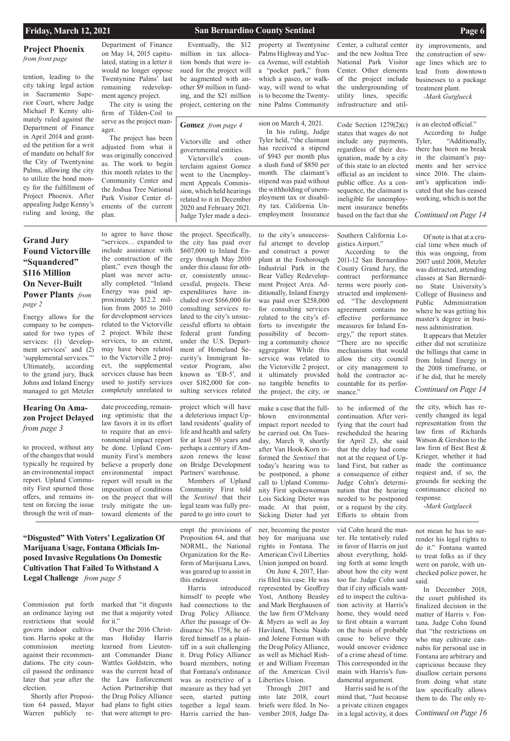## Project Phoenix

*from front page*

tention, leading to the city taking legal action in Sacramento Superior Court, where Judge Michael P. Kenny ultimately ruled against the Department of Finance in April 2014 and granted the petition for a writ of mandate on behalf for the City of Twentynine Palms, allowing the city to utilize the bond money for the fulfillment of Project Phoenix. After appealing Judge Kenny's ruling and losing, the Department of Finance on May 14, 2015 capitulated, stating in a letter it would no longer oppose Twentynine Palms' last remaining redevelopment agency project.

The city is using the firm of Tilden-Coil to serve as the project manager.

The project has been adjusted from what it was originally conceived as. The work to begin this month relates to the Community Center and the Joshua Tree National Park Visitor Center elements of the current plan.

Eventually, the $12 million in tax allocation bonds that were issued for the project will be augmented with another $9 million in funding, and the $21 million project, centering on the property at Twentynine Palms Highway and Yucca Avenue, will establish a "pocket park," from which a paseo, or walkway, will wend to what is to become the Twentynine Palms Community Center, a cultural center and the new Joshua Tree National Park Visitor Center. Other elements of the project include the undergrounding of utility lines, specific infrastructure and utility improvements, and the construction of sewage lines which are to lead from downtown businesses to a package treatment plant.

*-Mark Gutglueck*

## Gomez

*from page 4*

Victorville and other governmental entities.

Victorville's counterclaim against Gomez went to the Unemployment Appeals Commission, which held hearings related to it in December 2020 and February 2021. Judge Tyler made a decision on March 4, 2021.

In his ruling, Judge Tyler held, "the claimant has received a stipend of $943 per month plus a slush fund of $850 per month. The claimant's stipend was paid without the withholding of unemployment tax or disability tax. California Unemployment Insurance Code Section 1279(2)(c) states that wages do not include any payments, regardless of their designation, made by a city of this state to an elected official as an incident to public office. As a consequence, the claimant is ineligible for unemployment insurance benefits based on the fact that she is an elected official."

According to Judge Tyler, "Additionally, there has been no break in the claimant's payments and her service since 2016. The claimant's application indicated that she has ceased working, which is not the

*Continued on Page 14*

## Grand Jury Found Victorville "Squandered" $116 Million On Never-Built Power Plants

*from page 2*

Energy allows for the company to be compensated for two types of services: (1) 'development services' and (2) 'supplemental services.'" Ultimately, according to the grand jury, Buck Johns and Inland Energy managed to get Metzler to agree to have those "services… expanded to include assistance with the construction of the plant," even though the plant was never actually completed. "Inland Energy was paid approximately $12.2 million from 2005 to 2010 for development services related to the Victorville 2 project. While these services, to an extent, may have been related to the Victorville 2 project, the supplemental services clause has been used to justify services completely unrelated to the project. Specifically, the city has paid over $607,000 to Inland Energy through May 2010 under this clause for other, consistently unsuccessful, projects. These expenditures have included over $166,000 for consulting services related to the city's unsuccessful efforts to obtain federal grant funding under the U.S. Department of Homeland Security's Immigrant Investor Program, also known as 'EB-5', and over $182,000 for consulting services related to the city's unsuccessful attempt to develop and construct a power plant at the Foxborough Industrial Park in the Bear Valley Redevelopment Project Area. Additionally, Inland Energy was paid over $258,000 for consulting services related to the city's efforts to investigate the possibility of becoming a community choice aggregator. While this service was related to the Victorville 2 project, it ultimately provided no tangible benefits to the project, the city, or Southern California Logistics Airport."

According to the 2011-12 San Bernardino County Grand Jury, the contract performance terms were poorly constructed and implemented. "The development agreement contains no effective performance measures for Inland Energy," the report states. "There are no specific mechanisms that would allow the city council or city management to hold the contractor accountable for its performance."

Of note is that at a crucial time when much of this was ongoing, from 2007 until 2008, Metzler was distracted, attending classes at San Bernardino State University's College of Business and Public Administration where he was getting his master's degree in business administration.

It appears that Metzler either did not scrutinize the billings that came in from Inland Energy in the 2008 timeframe, or if he did, that he merely

*Continued on Page 14*

## Hearing On Amazon Project Delayed

*from page 3*

to proceed, without any of the changes that would typically be required by an environmental impact report. Upland Community First spurned those offers, and remains intent on forcing the issue through the writ of mandate proceeding, remaining optimistic that the law favors it in its effort to require that an environmental impact report be done. Upland Community First's members believe a properly done environmental impact report will result in the imposition of conditions on the project that will truly mitigate the untoward elements of the project which will have a deleterious impact Upland residents' quality of life and health and safety for at least 50 years and perhaps a century if Amazon renews the lease on Bridge Development Partners' warehouse.

Members of Upland Community First told the *Sentinel* that their legal team was fully prepared to go into court to make a case that the full-blown environmental impact report needed to be carried out. On Tuesday, March 9, shortly after Van Hook-Korn informed the *Sentinel* that today's hearing was to be postponed, a phone call to Upland Community First spokeswoman Lois Sicking Dieter was made. At that point, Sicking Dieter had yet to be informed of the continuation. After verifying that the court had rescheduled the hearing for April 23, she said that the delay had come not at the request of Upland First, but rather as a consequence of either Judge Cohn's determination that the hearing needed to be postponed or a request by the city. Efforts to obtain from the city, which has recently changed its legal representation from the law firm of Richards Watson & Gershon to the law firm of Best Best & Krieger, whether it had made the continuance request and, if so, the grounds for seeking the continuance elicited no response.

*-Mark Gutglueck*

## "Disgusted" With Voters' Legalization Of Marijuana Usage, Fontana Officials Imposed Invasive Regulations On Domestic Cultivation That Failed To Withstand A Legal Challenge

*from page 5*

Commission put forth an ordinance laying out restrictions that would govern indoor cultivation. Harris spoke at the commission meeting against their recommendations. The city council passed the ordinance later that year after the election.

Shortly after Proposition 64 passed, Mayor Warren publicly remarked that "it disgusts me that a majority voted for it."

Over the 2016 Christmas Holiday Harris learned from Lieutenant Commander Diane Wattles Goldstein, who was the current head of the Law Enforcement Action Partnership that the Drug Policy Alliance had plans to fight cities that were attempt to preempt the provisions of Proposition 64, and that NORML, the National Organization for the Reform of Marijuana Laws, was geared up to assist in this endeavor.

Harris introduced himself to people who had connections to the Drug Policy Alliance. After the passage of Ordinance No. 1758, he offered himself as a plaintiff in a suit challenging it. Drug Policy Alliance board members, noting that Fontana's ordinance was as restrictive of a measure as they had yet seen, started putting together a legal team. Harris carried the banner, becoming the poster boy for marijuana use rights in Fontana. The American Civil Liberties Union jumped on board.

On June 4, 2017, Harris filed his case. He was represented by Geoffrey Yost, Anthony Beasley and Mark Berghausen of the law firm O'Melvany & Myers as well as Joy Haviland, Thesia Naido and Jolene Forman with the Drug Policy Alliance, as well as Michael Risher and William Freeman of the American Civil Liberties Union.

Through 2017 and into late 2018, court briefs were filed. In November 2018, Judge David Cohn heard the matter. He tentatively ruled in favor of Harris on just about everything, holding forth at some length about how the city went too far. Judge Cohn said that if city officials wanted to inspect the cultivation activity at Harris's home, they would need to first obtain a warrant on the basis of probable cause to believe they would uncover evidence of a crime ahead of time. This corresponded in the main with Harris's fundamental argument.

Harris said he is of the mind that, "Just because a private citizen engages in a legal activity, it does not mean he has to surrender his legal rights to do it." Fontana wanted to treat folks as if they were on parole, with unchecked police power, he said.

In December 2018, the court published its finalized decision in the matter of Harris v. Fontana. Judge Cohn found that "the restrictions on who may cultivate cannabis for personal use in Fontana are arbitrary and capricious because they disallow certain persons from doing what state law specifically allows them to do. The only re-

*Continued on Page 16*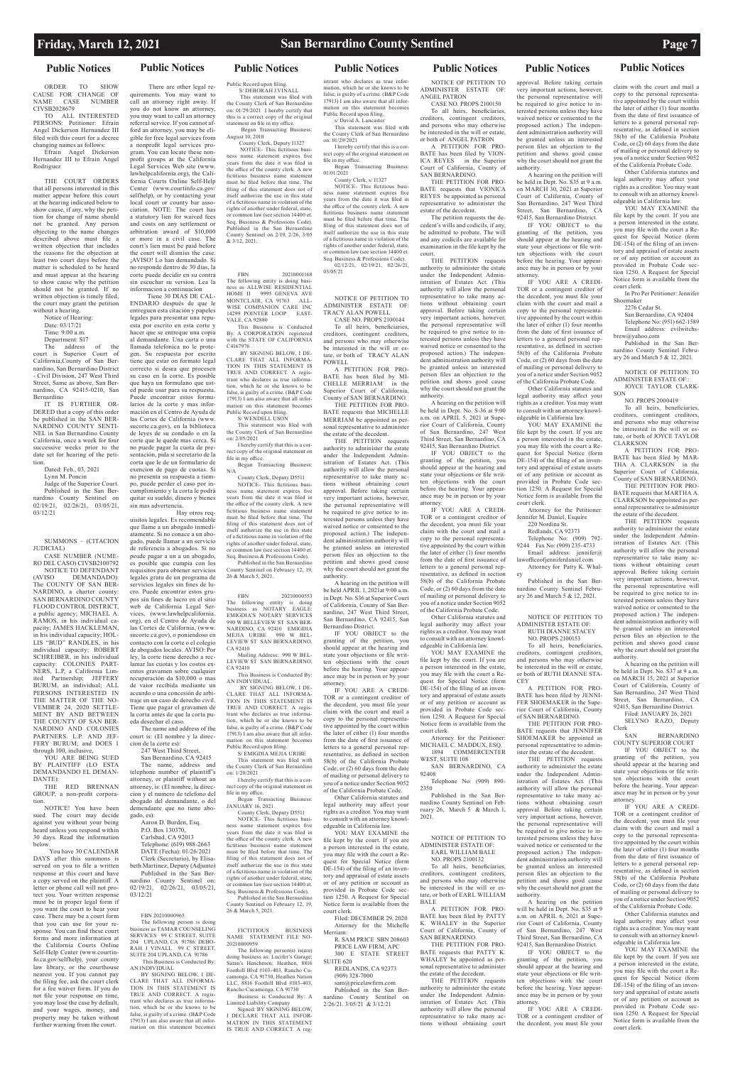## Public Notices

ORDER TO SHOW CAUSE FOR CHANGE OF NAME CASE NUMBER CIVSB2028679

TO ALL INTERESTED PERSONS: Petitioner: Efrain Angel Dickerson Hernandez III filed with this court for a decree changing names as follows:

Efrain Angel Dickerson Hernandez III to Efrain Angel Rodriguez

THE COURT ORDERS that all persons interested in this matter appear before this court at the hearing indicated below to show cause, if any, why the petition for change of name should not be granted. Any person objecting to the name changes described above must file a written objection that includes the reasons for the objection at least two court days before the matter is scheduled to be heard and must appear at the hearing to show cause why the petition should not be granted. If no written objection is timely filed, the court may grant the petition without a hearing.

Notice of Hearing:

Date: 03/17/21

Time: 9:00 a.m.

Department: S17

The address of the court is Superior Court of California,County of San Bernardino, San Bernardino District - Civil Division, 247 West Third Street, Same as above, San Bernardino, CA 92415-0210, San Bernardino

IT IS FURTHER ORDERED that a copy of this order be published in the SAN BERNARDINO COUNTY SENTINEL in San Bernardino County California, once a week for four successive weeks prior to the date set for hearing of the petition.

Dated: Feb., 03, 2021

Lynn M. Poncin

Judge of the Superior Court.

Published in the San Bernardino County Sentinel on 02/19/21, 02/26/21, 03/05/21, 03/12/21

SUMMONS – (CITACION JUDICIAL)

CASE NUMBER (NUMERO DEL CASO) CIVSB2100792

NOTICE TO DEFENDANT (AVISO DEMANDADO): The COUNTY OF SAN BERNARDINO, a charter county: SAN BERNARDINO COUNTY FLOOD CONTROL DISTRICT, a public agency; MICHAEL A. RAMOS, in his individual capacity; JAMES HACKLEMAN, in his individual capacity; HOLLIS "BUD" RANDLES, in his individual capacity; ROBERT SCHREIBER, in his individual capacity; COLONIES PARTNERS, L.P, a California Limited Partnership; JEFFERY BURUM, an individual; ALL PERSONS INTERESTED IN THE MATTER OF THE NOVEMBER 24, 2020 SETTLEMENT BY AND BETWEEN THE COUNTY OF SAN BERNARDINO AND COLONIES PARTNERS. L.P. AND JEFFERY BURUM; and DOES 1 through 100, inclusive,

YOU ARE BEING SUED BY PLAINTIFF (LO ESTA DEMANDANDO EL DEMANDANTE):

THE RED BRENNAN GROUP, a non-profit corporation.

NOTICE! You have been sued. The court may decide against you without your being heard unless you respond within 30 days. Read the information below.

You have 30 CALENDAR DAYS after this summons is served on you to file a written response at this court and have a copy served on the plaintiff. A letter or phone call will not protect you. Your written response must be in proper legal form if you want the court to hear your case. There may be a court form that you can use for your response. You can find these court forms and more information at the California Courts Online Self-Help Center (www.courtinfo.ca.gov/selfhelp), your county law library, or the courthouse nearest you. If you cannot pay the filing fee, ask the court clerk for a fee waiver form. If you do not file your response on time, you may lose the case by default, and your wages, money, and property may be taken without further warning from the court.

There are other legal requirements. You may want to call an attorney right away. If you do not know an attorney, you may want to call an attorney referral service. If you cannot afford an attorney, you may be eligible for free legal services from a nonprofit legal services program. You can locate these nonprofit groups at the California Legal Services Web site (www.lawhelpcalifornia.org), the California Courts Online Self-Help Center (www.courtinfo.ca.gov/selfhelp), or by contacting your local court or county bar association. NOTE: The court has a statutory lien for waived fees and costs on any settlement or arbitration award of $10,000 or more in a civil case. The court's lien must be paid before the court will dismiss the case. ¡AVISO! Lo han demandado. Si no responde dentro de 30 días, la corte puede decidir en su contra sin escuchar su version. Lea la informacion a continuacion

Tiene 30 DIAS DE CALENDARIO después de que le entreguen esta citación y papeles legales para presentar una repuesta por escrito en esta corte y hacer que se entregue una copia al demandante. Una carta o una llamada telefonica no le protegen. Su repuesta por escrito tiene que estar on formato legal correcto si desea que procesen su caso en la corte. Es posible que haya un formulano que usted puede usar para su respuesta. Puede encontrar estos formularios de la corte y mas información en el Centro de Ayuda de las Cortes de California (www.sucorte.ca.gov), en la biblioteca de leyes de su condado o en la corte que le quede mas cerca. Si no puede pagar la cuota de presentación, pida si secretario de la corta que le de un formulario de exencion de pago de cuotas. Si no presenta su respuesta a tiempo, puede perder el caso por incumplimiento y la corta le podrá quitar su suelde, dinero y bienes sin mas advertencia.

Hay otros requisitos legales. Es recomendable que llame a un abogado inmediatamente. Si no conace a un abogado, puede llamar a un servicio de referencia a abogados. Si no peude pagar a un a un abogado, es posible que cumpla con los requisitos para obtener servicios legales gratis de un programa de servicios legales sin fines de lucro. Puede encontrar estos grupos sin fines de lucro en el sitio web de California Legal Services, (www.lawhelpcalifornia.org), en el Centro de Ayuda de las Cortes de California, (www.sucorte.ca.gov), o poniendose en contacto con la corte o el colegio de abogados locales. AVISO: Por ley, la corte tiene derecho a reclamar las cuotas y los costos exentos gravamen sobre cualquier recuperación da $10,000 ó mas de valor recibida mediante un acuerdo o una concesión de arbitraje en un caso de derecho civil. Tiene que pagar el gravamen de la corta antes de que la corta pueda desechar el caso.

The name and address of the court is: (El nombre y la dirección de la corte es):

247 West Third Street,

San Bernardino, CA 92415

The name, address and telephone number of plaintiff's attorney, or plaintiff without an attorney, is: (El nombre, la dirección y el numero de telefono del abogado del demandante, o del demendante que no tiene abogado, es):

Aaron D. Burden, Esq.

P.O. Box 130370,

Carlsbad, CA 92013

Telephone (619) 988-2663

DATE (Fecha): 01/26/2021

Clerk (Secretario), by Elisabeth Martinez, Deputy (Adjunto)

Published in the San Bernardino County Sentinel on: 02/19/21, 02/26/21, 03/05/21, 03/12/21

FBN 20210000965

The following person is doing business as TAMAR COUNSELING SERVICES 99 C STREET, SUITE 204 UPLAND, CA 91786: DEBORAH J VINALL 99 C STREET, SUITE 204 UPLAND, CA 91786

This Business is Conducted By: AN INDIVIDUAL

BY SIGNING BELOW, I DECLARE THAT ALL INFORMATION IN THIS STATEMENT IS TRUE AND CORRECT. A registrant who declares as true information, which he or she knows to be false, is guilty of a crime. (B&P Code 17913) I am also aware that all information on this statement becomes Public Record upon filing.

S/ DEBORAH J VINALL

This statement was filed with the County Clerk of San Bernardino on: 01/29/2021 I hereby certify that this is a correct copy of the original statement on file in my office.

Began Transacting Business: August 10, 2010

County Clerk, Deputy I1327

NOTICE- This fictitious business name statement expires five years from the date it was filed in the office of the county clerk. A new fictitious business name statement must be filed before that time. The filing of this statement does not of itself authorize the use in this state of a fictitious name in violation of the rights of another under federal, state, or common law (see section 14400 et. Seq. Business & Professions Code). Published in the San Bernardino County Sentinel on 2/19, 2/26, 3/05 & 3/12, 2021.

FBN 20210001168

The following entity is doing business as LAKESIDE RESIDENTIAL HOME II 9995 GENEVA AVE MONTCLAIR, CA 91763 ALLWISE COMPANION CARE INC 14299 POINTER LOOP EASTVALE, CA 92880

This Business is Conducted By: A CORPORATION registered with the STATE OF CALIFORNIA C4167976

BY SIGNING BELOW, I DECLARE THAT ALL INFORMATION IN THIS STATEMENT IS TRUE AND CORRECT. A registrant who declares as true information, which he or she knows to be false, is guilty of a crime. (B&P Code 17913) I am also aware that all information on this statement becomes Public Record upon filing.

S/ WENDELL USON

This statement was filed with the County Clerk of San Bernardino on: 2/05/2021

I hereby certify that this is a correct copy of the original statement on file in my office.

Began Transacting Business: N/A

County Clerk, Deputy D5511

NOTICE- This fictitious business name statement expires five years from the date it was filed in the office of the county clerk. A new fictitious business name statement must be filed before that time. The filing of this statement does not of itself authorize the use in this state of a fictitious name in violation of the rights of another under federal, state, or common law (see section 14400 et. Seq. Business & Professions Code).

Published in the San Bernardino County Sentinel on February 12, 19, 26 & March 5, 2021.

FBN 20210000553

The following entity is doing business as NOTARY EAGLE: EMIGDIA'S NOTARY SERVICES 990 W BELLEVIEW ST SAN BERNARDINO, CA 92410 EMIGDIA MEJIA URIBE 990 W BELLEVIEW ST SAN BERNARDINO, CA 92410

Mailing Address: 990 W BELLEVIEW ST SAN BERNARDINO, CA 92410

This Business is Conducted By: AN INDIVIDUAL

BY SIGNING BELOW, I DECLARE THAT ALL INFORMATION IN THIS STATEMENT IS TRUE AND CORRECT. A registrant who declares as true information, which he or she knows to be false, is guilty of a crime. (B&P Code 17913) I am also aware that all information on this statement becomes Public Record upon filing.

S/ EMIGDIA MEJIA URIBE

This statement was filed with the County Clerk of San Bernardino on: 1/20/2021

I hereby certify that this is a correct copy of the original statement on file in my office.

Began Transacting Business: JANUARY 16, 2021

County Clerk, Deputy D5511

NOTICE- This fictitious business name statement expires five years from the date it was filed in the office of the county clerk. A new fictitious business name statement must be filed before that time. The filing of this statement does not of itself authorize the use in this state of a fictitious name in violation of the rights of another under federal, state, or common law (see section 14400 et. Seq. Business & Professions Code).

Published in the San Bernardino County Sentinel on February 12, 19, 26 & March 5, 2021.

FICTITIOUS BUSINESS NAME STATEMENT FILE NO-20210000959

The following person(s) is(are) doing business as: Lucifer's Garage; Satan's Henchmen; Heathen, 8816 Foothill Blvd #103-403, Rancho Cucamonga, CA 91730, Heathen Nation LLC, 8816 Foothill Blvd #103-403, Rancho Cucamonga, CA 91730

Business is Conducted By: A Limited Liability Company

Signed: BY SIGNING BELOW, I DECLARE THAT ALL INFORMATION IN THIS STATEMENT IS TRUE AND CORRECT. A registrant who declares as true information, which he or she knows to be false, is guilty of a crime. (B&P Code 17913) I am also aware that all information on this statement becomes Public Record upon filing.

s/ David A. Lancaster

This statement was filed with the County Clerk of San Bernardino on: 01/29/2021

I hereby certify that this is a correct copy of the original statement on file in my office.

Began Transacting Business: 01/01/2021

County Clerk, s/ I1327

NOTICE- This fictitious business name statement expires five years from the date it was filed in the office of the county clerk. A new fictitious business name statement must be filed before that time. The filing of this statement does not of itself authorize the use in this state of a fictitious name in violation of the rights of another under federal, state, or common law (see section 14400 et. Seq. Business & Professions Code).

02/12/21, 02/19/21, 02/26/21, 03/05/21

NOTICE OF PETITION TO ADMINISTER ESTATE OF: TRACY ALAN POWELL

CASE NO. PROS 2100144

To all heirs, beneficiaries, creditors, contingent creditors, and persons who may otherwise be interested in the will or estate, or both of TRACY ALAN POWELL

A PETITION FOR PROBATE has been filed by MICHELLE MERRIAM in the Superior Court of California, County of SAN BERNARDINO.

THE PETITION FOR PROBATE requests that MICHELLE MERRIAM be appointed as personal representative to administer the estate of the decedent.

THE PETITION requests authority to administer the estate under the Independent Administration of Estates Act. (This authority will allow the personal representative to take many actions without obtaining court approval. Before taking certain very important actions, however, the personal representative will be required to give notice to interested persons unless they have waived notice or consented to the proposed action.) The independent administration authority will be granted unless an interested person files an objection to the petition and shows good cause why the court should not grant the authority.

A hearing on the petition will be held APRIL 1, 2021at 9:00 a.m. in Dept. No. S36 at Superior Court of California, County of San Bernardino, 247 West Third Street, San Bernardino, CA 92415, San Bernardino District.

IF YOU OBJECT to the granting of the petition, you should appear at the hearing and state your objections or file written objections with the court before the hearing. Your appearance may be in person or by your attorney.

IF YOU ARE A CREDITOR or a contingent creditor of the decedent, you must file your claim with the court and mail a copy to the personal representative appointed by the court within the later of either (1) four months from the date of first issuance of letters to a general personal representative, as defined in section 58(b) of the California Probate Code, or (2) 60 days from the date of mailing or personal delivery to you of a notice under Section 9052 of the California Probate Code.

Other California statutes and legal authority may affect your rights as a creditor. You may want to consult with an attorney knowledgeable in California law.

YOU MAY EXAMINE the file kept by the court. If you are a person interested in the estate, you may file with the court a Request for Special Notice (form DE-154) of the filing of an inventory and appraisal of estate assets or of any petition or account as provided in Probate Code section 1250. A Request for Special Notice form is available from the court clerk.

Filed: DECEMBER 29, 2020

Attorney for the Michelle Merriam:

R. SAM PRICE SBN 208603

PRICE LAW FIRM, APC

300 E STATE STREET SUITE 620

REDLANDS, CA 92373

(909) 328-7000

sam@pricelawfirm.com

Published in the San Bernardino County Sentinel on 2/26/21. 3/05/21 & 3/12/21

NOTICE OF PETITION TO ADMINISTER ESTATE OF: ANGEL PATRON

CASE NO. PROPS 2100150

To all heirs, beneficiaries, creditors, contingent creditors, and persons who may otherwise be interested in the will or estate, or both of ANGEL PATRON

A PETITION FOR PROBATE has been filed by VIONICA REYES in the Superior Court of California, County of SAN BERNARDINO.

THE PETITION FOR PROBATE requests that VIONICA REYES be appointed as personal representative to administer the estate of the decedent.

The petition requests the decedent's wills and codicils, if any, be admitted to probate. The will and any codicils are available for examination in the file kept by the court.

THE PETITION requests authority to administer the estate under the Independent Administration of Estates Act. (This authority will allow the personal representative to take many actions without obtaining court approval. Before taking certain very important actions, however, the personal representative will be required to give notice to interested persons unless they have waived notice or consented to the proposed action.) The independent administration authority will be granted unless an interested person files an objection to the petition and shows good cause why the court should not grant the authority.

A hearing on the petition will be held in Dept. No. S-36 at 9:00 a.m. on APRIL 1, 2021 at Superior Court of California, County of San Bernardino, 247 West Third Street, San Bernardino, CA 92415, San Bernardino District.

IF YOU OBJECT to the granting of the petition, you should appear at the hearing and state your objections or file written objections with the court before the hearing. Your appearance may be in person or by your attorney.

IF YOU ARE A CREDITOR or a contingent creditor of the decedent, you must file your claim with the court and mail a copy to the personal representative appointed by the court within the later of either (1) four months from the date of first issuance of letters to a general personal representative, as defined in section 58(b) of the California Probate Code, or (2) 60 days from the date of mailing or personal delivery to you of a notice under Section 9052 of the California Probate Code.

Other California statutes and legal authority may affect your rights as a creditor. You may want to consult with an attorney knowledgeable in California law.

YOU MAY EXAMINE the file kept by the court. If you are a person interested in the estate, you may file with the court a Request for Special Notice (form DE-154) of the filing of an inventory and appraisal of estate assets or of any petition or account as provided in Probate Code section 1250. A Request for Special Notice form is available from the court clerk.

Attorney for the Petitioner:

MICHAEL C. MADDUX, ESQ.

1894 COMMERCENTER WEST, SUITE 108

SAN BERNARDINO, CA 92408

Telephone No: (909) 890-2350

Published in the San Bernardino County Sentinel on February 26, March 5 & March 1, 2021.

NOTICE OF PETITION TO ADMINISTER ESTATE OF: EARL WILLIAM BALE

NO. PROPS 2100132

To all heirs, beneficiaries, creditors, contingent creditors, and persons who may otherwise be interested in the will or estate, or both of EARL WILLIAM BALE

A PETITION FOR PROBATE has been filed by PATTY K. WHALEY in the Superior Court of California, County of SAN BERNARDINO.

THE PETITION FOR PROBATE requests that PATTY K. WHALEY be appointed as personal representative to administer the estate of the decedent.

THE PETITION requests authority to administer the estate under the Independent Administration of Estates Act. (This authority will allow the personal representative to take many actions without obtaining court approval. Before taking certain very important actions, however, the personal representative will be required to give notice to interested persons unless they have waived notice or consented to the proposed action.) The independent administration authority will be granted unless an interested person files an objection to the petition and shows good cause why the court should not grant the authority.

A hearing on the petition will be held in Dept. No. S35 at 9:00 a.m. on MARCH 30, 2021 at Superior Court of California, County of San Bernardino, 247 West Third Street, San Bernardino, CA 92415, San Bernardino District.

IF YOU OBJECT to the granting of the petition, you should appear at the hearing and state your objections or file written objections with the court before the hearing. Your appearance may be in person or by your attorney.

IF YOU ARE A CREDITOR or a contingent creditor of the decedent, you must file your claim with the court and mail a copy to the personal representative appointed by the court within the later of either (1) four months from the date of first issuance of letters to a general personal representative, as defined in section 58(b) of the California Probate Code, or (2) 60 days from the date of mailing or personal delivery to you of a notice under Section 9052 of the California Probate Code.

Other California statutes and legal authority may affect your rights as a creditor. You may want to consult with an attorney knowledgeable in California law.

YOU MAY EXAMINE the file kept by the court. If you are a person interested in the estate, you may file with the court a Request for Special Notice (form DE-154) of the filing of an inventory and appraisal of estate assets or of any petition or account as provided in Probate Code section 1250. A Request for Special Notice form is available from the court clerk.

Attorney for the Petitioner:

Jennifer M. Daniel, Esquire

220 Nordina St.

Redlands, CA 92373

Telephone No: (909) 792-9244 Fax No: (909) 235-4733

Email address: jennifer@lawofficeofjenniferdaniel.com

Attorney for Patty K. Whaley

Published in the San Bernardino County Sentinel February 26 and March 5 & 12, 2021.

NOTICE OF PETITION TO ADMINISTER ESTATE OF: RUTH DIANNE STACEY

NO. PROPS 2100153

To all heirs, beneficiaries, creditors, contingent creditors, and persons who may otherwise be interested in the will or estate, or both of RUTH DIANNE STACEY

A PETITION FOR PROBATE has been filed by JENNIFER SHOEMAKER in the Superior Court of California, County of SAN BERNARDINO.

THE PETITION FOR PROBATE requests that JENNIFER SHOEMAKER be appointed as personal representative to administer the estate of the decedent.

THE PETITION requests authority to administer the estate under the Independent Administration of Estates Act. (This authority will allow the personal representative to take many actions without obtaining court approval. Before taking certain very important actions, however, the personal representative will be required to give notice to interested persons unless they have waived notice or consented to the proposed action.) The independent administration authority will be granted unless an interested person files an objection to the petition and shows good cause why the court should not grant the authority.

A hearing on the petition will be held in Dept. No. S35 at 9 a.m. on APRIL 6, 2021 at Superior Court of California, County of San Bernardino, 247 West Third Street, San Bernardino, CA 92415, San Bernardino District.

IF YOU OBJECT to the granting of the petition, you should appear at the hearing and state your objections or file written objections with the court before the hearing. Your appearance may be in person or by your attorney.

IF YOU ARE A CREDITOR or a contingent creditor of the decedent, you must file your claim with the court and mail a copy to the personal representative appointed by the court within the later of either (1) four months from the date of first issuance of letters to a general personal representative, as defined in section 58(b) of the California Probate Code, or (2) 60 days from the date of mailing or personal delivery to you of a notice under Section 9052 of the California Probate Code.

Other California statutes and legal authority may affect your rights as a creditor. You may want to consult with an attorney knowledgeable in California law.

YOU MAY EXAMINE the file kept by the court. If you are a person interested in the estate, you may file with the court a Request for Special Notice (form DE-154) of the filing of an inventory and appraisal of estate assets or of any petition or account as provided in Probate Code section 1250. A Request for Special Notice form is available from the court clerk.

In Pro Per Petitioner: Jennifer Shoemaker

2276 Cedar St.

San Bernardino, CA 92404

Telephone No: (951) 662-1589

Email address: evilwitchsbrew@yahoo.com

Published in the San Bernardino County Sentinel February 26 and March 5 & 12, 2021.

NOTICE OF PETITION TO ADMINISTER ESTATE OF:: JOYCE TAYLOR CLARKSON

NO. PROPS 2000419

To all heirs, beneficiaries, creditors, contingent creditors, and persons who may otherwise be interested in the will or estate, or both of JOYCE TAYLOR CLARKSON

A PETITION FOR PROBATE has been filed by MARTHA A. CLARKSON in the Superior Court of California, County of SAN BERNARDINO.

THE PETITION FOR PROBATE requests that MARTHA A. CLARKSON be appointed as personal representative to administer the estate of the decedent.

THE PETITION requests authority to administer the estate under the Independent Administration of Estates Act. (This authority will allow the personal representative to take many actions without obtaining court approval. Before taking certain very important actions, however, the personal representative will be required to give notice to interested persons unless they have waived notice or consented to the proposed action.) The independent administration authority will be granted unless an interested person files an objection to the petition and shows good cause why the court should not grant the authority.

A hearing on the petition will be held in Dept. No. S37 at 9 a.m. on MARCH 15, 2021 at Superior Court of California, County of San Bernardino, 247 West Third Street, San Bernardino, CA 92415, San Bernardino District.

Filed: JANUARY 26, 2021

SELYNO RAZO, Deputy Clerk

SAN BERNARDINO COUNTY SUPERIOR COURT

IF YOU OBJECT to the granting of the petition, you should appear at the hearing and state your objections or file written objections with the court before the hearing. Your appearance may be in person or by your attorney.

IF YOU ARE A CREDITOR or a contingent creditor of the decedent, you must file your claim with the court and mail a copy to the personal representative appointed by the court within the later of either (1) four months from the date of first issuance of letters to a general personal representative, as defined in section 58(b) of the California Probate Code, or (2) 60 days from the date of mailing or personal delivery to you of a notice under Section 9052 of the California Probate Code.

Other California statutes and legal authority may affect your rights as a creditor. You may want to consult with an attorney knowledgeable in California law.

YOU MAY EXAMINE the file kept by the court. If you are a person interested in the estate, you may file with the court a Request for Special Notice (form DE-154) of the filing of an inventory and appraisal of estate assets or of any petition or account as provided in Probate Code section 1250. A Request for Special Notice form is available from the court clerk.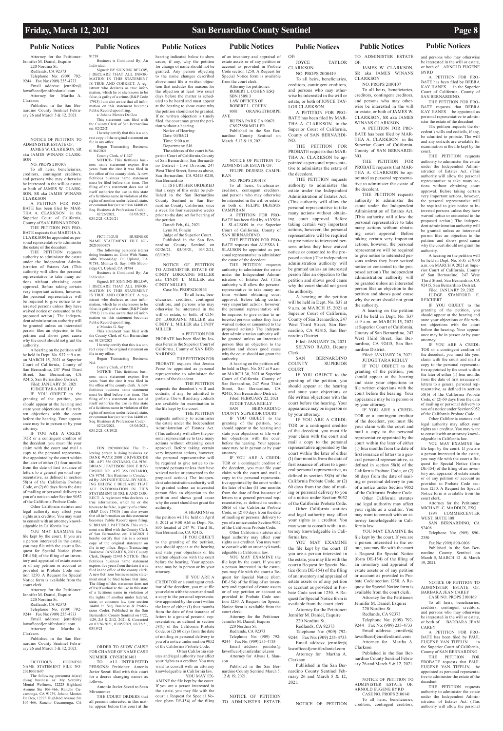Attorney for the Petitioner: Jennifer M. Daniel, Esquire
220 Nordina St.
Redlands, CA 92373
Telephone No: (909) 792-9244 Fax No: (909) 235-4733
Email address: jennifer@lawofficeofjenniferdaniel.com
Attorney for Martha A. Clarkson
Published in the San Bernardino County Sentinel February 26 and March 5 & 12, 2021.

NOTICE OF PETITION TO ADMINISTER ESTATE OF: JAMES W. CLARKSON, SR aka JAMES WINANS CLARKSON

NO. PROPS 2100107

To all heirs, beneficiaries, creditors, contingent creditors, and persons who may otherwise be interested in the will or estate, or both of JAMES W. CLARKSON, SR aka JAMES WINANS CLARKSON

A PETITION FOR PROBATE has been filed by MARTHA A. CLARKSON in the Superior Court of California, County of SAN BERNARDINO.

THE PETITION FOR PROBATE requests that MARTHA A. CLARKSON be appointed as personal representative to administer the estate of the decedent.

THE PETITION requests authority to administer the estate under the Independent Administration of Estates Act. (This authority will allow the personal representative to take many actions without obtaining court approval. Before taking certain very important actions, however, the personal representative will be required to give notice to interested persons unless they have waived notice or consented to the proposed action.) The independent administration authority will be granted unless an interested person files an objection to the petition and shows good cause why the court should not grant the authority.

A hearing on the petition will be held in Dept. No. S37 at 9 a.m. on MARCH 15, 2021 at Superior Court of California, County of San Bernardino, 247 West Third Street, San Bernardino, CA 92415, San Bernardino District.

Filed: JANUARY 26, 2021
JUDGE TARA REILLY

IF YOU OBJECT to the granting of the petition, you should appear at the hearing and state your objections or file written objections with the court before the hearing. Your appearance may be in person or by your attorney.

IF YOU ARE A CREDITOR or a contingent creditor of the decedent, you must file your claim with the court and mail a copy to the personal representative appointed by the court within the later of either (1) four months from the date of first issuance of letters to a general personal representative, as defined in section 58(b) of the California Probate Code, or (2) 60 days from the date of mailing or personal delivery to you of a notice under Section 9052 of the California Probate Code.

Other California statutes and legal authority may affect your rights as a creditor. You may want to consult with an attorney knowledgeable in California law.

YOU MAY EXAMINE the file kept by the court. If you are a person interested in the estate, you may file with the court a Request for Special Notice (form DE-154) of the filing of an inventory and appraisal of estate assets or of any petition or account as provided in Probate Code section 1250. A Request for Special Notice form is available from the court clerk.

Attorney for the Petitioner: Jennifer M. Daniel, Esquire
220 Nordina St.
Redlands, CA 92373
Telephone No: (909) 792-9244 Fax No: (909) 235-4733
Email address: jennifer@lawofficeofjenniferdaniel.com
Attorney for Martha A. Clarkson
Published in the San Bernardino County Sentinel February 26 and March 5 & 12, 2021.

FICTITIOUS BUSINESS NAME STATEMENT FILE NO-20210001697

The following person(s) is(are) doing business as: My Serenity Mental Wellness, 12223 Highland Avenue Ste 106-466, Rancho Cucamonga, CA 91739, Johana Montes De Oca, 12223 Highland Avenue Ste 106-466, Rancho Cucamonga, CA 91739

Business is Conducted By: An Individual

Signed: BY SIGNING BELOW, I DECLARE THAT ALL INFORMATION IN THIS STATEMENT IS TRUE AND CORRECT. A registrant who declares as true information, which he or she knows to be false, is guilty of a crime. (B&P Code 17913) I am also aware that all information on this statement becomes Public Record upon filing.

s/ Johana Montes De Oca

This statement was filed with the County Clerk of San Bernardino on: 02/22/21

I hereby certify that this is a correct copy of the original statement on file in my office.

Began Transacting Business: 01/04/2021

County Clerk, s/ I1327

NOTICE- This fictitious business name statement expires five years from the date it was filed in the office of the county clerk. A new fictitious business name statement must be filed before that time. The filing of this statement does not of itself authorize the use in this state of a fictitious name in violation of the rights of another under federal, state, or common law (see section 14400 et. Seq. Business & Professions Code).

02/26/2021, 03/05/2021, 03/12/21, 03/20/21

FICTITIOUS BUSINESS NAME STATEMENT FILE NO-20210000878

The following person(s) is(are) doing business as: Code With Nano, 1486 Moonridge Ct, Upland, CA 91784, Monica G. Say, 1486 Moonridge Ct, Upland, CA 91784

Business is Conducted By: An Individual

Signed: BY SIGNING BELOW, I DECLARE THAT ALL INFORMATION IN THIS STATEMENT IS TRUE AND CORRECT. A registrant who declares as true information, which he or she knows to be false, is guilty of a crime. (B&P Code 17913) I am also aware that all information on this statement becomes Public Record upon filing.

s/ Monica G. Say

This statement was filed with the County Clerk of San Bernardino on: 01/28/2021

I hereby certify that this is a correct copy of the original statement on file in my office.

Began Transacting Business: N/A

County Clerk, s/ D5511

NOTICE- This fictitious business name statement expires five years from the date it was filed in the office of the county clerk. A new fictitious business name statement must be filed before that time. The filing of this statement does not of itself authorize the use in this state of a fictitious name in violation of the rights of another under federal, state, or common law (see section 14400 et. Seq. Business & Professions Code).

02/26/2021, 03/05/2021, 03/12/21, 03/19/21

FBN 20210000366 The following person is doing business as: DANK WAYZ 2800 E RIVERSIDE DR. APT 356 ONTARIO, CA 91761 BRIAN J PATTISON 2800 E RIVERSIDE DR. APT 356 ONTARIO, CA 91761 This Business is Conducted By: AN INDIVIDUAL BY SIGNING BELOW, I DECLARE THAT ALL INFORMATION IN THIS STATEMENT IS TRUE AND CORRECT. A registrant who declares as true information, which he or she knows to be false, is guilty of a crime. (B&P Code 17913) I am also aware that all information on this statement becomes Public Record upon filing. S/ BRIAN J. PATTISON This statement was filed with the County Clerk of San Bernardino on: 1/14/2021 I hereby certify that this is a correct copy of the original statement on file in my office. Began Transacting Business: JANUARY 8, 2021 County Clerk, Deputy I2443 NOTICE- This fictitious business name statement expires five years from the date it was filed in the office of the county clerk. A new fictitious business name statement must be filed before that time. The filing of this statement does not of itself authorize the use in this state of a fictitious name in violation of the rights of another under federal, state, or common law (see section 14400 et. Seq. Business & Professions Code). Published in the San Bernardino County Sentinel on 1/22, 1/29, 2/5 & 2/12, 2021 & Corrected on 02/26/2021, 03/05/2021, 03/12/21, 03/19/21

ORDER TO SHOW CAUSE FOR CHANGE OF NAME CASE NUMBER CIVSB2101401

TO ALL INTERESTED PERSONS: Petitioner: Antonio Javier Sezati filed with this court for a decree changing names as follows:

Antonio Javier Sezati to Sean Miramontes

THE COURT ORDERS that all persons interested in this matter appear before this court at the hearing indicated below to show cause, if any, why the petition for change of name should not be granted. Any person objecting to the name changes described above must file a written objection that includes the reasons for the objection at least two court days before the matter is scheduled to be heard and must appear at the hearing to show cause why the petition should not be granted. If no written objection is timely filed, the court may grant the petition without a hearing.

Notice of Hearing:
Date: 04/05/21
Time: 9:00 a.m.
Department: S16

The address of the court is Superior Court of California, County of San Bernardino, San Bernardino District - Civil Division, 247 West Third Street, Same as above, San Bernardino, CA 92415-0210, San Bernardino

IT IS FURTHER ORDERED that a copy of this order be published in the San Bernardino County Sentinel in San Bernardino County California, once a week for four successive weeks prior to the date set for hearing of the petition.

Dated: Feb., 04, 2021
Lynn M. Poncin
Judge of the Superior Court.

Published in the San Bernardino County Sentinel on 02/26/21, 03/05/21, 03/12/21, 03/19/21

NOTICE OF PETITION TO ADMINISTER ESTATE OF CINDY LORRAINE MILLER aka CINDY L. MILLER aka CINDY MILLER

Case No. PROPS2100163

To all heirs, beneficiaries, creditors, contingent creditors, and persons who may otherwise be interested in the will or estate, or both, of CINDY LORRAINE MILLER aka CINDY L. MILLER aka CINDY MILLER

A PETITION FOR PROBATE has been filed by Jessica Perez in the Superior Court of California, County of SAN BERNARDINO.

THE PETITION FOR PROBATE requests that Jessica Perez be appointed as personal representative to administer the estate of the decedent.

THE PETITION requests the decedent's will and codicils, if any, be admitted to probate. The will and any codicils are available for examination in the file kept by the court.

THE PETITION requests authority to administer the estate under the Independent Administration of Estates Act. (This authority will allow the personal representative to take many actions without obtaining court approval. Before taking certain very important actions, however, the personal representative will be required to give notice to interested persons unless they have waived notice or consented to the proposed action.) The independent administration authority will be granted unless an interested person files an objection to the petition and shows good cause why the court should not grant the authority.

A HEARING on the petition will be held on April 5, 2021 at 9:00 AM in Dept. No. S35 located at 247 W. Third St., San Bernardino, CA 92415.

IF YOU OBJECT to the granting of the petition, you should appear at the hearing and state your objections or file written objections with the court before the hearing. Your appearance may be in person or by your attorney.

IF YOU ARE A CREDITOR or a contingent creditor of the decedent, you must file your claim with the court and mail a copy to the personal representative appointed by the court within the later of either (1) four months from the date of first issuance of letters to a general personal representative, as defined in section 58(b) of the California Probate Code, or (2) 60 days from the date of mailing or personal delivery to you of a notice under section 9052 of the California Probate Code.

Other California statutes and legal authority may affect your rights as a creditor. You may want to consult with an attorney knowledgeable in California law.

YOU MAY EXAMINE the file kept by the court. If you are a person interested in the estate, you may file with the court a Request for Special Notice (form DE-154) of the filing of an inventory and appraisal of estate assets or of any petition or account as provided in Probate Code section 1250. A Request for Special Notice form is available from the court clerk.

Attorney for petitioner:
ROBERT L COHEN ESQ
SBN 150913
LAW OFFICES OF
ROBERT L. COHEN
8081 ORANGETHORPE AVE
BUENA PARK CA 90621
CN975850 MILLER
Published in the San Bernardino County Sentinel on March 5,12 & 19, 2021

NOTICE OF PETITION TO ADMINISTER ESTATE OF: FELIPE DEJESUS CAMPIRAN

NO. PROPS 2100158

To all heirs, beneficiaries, creditors, contingent creditors, and persons who may otherwise be interested in the will or estate, or both of FELIPE DEJESUS CAMPIRAN

A PETITION FOR PROBATE has been filed by ALYSSA L. SLAUSON in the Superior Court of California, County of SAN BERNARDINO.

THE PETITION FOR PROBATE requests that ALYSSA L. SLAUSON be appointed as personal representative to administer the estate of the decedent.

THE PETITION requests authority to administer the estate under the Independent Administration of Estates Act. (This authority will allow the personal representative to take many actions without obtaining court approval. Before taking certain very important actions, however, the personal representative will be required to give notice to interested persons unless they have waived notice or consented to the proposed action.) The independent administration authority will be granted unless an interested person files an objection to the petition and shows good cause why the court should not grant the authority.

A hearing on the petition will be held in Dept. No. S37 at 9 a.m. on MARCH 30, 2021 at Superior Court of California, County of San Bernardino, 247 West Third Street, San Bernardino, CA 92415, San Bernardino District.

Filed: FEBRUARY 22, 2021
JUDGE TARA REILLY
SAN BERNARDINO COUNTY SUPERIOR COURT

IF YOU OBJECT to the granting of the petition, you should appear at the hearing and state your objections or file written objections with the court before the hearing. Your appearance may be in person or by your attorney.

IF YOU ARE A CREDITOR or a contingent creditor of the decedent, you must file your claim with the court and mail a copy to the personal representative appointed by the court within the later of either (1) four months from the date of first issuance of letters to a general personal representative, as defined in section 58(b) of the California Probate Code, or (2) 60 days from the date of mailing or personal delivery to you of a notice under Section 9052 of the California Probate Code.

Other California statutes and legal authority may affect your rights as a creditor. You may want to consult with an attorney knowledgeable in California law.

YOU MAY EXAMINE the file kept by the court. If you are a person interested in the estate, you may file with the court a Request for Special Notice (form DE-154) of the filing of an inventory and appraisal of estate assets or of any petition or account as provided in Probate Code section 1250. A Request for Special Notice form is available from the court clerk.

Attorney for the Petitioner: Jennifer M. Daniel, Esquire
220 Nordina St.
Redlands, CA 92373
Telephone No: (909) 792-9244 Fax No: (909) 235-4733
Email address: jennifer@lawofficeofjenniferdaniel.com
Attorney for Alyssa L. Slauson
Published in the San Bernardino County Sentinel March 5, 12 & 19, 2021.

NOTICE OF PETITION TO ADMINISTER ESTATE OF: JOYCE TAYLOR CLARKSON

NO. PROPS 2000419

To all heirs, beneficiaries, creditors, contingent creditors, and persons who may otherwise be interested in the will or estate, or both of JOYCE TAYLOR CLARKSON

A PETITION FOR PROBATE has been filed by MARTHA A. CLARKSON in the Superior Court of California, County of SAN BERNARDINO.

THE PETITION FOR PROBATE requests that MARTHA A. CLARKSON be appointed as personal representative to administer the estate of the decedent.

THE PETITION requests authority to administer the estate under the Independent Administration of Estates Act. (This authority will allow the personal representative to take many actions without obtaining court approval. Before taking certain very important actions, however, the personal representative will be required to give notice to interested persons unless they have waived notice or consented to the proposed action.) The independent administration authority will be granted unless an interested person files an objection to the petition and shows good cause why the court should not grant the authority.

A hearing on the petition will be held in Dept. No. S37 at 9 a.m. on MARCH 15, 2021 at Superior Court of California, County of San Bernardino, 247 West Third Street, San Bernardino, CA 92415, San Bernardino District.

Filed: JANUARY 26, 2021
SELYNO RAZO, Deputy Clerk
SAN BERNARDINO COUNTY SUPERIOR COURT

IF YOU OBJECT to the granting of the petition, you should appear at the hearing and state your objections or file written objections with the court before the hearing. Your appearance may be in person or by your attorney.

IF YOU ARE A CREDITOR or a contingent creditor of the decedent, you must file your claim with the court and mail a copy to the personal representative appointed by the court within the later of either (1) four months from the date of first issuance of letters to a general personal representative, as defined in section 58(b) of the California Probate Code, or (2) 60 days from the date of mailing or personal delivery to you of a notice under Section 9052 of the California Probate Code.

Other California statutes and legal authority may affect your rights as a creditor. You may want to consult with an attorney knowledgeable in California law.

YOU MAY EXAMINE the file kept by the court. If you are a person interested in the estate, you may file with the court a Request for Special Notice (form DE-154) of the filing of an inventory and appraisal of estate assets or of any petition or account as provided in Probate Code section 1250. A Request for Special Notice form is available from the court clerk.

Attorney for the Petitioner: Jennifer M. Daniel, Esquire
220 Nordina St.
Redlands, CA 92373
Telephone No: (909) 792-9244 Fax No: (909) 235-4733
Email address: jennifer@lawofficeofjenniferdaniel.com
Attorney for Martha A. Clarkson
Published in the San Bernardino County Sentinel February 26 and March 5 & 12, 2021.

NOTICE OF PETITION TO ADMINISTER ESTATE OF: JAMES W. CLARKSON, SR aka JAMES WINANS CLARKSON

NO. PROPS 2100107

To all heirs, beneficiaries, creditors, contingent creditors, and persons who may otherwise be interested in the will or estate, or both of JAMES W. CLARKSON, SR aka JAMES WINANS CLARKSON

A PETITION FOR PROBATE has been filed by MARTHA A. CLARKSON in the Superior Court of California, County of SAN BERNARDINO.

THE PETITION FOR PROBATE requests that MARTHA A. CLARKSON be appointed as personal representative to administer the estate of the decedent.

THE PETITION requests authority to administer the estate under the Independent Administration of Estates Act. (This authority will allow the personal representative to take many actions without obtaining court approval. Before taking certain very important actions, however, the personal representative will be required to give notice to interested persons unless they have waived notice or consented to the proposed action.) The independent administration authority will be granted unless an interested person files an objection to the petition and shows good cause why the court should not grant the authority.

A hearing on the petition will be held in Dept. No. S37 at 9 a.m. on MARCH 15, 2021 at Superior Court of California, County of San Bernardino, 247 West Third Street, San Bernardino, CA 92415, San Bernardino District.

Filed: JANUARY 26, 2021
JUDGE TARA REILLY

IF YOU OBJECT to the granting of the petition, you should appear at the hearing and state your objections or file written objections with the court before the hearing. Your appearance may be in person or by your attorney.

IF YOU ARE A CREDITOR or a contingent creditor of the decedent, you must file your claim with the court and mail a copy to the personal representative appointed by the court within the later of either (1) four months from the date of first issuance of letters to a general personal representative, as defined in section 58(b) of the California Probate Code, or (2) 60 days from the date of mailing or personal delivery to you of a notice under Section 9052 of the California Probate Code.

Other California statutes and legal authority may affect your rights as a creditor. You may want to consult with an attorney knowledgeable in California law.

YOU MAY EXAMINE the file kept by the court. If you are a person interested in the estate, you may file with the court a Request for Special Notice (form DE-154) of the filing of an inventory and appraisal of estate assets or of any petition or account as provided in Probate Code section 1250. A Request for Special Notice form is available from the court clerk.

Attorney for the Petitioner: Jennifer M. Daniel, Esquire
220 Nordina St.
Redlands, CA 92373
Telephone No: (909) 792-9244 Fax No: (909) 235-4733
Email address: jennifer@lawofficeofjenniferdaniel.com
Attorney for Martha A. Clarkson
Published in the San Bernardino County Sentinel February 26 and March 5 & 12, 2021.

NOTICE OF PETITION TO ADMINISTER ESTATE OF: ARNOLD EUGENE BYRD

CASE NO. PROPS 2100141

To all heirs, beneficiaries, creditors, contingent creditors, and persons who may otherwise be interested in the will or estate, or both of ARNOLD EUGENE BYRD

A PETITION FOR PROBATE has been filed by DEBRA KAY HANES in the Superior Court of California, County of SAN BERNARDINO.

THE PETITION FOR PROBATE requests that DEBRA KAY HANES be appointed as personal representative to administer the estate of the decedent.

The petition requests the decedent's wills and codicils, if any, be admitted to probate. The will and any codicils are available for examination in the file kept by the court.

THE PETITION requests authority to administer the estate under the Independent Administration of Estates Act. (This authority will allow the personal representative to take many actions without obtaining court approval. Before taking certain very important actions, however, the personal representative will be required to give notice to interested persons unless they have waived notice or consented to the proposed action.) The independent administration authority will be granted unless an interested person files an objection to the petition and shows good cause why the court should not grant the authority.

A hearing on the petition will be held in Dept. No. S-35 at 9:00 a.m. on MARCH 9, 2021 at Superior Court of California, County of San Bernardino, 247 West Third Street, San Bernardino, CA 92415, San Bernardino District.

Filed: JANUARY 29, 2021
JUDGE STANFORD E. REICHERT

IF YOU OBJECT to the granting of the petition, you should appear at the hearing and state your objections or file written objections with the court before the hearing. Your appearance may be in person or by your attorney.

IF YOU ARE A CREDITOR or a contingent creditor of the decedent, you must file your claim with the court and mail a copy to the personal representative appointed by the court within the later of either (1) four months from the date of first issuance of letters to a general personal representative, as defined in section 58(b) of the California Probate Code, or (2) 60 days from the date of mailing or personal delivery to you of a notice under Section 9052 of the California Probate Code.

Other California statutes and legal authority may affect your rights as a creditor. You may want to consult with an attorney knowledgeable in California law.

YOU MAY EXAMINE the file kept by the court. If you are a person interested in the estate, you may file with the court a Request for Special Notice (form DE-154) of the filing of an inventory and appraisal of estate assets or of any petition or account as provided in Probate Code section 1250. A Request for Special Notice form is available from the court clerk.

Attorney for the Petitioner: MICHAEL C. MADDUX, ESQ.
1894 COMMERCENTER WEST, SUITE 108
SAN BERNARDINO, CA 92408
Telephone No: (909) 890-2350
Fax No: (909) 890-0106
Published in the San Bernardino County Sentinel on March 5, MARCH 12 & March 19, 2021.

NOTICE OF PETITION TO ADMINISTER ESTATE OF: BARBARA JEAN CAREY

CASE NO. PROPS 2100169

To all heirs, beneficiaries, creditors, contingent creditors, and persons who may otherwise be interested in the will or estate, or both of BARBARA JEAN CAREY

A PETITION FOR PROBATE has been filed by PAUL EUGENE VAN TIFFLIN in the Superior Court of California, County of SAN BERNARDINO.

THE PETITION FOR PROBATE requests that PAUL EUGENE VAN TIFFLIN be appointed as personal representative to administer the estate of the decedent.

THE PETITION requests authority to administer the estate under the Independent Administration of Estates Act. (This authority will allow the personal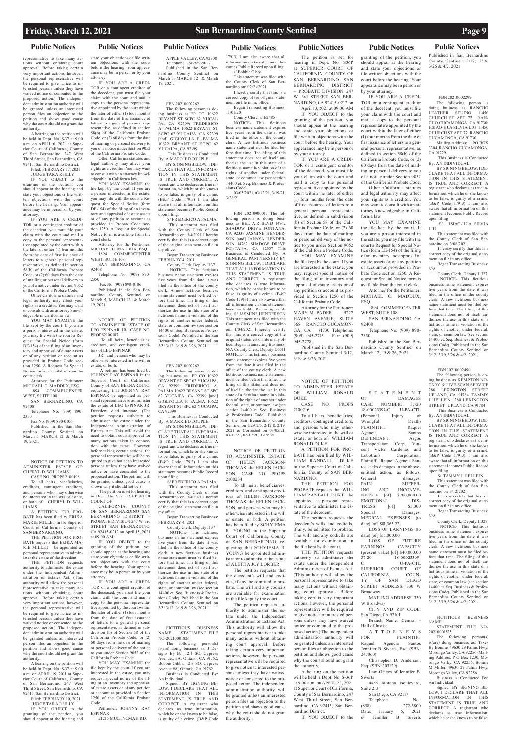## Public Notices

representative to take many actions without obtaining court approval. Before taking certain very important actions, however, the personal representative will be required to give notice to interested persons unless they have waived notice or consented to the proposed action.) The independent administration authority will be granted unless an interested person files an objection to the petition and shows good cause why the court should not grant the authority.

A hearing on the petition will be held in Dept. No. S-37 at 9:00 a.m. on APRIL 6, 2021 at Superior Court of California, County of San Bernardino, 247 West Third Street, San Bernardino, CA 92415, San Bernardino District.

Filed: FEBRUARY 17, 2021

JUDGE TARA REILLY

IF YOU OBJECT to the granting of the petition, you should appear at the hearing and state your objections or file written objections with the court before the hearing. Your appearance may be in person or by your attorney.

IF YOU ARE A CREDITOR or a contingent creditor of the decedent, you must file your claim with the court and mail a copy to the personal representative appointed by the court within the later of either (1) four months from the date of first issuance of letters to a general personal representative, as defined in section 58(b) of the California Probate Code, or (2) 60 days from the date of mailing or personal delivery to you of a notice under Section 9052 of the California Probate Code.

Other California statutes and legal authority may affect your rights as a creditor. You may want to consult with an attorney knowledgeable in California law.

YOU MAY EXAMINE the file kept by the court. If you are a person interested in the estate, you may file with the court a Request for Special Notice (form DE-154) of the filing of an inventory and appraisal of estate assets or of any petition or account as provided in Probate Code section 1250. A Request for Special Notice form is available from the court clerk.

Attorney for the Petitioner: MICHAEL C. MADDUX, ESQ.

1894 COMMERCENTER WEST, SUITE 108

SAN BERNARDINO, CA 92408

Telephone No: (909) 890-2350

Fax No: (909) 890-0106

Published in the San Bernardino County Sentinel on March 5, MARCH 12 & March 19, 2021.

NOTICE OF PETITION TO ADMINISTER ESTATE OF: CHERYL D. WILLIAMS

CASE NO. PROPS 2100198

To all heirs, beneficiaries, creditors, and persons who may otherwise be interested in the will or estate, or both of CHERYL D. WILLIAMS

A PETITION FOR PROBATE has been filed by ERIKA MARIE MILLET in the Superior Court of California, County of SAN BERNARDINO.

THE PETITION FOR PROBATE requests that ERIKA MARIE MILLET be appointed as personal representative to administer the estate of the decedent.

THE PETITION requests authority to administer the estate under the Independent Administration of Estates Act. (This authority will allow the personal representative to take many actions without obtaining court approval. Before taking certain very important actions, however, the personal representative will be required to give notice to interested persons unless they have waived notice or consented to the proposed action.) The independent administration authority will be granted unless an interested person files an objection to the petition and shows good cause why the court should not grant the authority.

A hearing on the petition will be held in Dept. No. S-37 at 9:00 a.m. on APRIL 19, 2021 at Superior Court of California, County of San Bernardino, 247 West Third Street, San Bernardino, CA 92415, San Bernardino District.

Filed: FEBRUARY 10, 2021

JUDGE TARA REILLY

IF YOU OBJECT to the granting of the petition, you should appear at the hearing and state your objections or file written objections with the court before the hearing. Your appearance may be in person or by your attorney.

IF YOU ARE A CREDITOR or a contingent creditor of the decedent, you must file your claim with the court and mail a copy to the personal representative appointed by the court within the later of either (1) four months from the date of first issuance of letters to a general personal representative, as defined in section 58(b) of the California Probate Code, or (2) 60 days from the date of mailing or personal delivery to you of a notice under Section 9052 of the California Probate Code.

Other California statutes and legal authority may affect your rights as a creditor. You may want to consult with an attorney knowledgeable in California law.

YOU MAY EXAMINE the file kept by the court. If you are a person interested in the estate, you may file with the court a Request for Special Notice (form DE-154) of the filing of an inventory and appraisal of estate assets or of any petition or account as provided in Probate Code section 1250. A Request for Special Notice form is available from the court clerk.

Attorney for the Petitioner: MICHAEL C. MADDUX, ESQ.

1894 COMMERCENTER WEST, SUITE 108

SAN BERNARDINO, CA 92408

Telephone No: (909) 890-2350

Fax No: (909) 890-0106

Published in the San Bernardino County Sentinel on March 5, MARCH 12 & March 19, 2021.

NOTICE OF PETITION TO ADMINISTER ESTATE OF LEO ESPINAR JR., CASE NO. PROPS2100187

To all heirs, beneficiaries, creditors, and contingent creditors of LEO ESPINAR JR., and persons who may be otherwise interested in the will or estate, or both:

A petition has been filed by JOHNNY RAY ESPINAR in the Superior Court of California, County of SAN BERNARDINO, requesting that JOHNNY RAY ESPINAR be appointed as personal representative to administer the estate of LEO ESPINAR JR. Decedent died intestate. (The petition requests authority to administer the estate under the Independent Administration of Estates Act. This will avoid the need to obtain court approval for many actions taken in connection with the estate. However, before taking certain actions, the personal representative will be required to give notice to interested persons unless they have waived notice or have consented to the proposed action. The petition will be granted unless good cause is shown why it should not be.)

The petition is set for hearing in Dept. No. S37 at SUPERIOR COURT OF CALIFORNIA, COUNTY OF SAN BERNARDINO SAN BERNARDINO DISTRICT – PROBATE DIVISION 247 W. 3rd STREET SAN BERNARDINO, CA 92415-0212 on April 15, 2021 at 09:00 AM.

IF YOU OBJECT to the granting of the petition, you should appear at the hearing and state your objections or file written objections with the court before the hearing. Your appearance may be in person or by your attorney.

IF YOU ARE A CREDITOR or a contingent creditor of the deceased, you must file your claim with the court and mail a copy to the personal representative appointed by the court within the later of either (1) four months from the date of first issuance of letters to a general personal representative, as defined in subdivision (b) of Section 58 of the California Probate Code, or (2) 60 days from the date of mailing or personal delivery of the notice to you under Section 9052 of the California Probate Code.

YOU MAY EXAMINE the file kept by the court. If you are interested in the estate, you may request special notice of the filing of an inventory and appraisal of estate assets or of any petition or account as provided in Section 1250 of the California Probate Code.

Petitioner: JOHNNY RAY ESPINAR

21215 MULTNOMAH RD.

APPLE VALLEY, CA 92308

Telephone: 760-589-5027

Published in the San Bernardino County Sentinel on March 5, MARCH 12 & March 19, 2021.

FBN 20210002262

The following person is doing business as FP CO 10622 BRYANT ST SCPC 62 YUCAIPA, CA 92399: FREDERICO A. PALMA 10622 BRYANT ST SCPC 62 YUCAIPA, CA 92399 [and] GIGLYOLLA P. PALMA 10622 BRYANT ST SCPC 62 YUCAIPA, CA 92399

This Business is Conducted By: A MARRIED COUPLE

BY SIGNING BELOW, I DECLARE THAT ALL INFORMATION IN THIS STATEMENT IS TRUE AND CORRECT. A registrant who declares as true information, which he or she knows to be false, is guilty of a crime. (B&P Code 17913) I am also aware that all information on this statement becomes Public Record upon filing.

S/ FREDERICO A PALMA

This statement was filed with the County Clerk of San Bernardino on: 3/4/2021 I hereby certify that this is a correct copy of the original statement on file in my office.

Began Transacting Business: FEBRUARY 4, 2021

County Clerk, Deputy I137

NOTICE- This fictitious business name statement expires five years from the date it was filed in the office of the county clerk. A new fictitious business name statement must be filed before that time. The filing of this statement does not of itself authorize the use in this state of a fictitious name in violation of the rights of another under federal, state, or common law (see section 14400 et. Seq. Business & Professions Code). Published in the San Bernardino County Sentinel on 3/5/ 3/12, 3/19 & 3/26, 2021.

FBN 20210002262

The following person is doing business as FP CO 10622 BRYANT ST SCPC 62 YUCAIPA, CA 92399: FREDERICO A. PALMA 10622 BRYANT ST SCPC 62 YUCAIPA, CA 92399 [and] GIGLYOLLA P PALMA 10622 BRYANT ST SPC 62 YUCAIPA, CA 92399

This Business is Conducted By: A MARRIED COUPLE

BY SIGNING BELOW, I DECLARE THAT ALL INFORMATION IN THIS STATEMENT IS TRUE AND CORRECT. A registrant who declares as true information, which he or she knows to be false, is guilty of a crime. (B&P Code 17913) I am also aware that all information on this statement becomes Public Record upon filing.

S/ FREDERICO A PALMA

This statement was filed with the County Clerk of San Bernardino on: 3/4/2021 I hereby certify that this is a correct copy of the original statement on file in my office.

Began Transacting Business: FEBRUARY 4, 2021

County Clerk, Deputy I137

NOTICE- This fictitious business name statement expires five years from the date it was filed in the office of the county clerk. A new fictitious business name statement must be filed before that time. The filing of this statement does not of itself authorize the use in this state of a fictitious name in violation of the rights of another under federal, state, or common law (see section 14400 et. Seq. Business & Professions Code). Published in the San Bernardino County Sentinel on 3/5/ 3/12, 3/19 & 3/26, 2021.

FICTITIOUS BUSINESS NAME STATEMENT FILE NO-20210001826

The following person(s) is(are) doing business as: J Designs By BJ, 1218 SO. Cypress Avenue,, #A, Ontario, CA 91762, Bobbie Gibbs, 1218 SO. Cypress Avenue #A, Ontario, CA 91762

Business is Conducted By: An Individual

Signed: BY SIGNING BELOW, I DECLARE THAT ALL INFORMATION IN THIS STATEMENT IS TRUE AND CORRECT. A registrant who declares as true information, which he or she knows to be false, is guilty of a crime. (B&P Code 17913) I am also aware that all information on this statement becomes Public Record upon filing.

s/ Bobbie Gibbs

This statement was filed with the County Clerk of San Bernardino on: 02/23/2021

I hereby certify that this is a correct copy of the original statement on file in my office.

Began Transacting Business: 11/01/20

County Clerk, s/ E2485

NOTICE- This fictitious business name statement expires five years from the date it was filed in the office of the county clerk. A new fictitious business name statement must be filed before that time. The filing of this statement does not of itself authorize the use in this state of a fictitious business name in violation of the rights of another under federal, state, or common law (see Section 14400 et. Seq. Business & Professions Code).

03/05/2021, 03/12/21, 3/19/21, 3/26/21

FBN 20210000017 The following person is doing business as BEL AIR BLVD 14762 SHADOW DRIVE FONTANA, CA 92337 JASMINE HENDERSON [and] JANAYA HENDERSON 14762 SHADOW DRIVE FONTANA, CA 92337 This Business is Conducted By: A GENERAL PARTNERSHIP BY SIGNING BELOW, I DECLARE THAT ALL INFORMATION IN THIS STATEMENT IS TRUE AND CORRECT. A registrant who declares as true information, which he or she knows to be false, is guilty of a crime. (B&P Code 17913) I am also aware that all information on this statement becomes Public Record upon filing. S/ JASMINE HENDERSON This statement was filed with the County Clerk of San Bernardino on: 1/04/2021 I hereby certify that this is a correct copy of the original statement on file in my office. Began Transacting Business: N/A County Clerk, Deputy D5511 NOTICE- This fictitious business name statement expires five years from the date it was filed in the office of the county clerk. A new fictitious business name statement must be filed before that time. The filing of this statement does not of itself authorize the use in this state of a fictitious name in violation of the rights of another under federal, state, or common law (see section 14400 et. Seq. Business & Professions Code). Published in the San Bernardino County Sentinel on 1/29, 2/5, 2/12 & 2/19, 2021 & Corrected on 03/05/21, 03/12/21, 03/19/21, 03/26/21

NOTICE OF PETITION TO ADMINISTER ESTATE OF HELEN JACKSON-THOMAS aka HELEN JACKSON, CASE NO. PROPS 2100234

To all heirs, beneficiaries, creditors, and contingent creditors of HELEN JACKSON-THOMAS aka HELEN JACKSON, and persons who may be otherwise interested in the will or estate, or both: A petition has been filed by SCHYIEMA R. YOUNG in the Superior Court of California, County of SAN BERNARDINO, requesting that SCHYIEMA R. YOUNG be appointed administrator to administer the estate of ALETHA JOY LORBER.

The petition requests that the decedent's will and codicils, if any, be admitted to probate. The will and any codicils are available for examination in the file kept by the court.

The petition requests authority to administer the estate under the Independent Administration of Estates Act. This authority will allow the personal representative to take many actions without obtaining court approval. Before taking certain very important actions, however, the personal representative will be required to give notice to interested persons unless they have waived notice or consented to the proposed action. The independent administration authority will be granted unless an interested person files an objection to the petition and shows good cause why the court should not grant the authority.

The petition is set for hearing in Dept. No. S36P at SUPERIOR COURT OF CALIFORNIA, COUNTY OF SAN BERNARDINO SAN BERNARDINO DISTRICT – PROBATE DIVISION 247 W. 3rd STREET SAN BERNARDINO, CA 92415-0212 on April 13, 2021 at 09:00 AM

IF YOU OBJECT to the granting of the petition, you should appear at the hearing and state your objections or file written objections with the court before the hearing. Your appearance may be in person or by your attorney.

IF YOU ARE A CREDITOR or a contingent creditor of the deceased, you must file your claim with the court and mail a copy to the personal representative appointed by the court within the later of either (1) four months from the date of first issuance of letters to a general personal representative, as defined in subdivision (b) of Section 58 of the California Probate Code, or (2) 60 days from the date of mailing or personal delivery of the notice to you under Section 9052 of the California Probate Code.

YOU MAY EXAMINE the file kept by the court. If you are interested in the estate, you may request special notice of the filing of an inventory and appraisal of estate assets or of any petition or account as provided in Section 1250 of the California Probate Code.

Attorney for the Petitioner: MARY M. BADER 9227 HAVEN AVENUE, SUITE 368 RANCHO CUCAMONGA, CA 91730 Telephone: (909) 945-2775 Fax: (909) 945-2778

Published in the San Bernardino County Sentinel 3/12, 3/19 & 3/26, 2021.

NOTICE OF PETITION TO ADMINISTER ESTATE OF: WILLIAM RONALD DUKE

CASE NO. PROPS 2100216

To all heirs, beneficiaries, creditors, contingent creditors, and persons who may otherwise be interested in the will or estate, or both of WILLIAM RONALD DUKE:

A PETITION FOR PROBATE has been filed by WILLIAM RANDALL DUKE in the Superior Court of California, County of SAN BERNARDINO.

THE PETITION FOR PROBATE requests that WILLIAM RANDALL DUKE be appointed as personal representative to administer the estate of the decedent.

The petition requests the decedent's will and codicils, if any, be admitted to probate. The will and any codicils are available for examination in the file kept by the court.

THE PETITION requests authority to administer the estate under the Independent Administration of Estates Act. (This authority will allow the personal representative to take many actions without obtaining court approval. Before taking certain very important actions, however, the personal representative will be required to give notice to interested persons unless they have waived notice or consented to the proposed action.) The independent administration authority will be granted unless an interested person files an objection to the petition and shows good cause why the court should not grant the authority.

A hearing on the petition will be held in Dept. No. S-36P at 9:00 a.m. on APRIL 22, 2021 at Superior Court of California, County of San Bernardino, 247 West Third Street, San Bernardino, CA 92415, San Bernardino District.

IF YOU OBJECT to the granting of the petition, you should appear at the hearing and state your objections or file written objections with the court before the hearing. Your appearance may be in person or by your attorney.

IF YOU ARE A CREDITOR or a contingent creditor of the decedent, you must file your claim with the court and mail a copy to the personal representative appointed by the court within the later of either (1) four months from the date of first issuance of letters to a general personal representative, as defined in section 58(b) of the California Probate Code, or (2) 60 days from the date of mailing or personal delivery to you of a notice under Section 9052 of the California Probate Code.

Other California statutes and legal authority may affect your rights as a creditor. You may want to consult with an attorney knowledgeable in California law.

YOU MAY EXAMINE the file kept by the court. If you are a person interested in the estate, you may file with the court a Request for Special Notice (form DE-154) of the filing of an inventory and appraisal of estate assets or of any petition or account as provided in Probate Code section 1250. A Request for Special Notice form is available from the court clerk.

Attorney for the Petitioner: MICHAEL C. MADDUX, ESQ.

1894 COMMERCENTER WEST, SUITE 108

SAN BERNARDINO, CA 92408

Telephone No: (909) 890-2350

Published in the San Bernardino County Sentinel on March 12, 19 & 26, 2021.

STATEMENT OF DAMAGES CASE NUMBER: 37-20 18-00023399-C U-PA-CTL (Personal Injury or Wrongful Death) PLAINTIFF: Raquel Agencia Santos DEFENDANT: Argos Transportation Corp, Vincent Victor Cardenas and Lobotrans Corporation. Plaintiff: Raquel Agencia Santos seeks damages in the above-entitled action, as follows: General damages: PAIN SUFFERING AND INCONVENIENCE [of] $200,000.00 EMOTIONAL DISTRESS [of] $5,000 Special Damages: MEDICAL EXPENSES (to date) [of] $81,365.22

LOSS OF EARNINGS (to date) [of] $15,000.00

LOSS OF FUTURE EARNINGS CAPACITY (present value) [of] $40,000.00 37-20 18-00023399-C U-PA-CTL SUPERIOR COURT OF CALIFORNIA, COUNTY OF SAN DIEGO STREET ADDRESS: 330 W Broadway

MAILING ADDRESS: 330 W Broadway

CITY AND ZIP CODE: San Diego, CA 92101

Branch Name: Central - Hall of Justice

ATTORNEYS FOR PLAINTIFF Raquel Agencia Santos Jennifer B. Siverts, Esq. (SBN: 247060)

Christopher D. Anderson, Esq. (SBN: 303129)

Law Offices of Jennifer B. Siverts

4455 Morena Boulevard, Suite 213

San Diego, CA 92117

Telephone No.: (858) 272-5800

Date: January 5, 2021

s/ Jennifer B Siverts

Published in San Bernardino County Sentinel: 3/12, 3/19, 3/26 & 4/2, 2021.

FBN 20210002299

The following person is doing business as RANCHO LEATHER STUDIO 11450 CHURCH ST APT 77 RANCHO CUCAMONGA, CA 91730: HSIAO-HUA SILVIA LIU 11450 CHURCH ST APT 77 RANCHO CUCAMONGA, CA 91730

Mailing Address: PO BOX 3304 RANCHO CUCAMONGA, CA 91729

This Business is Conducted By: AN INDIVIDUAL

BY SIGNING BELOW, I DECLARE THAT ALL INFORMATION IN THIS STATEMENT IS TRUE AND CORRECT. A registrant who declares as true information, which he or she knows to be false, is guilty of a crime. (B&P Code 17913) I am also aware that all information on this statement becomes Public Record upon filing.

S/ HSIAO-HUA SILVIA LIU

This statement was filed with the County Clerk of San Bernardino on: 3/08/2021

I hereby certify that this is a correct copy of the original statement on file in my office.

Began Transacting Business: N/A

County Clerk, Deputy I1327

NOTICE- This fictitious business name statement expires five years from the date it was filed in the office of the county clerk. A new fictitious business name statement must be filed before that time. The filing of this statement does not of itself authorize the use in this state of a fictitious name in violation of the rights of another under federal, state, or common law (see section 14400 et. Seq. Business & Professions Code). Published in the San Bernardino County Sentinel on 3/12, 3/19, 3/26 & 4/2, 2021.

FBN 20210002490

The following person is doing business as KEMPTON NOTARY & LIVE SCAN SERVICE 280 LEXINGTON STREET UPLAND, CA 91784 TAMMY J HELLEIN 280 LEXINGTON STREET UPLAND, CA 91784

This Business is Conducted By: AN INDIVIDUAL

BY SIGNING BELOW, I DECLARE THAT ALL INFORMATION IN THIS STATEMENT IS TRUE AND CORRECT. A registrant who declares as true information, which he or she knows to be false, is guilty of a crime. (B&P Code 17913) I am also aware that all information on this statement becomes Public Record upon filing.

S/ TAMMY J. HELLEIN

This statement was filed with the County Clerk of San Bernardino on: 3/12/2021

I hereby certify that this is a correct copy of the original statement on file in my office.

Began Transacting Business: N/A

County Clerk, Deputy I1327

NOTICE- This fictitious business name statement expires five years from the date it was filed in the office of the county clerk. A new fictitious business name statement must be filed before that time. The filing of this statement does not of itself authorize the use in this state of a fictitious name in violation of the rights of another under federal, state, or common law (see section 14400 et. Seq. Business & Professions Code). Published in the San Bernardino County Sentinel on 3/12, 3/19, 3/26 & 4/2, 2021.

FICTITIOUS BUSINESS NAME STATEMENT FILE NO-20210001525

The following person(s) is(are) doing business as: Taxes By Bonnie, 49630 29 Palms Hwy, Morongo Valley, CA 92256, Mailing Address: P O Box 1230, Morongo Valley, CA 92256, Bonnie M Miller, 49630 29 Palms Hwy, Morongo Valley, CA 92256

Business is Conducted By: An Individual

Signed: BY SIGNING BELOW, I DECLARE THAT ALL INFORMATION IN THIS STATEMENT IS TRUE AND CORRECT. A registrant who declares as true information, which he or she knows to be false,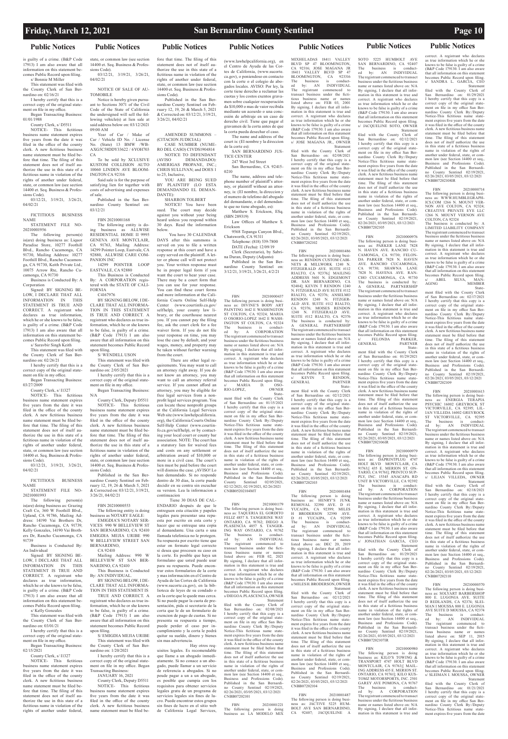## Public Notices

is guilty of a crime. (B&P Code 17913) I am also aware that all information on this statement becomes Public Record upon filing.

s/ Bonnie M Miller

This statement was filed with the County Clerk of San Bernardino on: 02/16/21

I hereby certify that this is a correct copy of the original statement on file in my office.

Began Transacting Business: 01/01/1988

County Clerk, s/ D5511

NOTICE- This fictitious business name statement expires five years from the date it was filed in the office of the county clerk. A new fictitious business name statement must be filed before that time. The filing of this statement does not of itself authorize the use in this state of a fictitious name in violation of the rights of another under federal, state, or common law (see section 14400 et. Seq. Business & Professions Code).

03/12/21, 3/19/21, 3/26/21, 04/02/21

FICTITIOUS BUSINESS NAME STATEMENT FILE NO-20210001956

The following person(s) is(are) doing business as: Liquor Paradise Store, 10277 Foothill Blvd., Rancho Cucamonga, CA 91730, Mailing Address: 10277 Foothill Blvd., Rancho Cucamonga, CA 91730, Keith Private Ltd., 10075 Arrow Rte, Rancho Cucamonga, CA 91730

Business is Conducted By: A Corporation

Signed: BY SIGNING BELOW, I DECLARE THAT ALL INFORMATION IN THIS STATEMENT IS TRUE AND CORRECT. A registrant who declares as true information, which he or she knows to be false, is guilty of a crime. (B&P Code 17913) I am also aware that all information on this statement becomes Public Record upon filing.

s/ Saravbir Singh Keith

This statement was filed with the County Clerk of San Bernardino on: 02/26/21

I hereby certify that this is a correct copy of the original statement on file in my office.

Began Transacting Business: 03/27/2009

County Clerk, s/ I1327

NOTICE- This fictitious business name statement expires five years from the date it was filed in the office of the county clerk. A new fictitious business name statement must be filed before that time. The filing of this statement does not of itself authorize the use in this state of a fictitious name in violation of the rights of another under federal, state, or common law (see section 14400 et. Seq. Business & Professions Code).

03/12/21, 3/19/21, 3/26/21, 04/02/21

FICTITIOUS BUSINESS NAME STATEMENT FILE NO-20210001993

The following person(s) is(are) doing business as: Grazing Craft Co, 360 W Foothill Blvd., Upland, CA 91786, Mailing Address: 14190 Vai Brothers Dr, Rancho Cucamonga, CA 91739, Kelly Gonzales, 14190 Vai Brothers Dr, Rancho Cucamonga, CA 91739

Business is Conducted By: An Individual

Signed: BY SIGNING BELOW, I DECLARE THAT ALL INFORMATION IN THIS STATEMENT IS TRUE AND CORRECT. A registrant who declares as true information, which he or she knows to be false, is guilty of a crime. (B&P Code 17913) I am also aware that all information on this statement becomes Public Record upon filing.

s/ Kelly Gonzales

This statement was filed with the County Clerk of San Bernardino on: 03/01/21

I hereby certify that this is a correct copy of the original statement on file in my office.

Began Transacting Business: 02/15/2021

County Clerk, s/ I1327

NOTICE- This fictitious business name statement expires five years from the date it was filed in the office of the county clerk. A new fictitious business name statement must be filed before that time. The filing of this statement does not of itself authorize the use in this state of a fictitious name in violation of the rights of another under federal, state, or common law (see section 14400 et. Seq. Business & Professions Code).

03/12/21, 3/19/21, 3/26/21, 04/02/21

NOTICE OF SALE OF AUTOMOBILE

Notice is hereby given pursuant to Sections 3071 of the Civil Code of the State of California the undersigned will sell the following vehicle(s) at lien sale at said address below on: 03/12/2021 09:00 AM

Year of Car / Make of Car / Vehicle ID No. / License No. (State) 13 BMW /WBAXG5C58DDY33622 / 6YOH703 CA

To be sold by XCLUSIVE KUSTOM COLLISION AUTO 10060 LINDEN AVE BLOOMINGTON CA 92316

Said sale is for the purpose of satisfying lien for together with costs of advertising and expenses of sale.

Published in the San Bernardino County Sentinel on: 03/12/21

FBN 20210001168

The following entity is doing business as ALLWISE RESIDENTIAL HOME II 9995 GENEVA AVE MONTCLAIR, CA 91763, Mailing Address: 14299 Pointer Loop, Eastvale, CA 92880, ALLWISE CARE COMPANION INC

14299 POINTER LOOP EASTVALE, CA 92880

This Business is Conducted By: A CORPORATION registered with the STATE OF CALIFORNIA

C4167976

BY SIGNING BELOW, I DECLARE THAT ALL INFORMATION IN THIS STATEMENT IS TRUE AND CORRECT. A registrant who declares as true information, which he or she knows to be false, is guilty of a crime. (B&P Code 17913) I am also aware that all information on this statement becomes Public Record upon filing.

S/ WENDELL USON

This statement was filed with the County Clerk of San Bernardino on 2/05/2021

I hereby certify that this is a correct copy of the original statement on file in my office.

Began Transacting Business: N/A

County Clerk, Deputy D5511

NOTICE- This fictitious business name statement expires five years from the date it was filed in the office of the county clerk. A new fictitious business name statement must be filed before that time. The filing of this statement does not of itself authorize the use in this state of a fictitious name in violation of the rights of another under federal, state, or common law (see section 14400 et. Seq. Business & Professions Code).

Published in the San Bernardino County Sentinel on February 12, 19, 26 & March 5, 2021 & Corrected on: 03/12/21, 3/19/21, 3/26/21, 04/02/21

FBN 20210000553

The following entity is doing business as NOTARY EAGLE:

EMIGDIA'S NOTARY SERVICES 990 W BELLEVIEW ST SAN BERNARDINO, CA 92410 EMIGDIA MEJIA URIBE 990 W BELLEVIEW STREET SAN BERNARDINO,

CA 92410

Mailing Address: 990 W BELLEVIEW ST SAN BERNARDINO, CA 92410

This Business is Conducted By: AN INDIVIDUAL,

BY SIGNING BELOW, I DECLARE THAT ALL INFORMATION IN THIS STATEMENT IS TRUE AND CORRECT. A registrant who declares as true information, which he or she knows to be false, is guilty of a crime. (B&P Code 17913) I am also aware that all information on this statement becomes Public Record upon filing.

S/ EMIGDIA MEJIA URIBE

This statement was filed with the County Clerk of San Bernardino on: 1/20/2021

I hereby certify that this is a correct copy of the original statement on file in my office. Began Transacting Business:

JANUARY 16, 2021

County Clerk, Deputy D5511

NOTICE- This fictitious business name statement expires five years from the date it was filed in the office of the county clerk. A new fictitious business name statement must be filed before that time. The filing of this statement does not of itself authorize the use in this state of a fictitious name in violation of the rights of another under federal, state, or common law (see section 14400 et. Seq. Business & Professions Code).

Published in the San Bernardino County Sentinel on February 12, 19, 26 & March 5, 2021 & Corrected on: 03/12/21, 3/19/21, 3/26/21, 04/02/21

AMENDED SUMMONS – (CITACION JUDICIAL)

CASE NUMBER (NUMERO DEL CASO) CIVDS1904814

NOTICE TO DEFENDANT (AVISO DEMANDADO): AMERIGAS PROPANE, INC.; CHRIS SULLIVAN; and DOES 1 to 25, Inclusive,

YOU ARE BEING SUED BY PLAINTIFF (LO ESTA DEMANDANDO EL DEMANDANTE):

SHARRON TOLBERT

NOTICE! You have been sued. The court may decide against you without your being heard unless you respond within 30 days. Read the information below.

You have 30 CALENDAR DAYS after this summons is served on you to file a written response at this court and have a copy served on the plaintiff. A letter or phone call will not protect you. Your written response must be in proper legal form if you want the court to hear your case. There may be a court form that you can use for your response. You can find these court forms and more information at the California Courts Online Self-Help Center (www.courtinfo.ca.gov/selfhelp), your county law library, or the courthouse nearest you. If you cannot pay the filing fee, ask the court clerk for a fee waiver form. If you do not file your response on time, you may lose the case by default, and your wages, money, and property may be taken without further warning from the court.

There are other legal requirements. You may want to call an attorney right away. If you do not know an attorney, you may want to call an attorney referral service. If you cannot afford an attorney, you may be eligible for free legal services from a nonprofit legal services program. You can locate these nonprofit groups at the California Legal Services Web site (www.lawhelpcalifornia.org), the California Courts Online Self-Help Center (www.courtinfo.ca.gov/selfhelp), or by contacting your local court or county bar association. NOTE: The court has a statutory lien for waived fees and costs on any settlement or arbitration award of $10,000 or more in a civil case. The court's lien must be paid before the court will dismiss the case. ¡AVISO! Lo han demandado. Si no responde dentro de 30 dias, la corte puede decidir en su contra sin escuchar su version. Lea la informacion a continuacion

Tiene 30 DIAS DE CALENDARIO después de que le entreguen esta citación y papeles legales para presentar una repuesta por escrito en esta corte y hacer que se entregue una copia al demandante. Una carta o una llamada telefonica no le protegen. Su respuesta por escrito tiene que estar on formato legal correcto si desea que procesen su caso en la corte. Es posible que haya un formulano que usted puede usar para su respuesta. Puede encontrar estos formularios de la corte y mas información en el Centro de Ayuda de las Cortes de California (www.sucorte.ca.gov), en la biblioteca de leyes de su condado o en la corte que le quede mas cerca. Si no puede pagar la cuota de presentación, pida si secretario de la corta que le de un formulario de exencion de pago de cuotas. Si no presenta su respuesta a tiempo, puede perder el caso por incumplimiento y la corte le podrá quitar su sueldo, dinero y bienes sin mas advertencia.

Hay otros requisitos legales. Es recomendable que llame a un abogado inmediatamente. Si no conoce a un abogado, puede llamar a un servicio de referencia a abogados. Si no puede pagar a un a un abogado, es posible que cumpia con los requisitos para obtener servicios legales gratu de un programa de servicios legales sin fines de lucro. Puede encontrar estos grupos sin fines de lucro en el sitio web de California Legal Services, (www.lawhelpcalifornia.org), en el Centro de Ayuda de las Cortes de California, (www.sucorte.ca.gov), o poniendose en contacto con la corte o el colegio de abogados locales. AVISO: Por ley, la corte tiene derecho a reclamar las cuotas y los costos exentos gravamen sobre cualquier recuperación da $10,000 o mas de vaior recibida mediante un acuerdo o una concesión de arbitraje en un caso de derecho civil. Tiene que pagar el gravamen de la corta antes de que la corte pueda desechar el caso.

The name and address of the court is: (El nombre y la direccion de la corte es):

SAN BERNARDINO JUSTICE CENTER

247 West 3rd Street

San Bernardino, CA 92415-0210

The name, address and telephone number of plaintiff's attorney, or plaintiff without an attorney, is: (El nombre, la direccion y el numero de telefono del abogado del demandante, o del demendante que no tiene abogado, es):

Matthew S. Erickson, ESq. (SBN 289319)

Law Offices of Matthew S. Erickson

9568 Topanga Canyon Blvd., Chatsworth, CA 91311

Telephone: (818) 539-7800

DATE (Fecha): 12/09/19

Clerk (Secretario), by Sabrina Duran, Deputy (Adjunto)

Published in the San Bernardino County Sentinel on: 3/12/21, 3/19/21, 3/26/21, 4/2/21

FBN 20210000437

The following person is doing business as: DIVINE'S BODY ART PAINTING 1642 E WASHINGTON ST COLTON, CA 92324; MARIA D OSORIO-LOPEZ 1642 E WASHINGTON ST COLTON, CA 92324

The business is conducted by: A CORPORATION

The registrant commenced to transact business under the fictitious business name or names listed above on: N/A

By signing, I declare that all information in this statement is true and correct. A registrant who declares as true information which he or she knows to be false is guilty of a crime (B&P Code 179130. I am also aware that all information on this statement becomes Public Record upon filing.

s/ MARIA D. OSORIO-LOPEZ, OWNER

Statement filed with the County Clerk of San Bernardino on: 01/15/2021

I hereby certify that this copy is a correct copy of the original statement on file in my office San Bernardino County Clerk By:/Deputy

Notice-This fictitious name statement expires five years from the date it was filed in the office of the county clerk. A new fictitious business name statement must be filed before that time. The filing of this statement does not of itself authorize the use in this state of a fictitious business name in violation of the rights of another under federal, state, or common law (see Section 14400 et seq., Business and Professions Code). Published in the San Bernardino County Sentinel 02/05/2021, 02/12/2021, 02/19/2021, 02/26/2021 CNBB05202104MT

FBN 20210001179

The following person is doing business as: TAQUERIA EL GORDITO FELIZ 4857 S. TANGERINE WAY ONTARIO, CA 91762; DIEGO A PLASENCIA 4857 S. TANGERINE WAY ONTARIO, CA 91762

The business is conducted by: AN INDIVIDUAL

The registrant commenced to transact business under the fictitious business name or names listed above on: FEB 02, 2021

By signing, I declare that all information in this statement is true and correct. A registrant who declares as true information which he or she knows to be false is guilty of a crime (B&P Code 179130. I am also aware that all information on this statement becomes Public Record upon filing.

s/DIEGOA.PLASCENCIA,OWNER

Statement filed with the County Clerk of San Bernardino on: 02/08/2021

I hereby certify that this copy is a correct copy of the original statement on file in my office San Bernardino County Clerk By:/Deputy

Notice-This fictitious name statement expires five years from the date it was filed in the office of the county clerk. A new fictitious business name statement must be filed before that time. The filing of this statement does not of itself authorize the use in this state of a fictitious business name in violation of the rights of another under federal, state, or common law (see Section 14400 et seq., Business and Professions Code). Published in the San Bernardino County Sentinel 02/19/2021, 02/26/2021, 03/05/2021, 03/12/2021 CNBB07202101

FBN 20210001221

The following person is doing business as: LA MODELO MIX MIXHELADAS 18411 VALLEY BLVD SP 47 BLOOMINGTON, CA 92316; JOSE MAGANA JR 18411 VALLEY BLVD SP 47 BLOOMINGTON, CA 923316

The business is conducted by: AN INDIVIDUAL

The registrant commenced to transact business under the fictitious business name or names listed above on: FEB 01, 2001

By signing, I declare that all information in this statement is true and correct. A registrant who declares as true information which he or she knows to be false is guilty of a crime (B&P Code 179130. I am also aware that all information on this statement becomes Public Record upon filing.

s/ JOSE MAGANA JR., OWNER

Statement filed with the County Clerk of San Bernardino on: 02/08/2021

I hereby certify that this copy is a correct copy of the original statement on file in my office San Bernardino County Clerk By:/Deputy

Notice-This fictitious name statement expires five years from the date it was filed in the office of the county clerk. A new fictitious business name statement must be filed before that time. The filing of this statement does not of itself authorize the use in this state of a fictitious business name in violation of the rights of another under federal, state, or common law (see Section 14400 et seq., Business and Professions Code). Published in the San Bernardino County Sentinel 02/19/2021, 02/26/2021, 03/05/2021, 03/12/2021 CNBB07202102

FBN 20210001486

The following person is doing business as: RENDON CUSTOM CABINETS & MILLWORK 1240 N. FITZGERALD AVE. SUITE #112 RIALTO, CA 92376;[ MAILING ADDRESS 5601 N. EDGEMONT DR. SAN BERNARDINO, CA 92404]; KEVIN T RENDON 1240 N. FITZGERALD AVE SUITE #112 RIALTO, CA 92376; ANSELMO RENDON 1240 N. FITZGERALD AVE SUITE #112 RIALTO, CA 92376; MOISES RENDON 1240 N. FITZGERALD AVE. SUITE #112 RIALTO, CA 92376

The business is conducted by: A GENERAL PARTNERSHIP

The registrant commenced to transact business under the fictitious business name or names listed above on: N/A

By signing, I declare that all information in this statement is true and correct. A registrant who declares as true information which he or she knows to be false is guilty of a crime (B&P Code 179130. I am also aware that all information on this statement becomes Public Record upon filing.

s/ KEVIN T. RENDON, GENERAL PARTNER

Statement filed with the County Clerk of San Bernardino on: 02/12/2021

I hereby certify that this copy is a correct copy of the original statement on file in my office San Bernardino County Clerk By:/Deputy

Notice-This fictitious name statement expires five years from the date it was filed in the office of the county clerk. A new fictitious business name statement must be filed before that time. The filing of this statement does not of itself authorize the use in this state of a fictitious business name in violation of the rights of another under federal, state, or common law (see Section 14400 et seq., Business and Professions Code). Published in the San Bernardino County Sentinel 02/19/2021, 02/26/2021, 03/05/2021, 03/12/2021 CNBB07202103

FBN 20210001484

The following person is doing business as: HENRY'S JUNK REMOVAL 32390 AVE D #1 YUCAIPA, CA 92399; MILES H BRODERSON 32390 AVE. D #1 YUCAIPA, CA 92399

The business is conducted by: AN INDIVIDUAL

The registrant commenced to transact business under the fictitious business name or names listed above on: DEC 20, 2019

By signing, I declare that all information in this statement is true and correct. A registrant who declares as true information which he or she knows to be false is guilty of a crime (B&P Code 179130. I am also aware that all information on this statement becomes Public Record upon filing.

s/MILES H. BRODERSON, OWNER

Statement filed with the County Clerk of San Bernardino on: 02/12/2021

I hereby certify that this copy is a correct copy of the original statement on file in my office San Bernardino County Clerk By:/Deputy

Notice-This fictitious name statement expires five years from the date it was filed in the office of the county clerk. A new fictitious business name statement must be filed before that time. The filing of this statement does not of itself authorize the use in this state of a fictitious business name in violation of the rights of another under federal, state, or common law (see Section 14400 et seq., Business and Professions Code). Published in the San Bernardino County Sentinel 02/19/2021, 02/26/2021, 03/05/2021, 03/12/2021 CNBB07202104

FBN 20210001487

The following person is doing business as: JACTIVE 5225 HUMBOLT AVE SAN BERNARDINO, CA 92407; JACQUELINE A SOTO 5225 HUMBOLT AVE SAN BERNARDINO, CA 92407

The business is conducted by: AN INDIVIDUAL

The registrant commenced to transact business under the fictitious business name or names listed above on: N/A

By signing, I declare that all information in this statement is true and correct. A registrant who declares as true information which he or she knows to be false is guilty of a crime (B&P Code 179130. I am also aware that all information on this statement becomes Public Record upon filing.

s/ JACQUELINE SOTO, OWNER

Statement filed with the County Clerk of San Bernardino on: 02/12/2021

I hereby certify that this copy is a correct copy of the original statement on file in my office San Bernardino County Clerk By:/Deputy

Notice-This fictitious name statement expires five years from the date it was filed in the office of the county clerk. A new fictitious business name statement must be filed before that time. The filing of this statement does not of itself authorize the use in this state of a fictitious business name in violation of the rights of another under federal, state, or common law (see Section 14400 et seq., Business and Professions Code). Published in the San Bernardino County Sentinel 02/19/2021, 02/26/2021, 03/05/2021, 03/12/2021 CNBB07202105

FBN 20210000976

The following person is doing business as: PARKER LANE 7828 N. HAVEN AVE. RANCHO CUCAMONGA, CA 91730; FELONDA PARKER 7828 N. HAVEN AVE. RANCHO CUCAMONGA, CA 91730; SHAWNA LANE 7828 N. HAVENA AVE. RANCHO CUCAMONGA, CA 91730

The business is conducted by: A GENERAL PARTNERSHIP

The registrant commenced to transact business under the fictitious business name or names listed above on: N/A

By signing, I declare that all information in this statement is true and correct. A registrant who declares as true information which he or she knows to be false is guilty of a crime (B&P Code 179130. I am also aware that all information on this statement becomes Public Record upon filing.

s/ FELONDA PARKER, GENERAL PARTNER

Statement filed with the County Clerk of San Bernardino on: 01/29/2021

I hereby certify that this copy is a correct copy of the original statement on file in my office San Bernardino County Clerk By:/Deputy

Notice-This fictitious name statement expires five years from the date it was filed in the office of the county clerk. A new fictitious business name statement must be filed before that time. The filing of this statement does not of itself authorize the use in this state of a fictitious business name in violation of the rights of another under federal, state, or common law (see Section 14400 et seq., Business and Professions Code). Published in the San Bernardino County Sentinel 02/19/2021, 02/26/2021, 03/05/2021, 03/12/2021 CNBB0720210 6IR

FBN 20210000979

The following person is doing business as: DAPRINTPLUG 4747 HOLT BLVD MONTCLAIR, CA 91763;[ 435 E. MERION ST. ONTARIO, CA 91761]; PRINTCO SUPPLY, INC. 15345 ANACAPA RD UNIT B VICTORVILLE, CA 92392

The business is conducted by: A CORPORATION

The registrant commenced to transact business under the fictitious business name or names listed above on: N/A

By signing, I declare that all information in this statement is true and correct. A registrant who declares as true information which he or she knows to be false is guilty of a crime (B&P Code 179130. I am also aware that all information on this statement becomes Public Record upon filing.

s/ JONATHAN GARCIA, CEO

Statement filed with the County Clerk of San Bernardino on: 01/29/2021

I hereby certify that this copy is a correct copy of the original statement on file in my office San Bernardino County Clerk By:/Deputy

Notice-This fictitious name statement expires five years from the date it was filed in the office of the county clerk. A new fictitious business name statement must be filed before that time. The filing of this statement does not of itself authorize the use in this state of a fictitious business name in violation of the rights of another under federal, state, or common law (see Section 14400 et seq., Business and Professions Code). Published in the San Bernardino County Sentinel 02/19/2021, 02/26/2021, 03/05/2021, 03/12/2021 CNBB07202107IR

FBN 20210000980

The following person is doing business as: KILO'S TOWING & TRANSPORT 4747 HOLT BLVD MONTCLAIR, CA 91763;[ MAILING ADDRESS 435 E. MERION ST. ONTARIO, CA 91761]; KILO KUSTOMZ MOTORSPORTS, INC. 2501 GAREY AVE POMONA, CA 91767

The business is conducted by: A CORPORATION

The registrant commenced to transact business under the fictitious business name or names listed above on: N/A

By signing, I declare that all information in this statement is true and correct. A registrant who declares as true information which he or she knows to be false is guilty of a crime (B&P Code 179130. I am also aware that all information on this statement becomes Public Record upon filing.

s/ SANDRA L. GARCIA, CEO

Statement filed with the County Clerk of San Bernardino on: 01/29/2021

I hereby certify that this copy is a correct copy of the original statement on file in my office San Bernardino County Clerk By:/Deputy

Notice-This fictitious name statement expires five years from the date it was filed in the office of the county clerk. A new fictitious business name statement must be filed before that time. The filing of this statement does not of itself authorize the use in this state of a fictitious business name in violation of the rights of another under federal, state, or common law (see Section 14400 et seq., Business and Professions Code). Published in the San Bernardino County Sentinel 02/19/2021, 02/26/2021, 03/05/2021, 03/12/2021 CNBB07202108IR

FBN 20210000714

The following person is doing business as: WWW.HUMBLEGRAPHICS.COM 1266 N. MOUNT VERNON AVE COLTON, CA 92324; CREATIVE PRIVATE EYE LLC 1266 N. MOUNT VERNON AVE COLTON, CA 92324

The business is conducted by: A LIMITED LIABILITY COMPANY

The registrant commenced to transact business under the fictitious business name or names listed above on: N/A

By signing, I declare that all information in this statement is true and correct. A registrant who declares as true information which he or she knows to be false is guilty of a crime (B&P Code 179130. I am also aware that all information on this statement becomes Public Record upon filing.

s/ ABEL SILVA, MANAGING MEMBER

Statement filed with the County Clerk of San Bernardino on: 02/17/2021

I hereby certify that this copy is a correct copy of the original statement on file in my office San Bernardino County Clerk By:/Deputy

Notice-This fictitious name statement expires five years from the date it was filed in the office of the county clerk. A new fictitious business name statement must be filed before that time. The filing of this statement does not of itself authorize the use in this state of a fictitious business name in violation of the rights of another under federal, state, or common law (see Section 14400 et seq., Business and Professions Code). Published in the San Bernardino County Sentinel 02/19/2021, 02/26/2021, 03/05/2021, 03/12/2021 CNBB07202109

FBN 20210001613

The following person is doing business as: ENERGIA TERAPIA PSYCHIC 16002 GREYROCK ST VICTORVILLE, CA 92395; LILIAN VILLEDA 16002 GREYROCK ST VICTORVILLE, CA 92395

The business is conducted by: AN INDIVIDUAL

The registrant commenced to transact business under the fictitious business name or names listed above on: N/A

By signing, I declare that all information in this statement is true and correct. A registrant who declares as true information which he or she knows to be false is guilty of a crime (B&P Code 179130. I am also aware that all information on this statement becomes Public Record upon filing.

s/ LILIAN VILLEDA, OWNER

Statement filed with the County Clerk of San Bernardino on: 02/18/2021

I hereby certify that this copy is a correct copy of the original statement on file in my office San Bernardino County Clerk By:/Deputy

Notice-This fictitious name statement expires five years from the date it was filed in the office of the county clerk. A new fictitious business name statement must be filed before that time. The filing of this statement does not of itself authorize the use in this state of a fictitious business name in violation of the rights of another under federal, state, or common law (see Section 14400 et seq., Business and Professions Code). Published in the San Bernardino County Sentinel 02/19/2021, 02/26/2021, 03/05/2021, 03/12/2021 CNBB07202110

FBN 20210000570

The following person is doing business as: SOLYART BARBERSHOP 800 E. LUGONIA AVE. SUITE D REDLANDS, CA 92374; SLEIMAN I MOUSSA 800 E. LUGONIA AVE SUITE D MOUSSA, CA 92374

The business is conducted by: AN INDIVIDUAL

The registrant commenced to transact business under the fictitious business name or names listed above on: SEP 11, 2015

By signing, I declare that all information in this statement is true and correct. A registrant who declares as true information which he or she knows to be false is guilty of a crime (B&P Code 179130. I am also aware that all information on this statement becomes Public Record upon filing.

s/ SLEIMAN I. MOUSSA, OWNER

Statement filed with the County Clerk of San Bernardino on: 01/21/2021

I hereby certify that this copy is a correct copy of the original statement on file in my office San Bernardino County Clerk By:/Deputy

Notice-This fictitious name statement expires five years from the date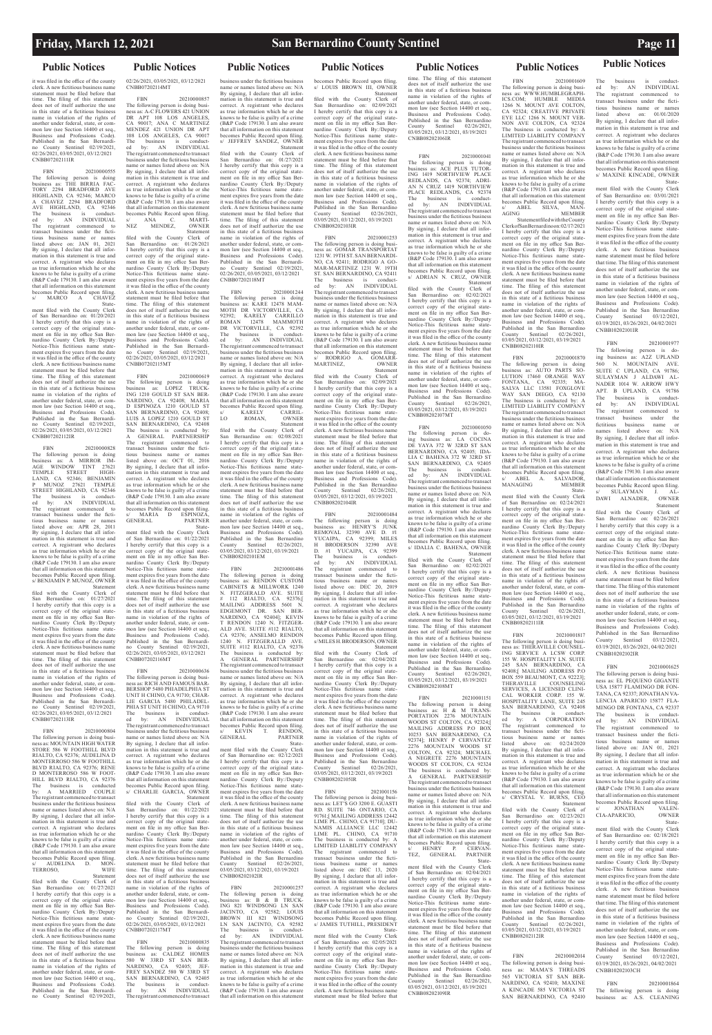## Public Notices

it was filed in the office of the county clerk. A new fictitious business name statement must be filed before that time. The filing of this statement does not of itself authorize the use in this state of a fictitious business name in violation of the rights of another under federal, state, or common law (see Section 14400 et seq., Business and Professions Code). Published in the San Bernardino County Sentinel 02/19/2021, 02/26/2021, 03/05/2021, 03/12/2021 CNBB07202111IR

FBN 20210000555
The following person is doing business as: THE BIRRIA FACTORY 2294 BRADFORD AVE HIGHLAND, CA 92346; MARCO A CHAVEZ 2294 BRADFORD AVE HIGHLAND, CA 92346
The business is conducted by: AN INDIVIDUAL
The registrant commenced to transact business under the fictitious business name or names listed above on: JAN 01, 2021
By signing, I declare that all information in this statement is true and correct. A registrant who declares as true information which he or she knows to be false is guilty of a crime (B&P Code 179130. I am also aware that all information on this statement becomes Public Record upon filing.
s/ MARCO A CHAVEZ
Statement filed with the County Clerk of San Bernardino on: 01/20/2021
I hereby certify that this copy is a correct copy of the original statement on file in my office San Bernardino County Clerk By:/Deputy
Notice-This fictitious name statement expires five years from the date it was filed in the office of the county clerk. A new fictitious business name statement must be filed before that time. The filing of this statement does not of itself authorize the use in this state of a fictitious business name in violation of the rights of another under federal, state, or common law (see Section 14400 et seq., Business and Professions Code). Published in the San Bernardino County Sentinel 02/19/2021, 02/26/2021, 03/05/2021, 03/12/2021 CNBB07202112IR

FBN 20210000828
The following person is doing business as: A MIRROR IMAGE WINDOW TINT 27621 TEMPLE STREET HIGHLAND, CA 92346; BENJAMIN P MUNOZ 27621 TEMPLE STREET HIGHLAND, CA 92346
The business is conducted by: AN INDIVIDUAL
The registrant commenced to transact business under the fictitious business name or names listed above on: APR 28, 2011
By signing, I declare that all information in this statement is true and correct. A registrant who declares as true information which he or she knows to be false is guilty of a crime (B&P Code 179130. I am also aware that all information on this statement becomes Public Record upon filing.
s/ BENJAMIN P. MUNOZ, OWNER
Statement filed with the County Clerk of San Bernardino on: 01/27/2021
I hereby certify that this copy is a correct copy of the original statement on file in my office San Bernardino County Clerk By:/Deputy
Notice-This fictitious name statement expires five years from the date it was filed in the office of the county clerk. A new fictitious business name statement must be filed before that time. The filing of this statement does not of itself authorize the use in this state of a fictitious business name in violation of the rights of another under federal, state, or common law (see Section 14400 et seq., Business and Professions Code). Published in the San Bernardino County Sentinel 02/19/2021, 02/26/2021, 03/05/2021, 03/12/2021 CNBB07202113IR

FBN 20210000804
The following person is doing business as: MOUNTAIN HIGH WATER STORE 586 W FOOTHILL BLVD RIALTO, CA 92376; AUDELINA D MONTERROSO 586 W FOOTHILL BLVD RIALTO, CA 92376; RENE D MONTERROSO 586 W FOOTHILL BLVD RIALTO, CA 92376
The business is conducted by: A MARRIED COUPLE
The registrant commenced to transact business under the fictitious business name or names listed above on: N/A
By signing, I declare that all information in this statement is true and correct. A registrant who declares as true information which he or she knows to be false is guilty of a crime (B&P Code 179130. I am also aware that all information on this statement becomes Public Record upon filing.
s/ AUDELINA D. MONTERROSO, WIFE
Statement filed with the County Clerk of San Bernardino on: 01/27/2021
I hereby certify that this copy is a correct copy of the original statement on file in my office San Bernardino County Clerk By:/Deputy
Notice-This fictitious name statement expires five years from the date it was filed in the office of the county clerk. A new fictitious business name statement must be filed before that time. The filing of this statement does not of itself authorize the use in this state of a fictitious business name in violation of the rights of another under federal, state, or common law (see Section 14400 et seq., Business and Professions Code). Published in the San Bernardino County Sentinel 02/19/2021, 02/26/2021, 03/05/2021, 03/12/2021 CNBB07202114MT

FBN 20210000857
The following person is doing business as: A-C FLOWERS 421 UNION DR APT 108 LOS ANGELES, CA 90017; ANA C MARTINEZ MENDEZ 421 UNION DR APT 108 LOS ANGELES, CA 90017
The business is conducted by: AN INDIVIDUAL
The registrant commenced to transact business under the fictitious business name or names listed above on: N/A
By signing, I declare that all information in this statement is true and correct. A registrant who declares as true information which he or she knows to be false is guilty of a crime (B&P Code 179130. I am also aware that all information on this statement becomes Public Record upon filing.
s/ ANA C. MARTINEZ MENDEZ, OWNER
Statement filed with the County Clerk of San Bernardino on: 01/28/2021
I hereby certify that this copy is a correct copy of the original statement on file in my office San Bernardino County Clerk By:/Deputy
Notice-This fictitious name statement expires five years from the date it was filed in the office of the county clerk. A new fictitious business name statement must be filed before that time. The filing of this statement does not of itself authorize the use in this state of a fictitious business name in violation of the rights of another under federal, state, or common law (see Section 14400 et seq., Business and Professions Code). Published in the San Bernardino County Sentinel 02/19/2021, 02/26/2021, 03/05/2021, 03/12/2021 CNBB07202115MT

FBN 20210000619
The following person is doing business as: LOPEZ TRUCKING 1210 GOULD ST SAN BERNARDINO, CA 92408; MARIA D ESPINOZA 1210 GOULD ST SAN BERNARDINO, CA 92408; LUIS A LOPEZ 1210 GOULD ST SAN BERNARDINO, CA 92408
The business is conducted by: A GENERAL PARTNERSHIP
The registrant commenced to transact business under the fictitious business name or names listed above on: OCT 01, 2016
By signing, I declare that all information in this statement is true and correct. A registrant who declares as true information which he or she knows to be false is guilty of a crime (B&P Code 179130. I am also aware that all information on this statement becomes Public Record upon filing.
s/ MARIA D ESPINOZA, GENERAL PARTNER
Statement filed with the County Clerk of San Bernardino on: 01/22/2021
I hereby certify that this copy is a correct copy of the original statement on file in my office San Bernardino County Clerk By:/Deputy
Notice-This fictitious name statement expires five years from the date it was filed in the office of the county clerk. A new fictitious business name statement must be filed before that time. The filing of this statement does not of itself authorize the use in this state of a fictitious business name in violation of the rights of another under federal, state, or common law (see Section 14400 et seq., Business and Professions Code). Published in the San Bernardino County Sentinel 02/19/2021, 02/26/2021, 03/05/2021, 03/12/2021 CNBB07202116MT

FBN 20210000636
The following person is doing business as: RICH AND FAMOUS BARBERSHOP 5480 PHILADELPHIA ST UNIT H CHINO, CA 91710; CHARLIE GARCIA 5480 PHILADELPHIA ST UNIT H CHINO, CA 91710
The business is conducted by: AN INDIVIDUAL
The registrant commenced to transact business under the fictitious business name or names listed above on: N/A
By signing, I declare that all information in this statement is true and correct. A registrant who declares as true information which he or she knows to be false is guilty of a crime (B&P Code 179130. I am also aware that all information on this statement becomes Public Record upon filing.
s/ CHARLIE GARCIA, OWNER
Statement filed with the County Clerk of San Bernardino on: 01/22/2021
I hereby certify that this copy is a correct copy of the original statement on file in my office San Bernardino County Clerk By:/Deputy
Notice-This fictitious name statement expires five years from the date it was filed in the office of the county clerk. A new fictitious business name statement must be filed before that time. The filing of this statement does not of itself authorize the use in this state of a fictitious business name in violation of the rights of another under federal, state, or common law (see Section 14400 et seq., Business and Professions Code). Published in the San Bernardino County Sentinel 02/19/2021, 02/26/2021, 03/05/2021, 03/12/2021 CNBB07202117MT

FBN 20210000835
The following person is doing business as: CALDEZ HOMES 580 W 33RD ST SAN BERNARDINO, CA 92405; JEFFREY SANDEZ 580 W 33RD ST SAN BERNARDINO, CA 92405
The business is conducted by: AN INDIVIDUAL
The registrant commenced to transact business under the fictitious business name or names listed above on: N/A
By signing, I declare that all information in this statement is true and correct. A registrant who declares as true information which he or she knows to be false is guilty of a crime (B&P Code 179130. I am also aware that all information on this statement becomes Public Record upon filing.
s/ JEFFREY SANDEZ, OWNER
Statement filed with the County Clerk of San Bernardino on: 01/27/2021
I hereby certify that this copy is a correct copy of the original statement on file in my office San Bernardino County Clerk By:/Deputy
Notice-This fictitious name statement expires five years from the date it was filed in the office of the county clerk. A new fictitious business name statement must be filed before that time. The filing of this statement does not of itself authorize the use in this state of a fictitious business name in violation of the rights of another under federal, state, or common law (see Section 14400 et seq., Business and Professions Code). Published in the San Bernardino County Sentinel 02/19/2021, 02/26/2021, 03/05/2021, 03/12/2021 CNBB07202118MT

FBN 20210001244
The following person is doing business as: KARE 12478 MAMMOTH DR VICTORVILLE, CA 92392; KARELY CARRILLO ROMAN 12478 MAMMOTH DR VICTORVILLE, CA 92392
The business is conducted by: AN INDIVIDUAL
The registrant commenced to transact business under the fictitious business name or names listed above on: N/A
By signing, I declare that all information in this statement is true and correct. A registrant who declares as true information which he or she knows to be false is guilty of a crime (B&P Code 179130. I am also aware that all information on this statement becomes Public Record upon filing.
s/ KARELY CARRILLO ROMAN, OWNER
Statement filed with the County Clerk of San Bernardino on: 02/08/2021
I hereby certify that this copy is a correct copy of the original statement on file in my office San Bernardino County Clerk By:/Deputy
Notice-This fictitious name statement expires five years from the date it was filed in the office of the county clerk. A new fictitious business name statement must be filed before that time. The filing of this statement does not of itself authorize the use in this state of a fictitious business name in violation of the rights of another under federal, state, or common law (see Section 14400 et seq., Business and Professions Code). Published in the San Bernardino County Sentinel 02/26/2021, 03/05/2021, 03/12/2021, 03/19/2021 CNBB08202101EM

FBN 20210001486
The following person is doing business as: RENDON CUSTOM CABINETS & MILLWORK 1240 N FITZGERALD AVE SUITE # 112 RIALTO, CA 92376[ MAILING ADDRESS 5601 N. EDGEMONT DR. SAN BERNARDINO, CA 92404]; KEVIN T RENDON 1240 N. FITZGERALD AVE. SUITE #112 RIALTO, CA 92376; ANSELMO RENDON 1240 N. FITZGERALD AVE. SUITE #112 RIALTO, CA 92376
The business is conducted by: A GENERAL PARTNERSHIP
The registrant commenced to transact business under the fictitious business name or names listed above on: N/A
By signing, I declare that all information in this statement is true and correct. A registrant who declares as true information which he or she knows to be false is guilty of a crime (B&P Code 179130. I am also aware that all information on this statement becomes Public Record upon filing.
s/ KEVIN T. RENDON, GENERAL PARTNER
Statement filed with the County Clerk of San Bernardino on: 02/12/2021
I hereby certify that this copy is a correct copy of the original statement on file in my office San Bernardino County Clerk By:/Deputy
Notice-This fictitious name statement expires five years from the date it was filed in the office of the county clerk. A new fictitious business name statement must be filed before that time. The filing of this statement does not of itself authorize the use in this state of a fictitious business name in violation of the rights of another under federal, state, or common law (see Section 14400 et seq., Business and Professions Code). Published in the San Bernardino County Sentinel 02/26/2021, 03/05/2021, 03/12/2021, 03/19/2021 CNBB08202102IR

FBN 20210001257
The following person is doing business as: B & B TRUCKING 821 WINDSONG LN SAN JACINTO, CA 92582; LOUIS BROWN III 821 WINDSONG LN SAN JACINTO, CA 92582
The business is conducted by: AN INDIVIDUAL
The registrant commenced to transact business under the fictitious business name or names listed above on: N/A
By signing, I declare that all information in this statement is true and correct. A registrant who declares as true information which he or she knows to be false is guilty of a crime (B&P Code 179130. I am also aware that all information on this statement becomes Public Record upon filing.
s/ LOUIS BROWN III, OWNER
Statement filed with the County Clerk of San Bernardino on: 02/09/2021
I hereby certify that this copy is a correct copy of the original statement on file in my office San Bernardino County Clerk By:/Deputy
Notice-This fictitious name statement expires five years from the date it was filed in the office of the county clerk. A new fictitious business name statement must be filed before that time. The filing of this statement does not of itself authorize the use in this state of a fictitious business name in violation of the rights of another under federal, state, or common law (see Section 14400 et seq., Business and Professions Code). Published in the San Bernardino County Sentinel 02/26/2021, 03/05/2021, 03/12/2021, 03/19/2021 CNBB08202103IR

FBN 20210001253
The following person is doing business as: GOMAR TRANSPORTAT 1231 W. 19TH ST. SAN BERNARDINO, CA 92411; RODRIGO A GOMAR-MARTINEZ 1231 W. 19TH ST. SAN BERNARDINO, CA 92411
The business is conducted by: AN INDIVIDUAL
The registrant commenced to transact business under the fictitious business name or names listed above on: N/A
By signing, I declare that all information in this statement is true and correct. A registrant who declares as true information which he or she knows to be false is guilty of a crime (B&P Code 179130. I am also aware that all information on this statement becomes Public Record upon filing.
s/ RODRIGO A. GOMAR-MARTINEZ, OWNER
Statement filed with the County Clerk of San Bernardino on: 02/09/2021
I hereby certify that this copy is a correct copy of the original statement on file in my office San Bernardino County Clerk By:/Deputy
Notice-This fictitious name statement expires five years from the date it was filed in the office of the county clerk. A new fictitious business name statement must be filed before that time. The filing of this statement does not of itself authorize the use in this state of a fictitious business name in violation of the rights of another under federal, state, or common law (see Section 14400 et seq., Business and Professions Code). Published in the San Bernardino County Sentinel 02/26/2021, 03/05/2021, 03/12/2021, 03/19/2021 CNBB08202104IR

FBN 20210001484
The following person is doing business as: HENRY'S JUNK REMOVAL 32390 AVE D. #1 YUCAIPA, CA 92399; MILES H BRODERSON 32390 AVE D. #1 YUCAIPA, CA 92399
The business is conducted by: AN INDIVIDUAL
The registrant commenced to transact business under the fictitious business name or names listed above on: DEC 20, 2019
By signing, I declare that all information in this statement is true and correct. A registrant who declares as true information which he or she knows to be false is guilty of a crime (B&P Code 179130. I am also aware that all information on this statement becomes Public Record upon filing.
s/ MILES H. BRODERSON, OWNER
Statement filed with the County Clerk of San Bernardino on: 02/04/2021
I hereby certify that this copy is a correct copy of the original statement on file in my office San Bernardino County Clerk By:/Deputy
Notice-This fictitious name statement expires five years from the date it was filed in the office of the county clerk. A new fictitious business name statement must be filed before that time. The filing of this statement does not of itself authorize the use in this state of a fictitious business name in violation of the rights of another under federal, state, or common law (see Section 14400 et seq., Business and Professions Code). Published in the San Bernardino County Sentinel 02/26/2021, 03/05/2021, 03/12/2021, 03/19/2021 CNBB08202105IR

FBN 20210001156
The following person is doing business as: LET'S GO 3200 E. GUASTI RD. SUITE 746 ONTARIO, CA 91761;[ MAILING ADDRESS 12442 LIME PL. CHINO, CA 91710]; DUNAMIS ALLIANCE LLC 12442 LIME PL. CHINO, CA 91710
The business is conducted by: A LIMITED LIABILITY COMPANY
The registrant commenced to transact business under the fictitious business name or names listed above on: DEC 13, 2020
By signing, I declare that all information in this statement is true and correct. A registrant who declares as true information which he or she knows to be false is guilty of a crime (B&P Code 179130. I am also aware that all information on this statement becomes Public Record upon filing.
s/ JAMES TUTHILL, PRESIDENT
Statement filed with the County Clerk of San Bernardino on: 02/05/2021
I hereby certify that this copy is a correct copy of the original statement on file in my office San Bernardino County Clerk By:/Deputy
Notice-This fictitious name statement expires five years from the date it was filed in the office of the county clerk. A new fictitious business name statement must be filed before that time. The filing of this statement does not of itself authorize the use in this state of a fictitious business name in violation of the rights of another under federal, state, or common law (see Section 14400 et seq., Business and Professions Code). Published in the San Bernardino County Sentinel 02/26/2021, 03/05/2021, 03/12/2021, 03/19/2021 CNBB08202106IR

FBN 20210001041
The following person is doing business as: ACE PLUS TUTORING 1419 NORTHVIEW PLACE REDLANDS, CA 92374; ADRIAN N CRUZ 1419 NORTHVIEW PLACE REDLANDS, CA 92374
The business is conducted by: AN INDIVIDUAL
The registrant commenced to transact business under the fictitious business name or names listed above on: N/A
By signing, I declare that all information in this statement is true and correct. A registrant who declares as true information which he or she knows to be false is guilty of a crime (B&P Code 179130. I am also aware that all information on this statement becomes Public Record upon filing.
s/ ADRIAN N. CRUZ, OWNER
Statement filed with the County Clerk of San Bernardino on: 02/02/2021
I hereby certify that this copy is a correct copy of the original statement on file in my office San Bernardino County Clerk By:/Deputy
Notice-This fictitious name statement expires five years from the date it was filed in the office of the county clerk. A new fictitious business name statement must be filed before that time. The filing of this statement does not of itself authorize the use in this state of a fictitious business name in violation of the rights of another under federal, state, or common law (see Section 14400 et seq., Business and Professions Code). Published in the San Bernardino County Sentinel 02/26/2021, 03/05/2021, 03/12/2021, 03/19/2021 CNBB08202107MT

FBN 20210001050
The following person is doing business as: LA COCINA DE YAYA 372 W 32RD ST SAN BERNARDINO, CA 92405; IDALIA C BAHENA 372 W 32RD ST SAN BERNARDINO, CA 92405
The business is conducted by: AN INDIVIDUAL
The registrant commenced to transact business under the fictitious business name or names listed above on: N/A
By signing, I declare that all information in this statement is true and correct. A registrant who declares as true information which he or she knows to be false is guilty of a crime (B&P Code 179130. I am also aware that all information on this statement becomes Public Record upon filing.
s/ IDALIA C. BAHENA, OWNER
Statement filed with the County Clerk of San Bernardino on: 02/02/2021
I hereby certify that this copy is a correct copy of the original statement on file in my office San Bernardino County Clerk By:/Deputy
Notice-This fictitious name statement expires five years from the date it was filed in the office of the county clerk. A new fictitious business name statement must be filed before that time. The filing of this statement does not of itself authorize the use in this state of a fictitious business name in violation of the rights of another under federal, state, or common law (see Section 14400 et seq., Business and Professions Code). Published in the San Bernardino County Sentinel 02/26/2021, 03/05/2021, 03/12/2021, 03/19/2021 CNBB08202108MT

FBN 20210001151
The following person is doing business as: H & M TRANSPORTATION 2276 MOUNTAIN WOODS ST COLTON, CA 92324;[ MAILING ADDRESS PO BOX 10253 SAN BERNARDINO, CA 92374]; HENRY P CERVANTEZ 2276 MOUNTAIN WOODS ST COLTON, CA 92324; MICHAEL A NEGRETE 2276 MOUNTAIN WOODS ST COLTON, CA 92324
The business is conducted by: A GENERAL PARTNERSHIP
The registrant commenced to transact business under the fictitious business name or names listed above on: N/A
By signing, I declare that all information in this statement is true and correct. A registrant who declares as true information which he or she knows to be false is guilty of a crime (B&P Code 179130. I am also aware that all information on this statement becomes Public Record upon filing.
s/ HENRY P. CERVANTEZ, GENERAL PARTNER
Statement filed with the County Clerk of San Bernardino on: 02/04/2021
I hereby certify that this copy is a correct copy of the original statement on file in my office San Bernardino County Clerk By:/Deputy
Notice-This fictitious name statement expires five years from the date it was filed in the office of the county clerk. A new fictitious business name statement must be filed before that time. The filing of this statement does not of itself authorize the use in this state of a fictitious business name in violation of the rights of another under federal, state, or common law (see Section 14400 et seq., Business and Professions Code). Published in the San Bernardino County Sentinel 02/26/2021, 03/05/2021, 03/12/2021, 03/19/2021 CNBB08202109IR

FBN 20210001609
The following person is doing business as: WWW.HUMBLEGRAPHICS.COM; HUMBLE MEDIA 1266 N. MOUNT AVE COLTON, CA 92324; CREATIVE PRIVATE EYE LLC 1266 N. MOUNT VERNON AVE COLTON, CA 92324
The business is conducted by: A LIMITED LIABILITY COMPANY
The registrant commenced to transact business under the fictitious business name or names listed above on: N/A
By signing, I declare that all information in this statement is true and correct. A registrant who declares as true information which he or she knows to be false is guilty of a crime (B&P Code 179130. I am also aware that all information on this statement becomes Public Record upon filing.
s/ ABEL SILVA, MANAGING MEMBER
Statement filed with the County Clerk of San Bernardino on: 02/17/2021
I hereby certify that this copy is a correct copy of the original statement on file in my office San Bernardino County Clerk By:/Deputy
Notice-This fictitious name statement expires five years from the date it was filed in the office of the county clerk. A new fictitious business name statement must be filed before that time. The filing of this statement does not of itself authorize the use in this state of a fictitious business name in violation of the rights of another under federal, state, or common law (see Section 14400 et seq., Business and Professions Code). Published in the San Bernardino County Sentinel 02/26/2021, 03/05/2021, 03/12/2021, 03/19/2021 CNBB08202110IR

FBN 20210001870
The following person is doing business as: AUTO PARTS SOLUTION 17460 ORANGE WAY FONTANA, CA 92335; MASALVA LLC 13581 FOXGLOVE WAY SAN DIEGO, CA 92130
The business is conducted by: A LIMITED LIABILITY COMPANY
The registrant commenced to transact business under the fictitious business name or names listed above on: N/A
By signing, I declare that all information in this statement is true and correct. A registrant who declares as true information which he or she knows to be false is guilty of a crime (B&P Code 179130. I am also aware that all information on this statement becomes Public Record upon filing.
s/ ABEL A. SALVADOR, MANAGING MEMBER
Statement filed with the County Clerk of San Bernardino on: 02/24/2021
I hereby certify that this copy is a correct copy of the original statement on file in my office San Bernardino County Clerk By:/Deputy
Notice-This fictitious name statement expires five years from the date it was filed in the office of the county clerk. A new fictitious business name statement must be filed before that time. The filing of this statement does not of itself authorize the use in this state of a fictitious business name in violation of the rights of another under federal, state, or common law (see Section 14400 et seq., Business and Professions Code). Published in the San Bernardino County Sentinel 02/26/2021, 03/05/2021, 03/12/2021, 03/19/2021 CNBB08202111IR

FBN 20210001817
The following person is doing business as: THERAVILLE COUNSELING SERVICE A LCSW CORP. 155 W. HOSPITALITY LN. SUITE 245 SAN BERNARDINO, CA 92408;[ MAILING ADDRESS P.O BOX 559 BEAUMONT, CA 92223]; THERAVILLE COUNSELING SERVICES, A LICENSED CLINICAL WORKER CORP 155 W. HOSPITALITY LANE, SUITE 245 SAN BERNARDINO, CA 92408
The business is conducted by: A CORPORATION
The registrant commenced to transact business under the fictitious business name or names listed above on: 02/24/2020
By signing, I declare that all information in this statement is true and correct. A registrant who declares as true information which he or she knows to be false is guilty of a crime (B&P Code 179130. I am also aware that all information on this statement becomes Public Record upon filing.
s/ CRYSTAL V. BURNS, CEO
Statement filed with the County Clerk of San Bernardino on: 02/23/2021
I hereby certify that this copy is a correct copy of the original statement on file in my office San Bernardino County Clerk By:/Deputy
Notice-This fictitious name statement expires five years from the date it was filed in the office of the county clerk. A new fictitious business name statement must be filed before that time. The filing of this statement does not of itself authorize the use in this state of a fictitious business name in violation of the rights of another under federal, state, or common law (see Section 14400 et seq., Business and Professions Code). Published in the San Bernardino County Sentinel 02/26/2021, 03/05/2021, 03/12/2021, 03/19/2021 CNBB08202112IR

FBN 20210002014
The following person is doing business as: MAMA'S THREADS 565 VICTORIA ST SAN BERNARDINO, CA 92410; MAXINE A KINCADE 565 VICTORIA ST SAN BERNARDINO, CA 92410
The business is conducted by: AN INDIVIDUAL
The registrant commenced to transact business under the fictitious business name or names listed above on: 01/01/2020
By signing, I declare that all information in this statement is true and correct. A registrant who declares as true information which he or she knows to be false is guilty of a crime (B&P Code 179130. I am also aware that all information on this statement becomes Public Record upon filing.
s/ MAXINE KINCADE, OWNER
Statement filed with the County Clerk of San Bernardino on: 03/01/2021
I hereby certify that this copy is a correct copy of the original statement on file in my office San Bernardino County Clerk By:/Deputy
Notice-This fictitious name statement expires five years from the date it was filed in the office of the county clerk. A new fictitious business name statement must be filed before that time. The filing of this statement does not of itself authorize the use in this state of a fictitious business name in violation of the rights of another under federal, state, or common law (see Section 14400 et seq., Business and Professions Code). Published in the San Bernardino County Sentinel 03/12/2021, 03/19/2021, 03/26/2021, 04/02/2021 CNBB10202101IR

FBN 20210001977
The following person is doing business as: A2Z UPLAND 560 N. MOUNTAIN AVE. SUITE C UPLAND, CA 91786; SULAYMAN J ALDAWI ALNADER 1014 W. ARROW HWY APT. B UPLAND, CA 91786
The business is conducted by: AN INDIVIDUAL
The registrant commenced to transact business under the fictitious business name or names listed above on: N/A
By signing, I declare that all information in this statement is true and correct. A registrant who declares as true information which he or she knows to be false is guilty of a crime (B&P Code 179130. I am also aware that all information on this statement becomes Public Record upon filing.
s/ SULAYMAN J. ALDAWI ALNADER, OWNER
Statement filed with the County Clerk of San Bernardino on: 02/26/2021
I hereby certify that this copy is a correct copy of the original statement on file in my office San Bernardino County Clerk By:/Deputy
Notice-This fictitious name statement expires five years from the date it was filed in the office of the county clerk. A new fictitious business name statement must be filed before that time. The filing of this statement does not of itself authorize the use in this state of a fictitious business name in violation of the rights of another under federal, state, or common law (see Section 14400 et seq., Business and Professions Code). Published in the San Bernardino County Sentinel 03/12/2021, 03/19/2021, 03/26/2021, 04/02/2021 CNBB10202102IR

FBN 20210001625
The following person is doing business as: EL PEQUENO GIGANTE USA 15877 FLAMINGO DR FONTANA, CA 92337; JONATHAN VALENCIA APARICIO 15877 FLAMINGO DR FONTANA, CA 92337
The business is conducted by: AN INDIVIDUAL
The registrant commenced to transact business under the fictitious business name or names listed above on: JAN 01, 2021
By signing, I declare that all information in this statement is true and correct. A registrant who declares as true information which he or she knows to be false is guilty of a crime (B&P Code 179130. I am also aware that all information on this statement becomes Public Record upon filing.
s/ JONATHAN VALENCIA-APARICIO, OWNER
Statement filed with the County Clerk of San Bernardino on: 02/18/2021
I hereby certify that this copy is a correct copy of the original statement on file in my office San Bernardino County Clerk By:/Deputy
Notice-This fictitious name statement expires five years from the date it was filed in the office of the county clerk. A new fictitious business name statement must be filed before that time. The filing of this statement does not of itself authorize the use in this state of a fictitious business name in violation of the rights of another under federal, state, or common law (see Section 14400 et seq., Business and Professions Code). Published in the San Bernardino County Sentinel 03/12/2021, 03/19/2021, 03/26/2021, 04/02/2021 CNBB10202103CH

FBN 20210001864
The following person is doing business as: A.S. CLEANING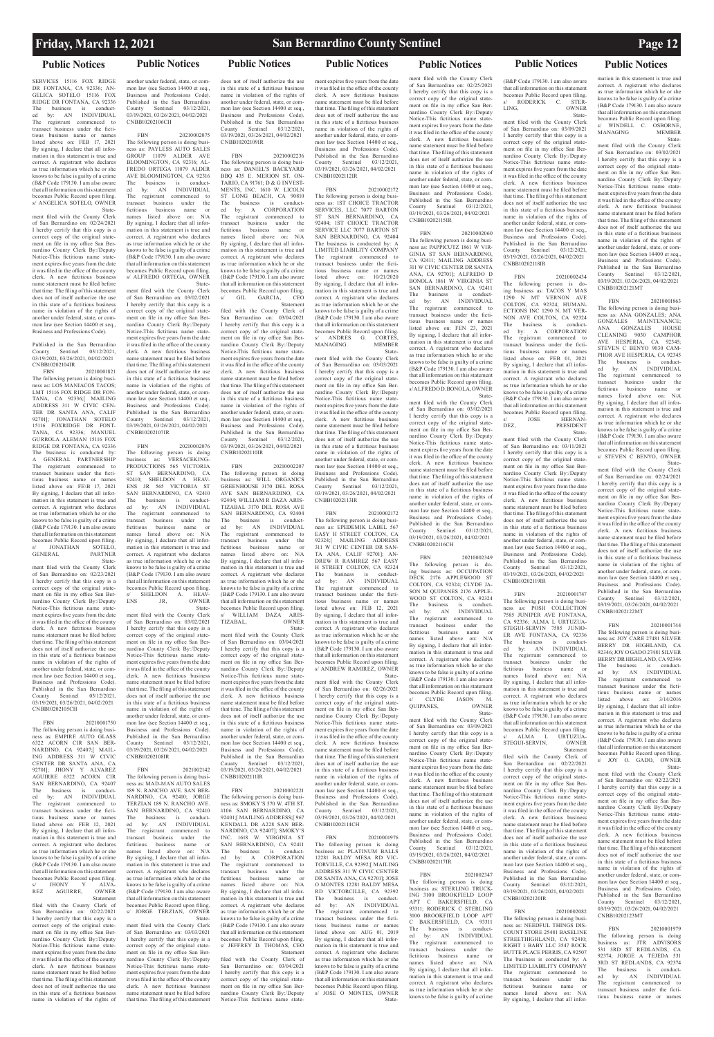## Public Notices

SERVICES 15116 FOX RIDGE DR FONTANA, CA 92336; ANGELICA SOTELO 15116 FOX RIDGE DR FONTANA, CA 92336
The business is conducted by: AN INDIVIDUAL
The registrant commenced to transact business under the fictitious business name or names listed above on: FEB 17, 2021
By signing, I declare that all information in this statement is true and correct. A registrant who declares as true information which he or she knows to be false is guilty of a crime (B&P Code 179130. I am also aware that all information on this statement becomes Public Record upon filing.
s/ ANGELICA SOTELO, OWNER
Statement filed with the County Clerk of San Bernardino on: 02/24/2021
I hereby certify that this copy is a correct copy of the original statement on file in my office San Bernardino County Clerk By:/Deputy
Notice-This fictitious name statement expires five years from the date it was filed in the office of the county clerk. A new fictitious business name statement must be filed before that time. The filing of this statement does not of itself authorize the use in this state of a fictitious business name in violation of the rights of another under federal, state, or common law (see Section 14400 et seq., Business and Professions Code).

Published in the San Bernardino County Sentinel 03/12/2021, 03/19/2021, 03/26/2021, 04/02/2021 CNBB10202104IR

FBN 20210001821
The following person is doing business as: LOS MANIACOS TACOS; LMT 15116 FOX RIDGE DR FONTANA, CA 92336;[ MAILING ADDRESS 311 W CIVIC CENTER DR SANTA ANA, CALIF 92701]; JONATHAN SOTELO 15116 FOXRIDGE DR FONTANA, CA 92336; MANUEL GURROLA ALEMAN 15116 FOX RIDGE DR FONTANA, CA 92336
The business is conducted by: A GENERAL PARTNERSHIP
The registrant commenced to transact business under the fictitious business name or names listed above on: FE\B 17, 2021
By signing, I declare that all information in this statement is true and correct. A registrant who declares as true information which he or she knows to be false is guilty of a crime (B&P Code 179130. I am also aware that all information on this statement becomes Public Record upon filing.
s/ JONATHAN SOTELO, GENERAL PARTNER
Statement filed with the County Clerk of San Bernardino on: 02/23/2021
I hereby certify that this copy is a correct copy of the original statement on file in my office San Bernardino County Clerk By:/Deputy
Notice-This fictitious name statement expires five years from the date it was filed in the office of the county clerk. A new fictitious business name statement must be filed before that time. The filing of this statement does not of itself authorize the use in this state of a fictitious business name in violation of the rights of another under federal, state, or common law (see Section 14400 et seq., Business and Professions Code).
Published in the San Bernardino County Sentinel 03/12/2021, 03/19/2021, 03/26/2021, 04/02/2021 CNBB10202105CH

FBN 20210001750
The following person is doing business as: EMPIRE AUTO GLASS 6322 ACORN CIR SAN BERNARDINO, CA 92407;[ MAILING ADDRESS 311 W CIVIC CENTER DR SANTA ANA, CA 92701]; JHONY Y ALVAREZ AGUIRRE 6322 ACORN CIR SAN BERNARDINO, CA 92407
The business is conducted by: AN INDIVIDUAL
The registrant commenced to transact business under the fictitious business name or names listed above on: FEB 12, 2021
By signing, I declare that all information in this statement is true and correct. A registrant who declares as true information which he or she knows to be false is guilty of a crime (B&P Code 179130. I am also aware that all information on this statement becomes Public Record upon filing.
s/ JHONY Y ALVAREZ AGUIRRE, OWNER
Statement filed with the County Clerk of San Bernardino on: 02/22/2021
I hereby certify that this copy is a correct copy of the original statement on file in my office San Bernardino County Clerk By:/Deputy
Notice-This fictitious name statement expires five years from the date it was filed in the office of the county clerk. A new fictitious business name statement must be filed before that time. The filing of this statement does not of itself authorize the use in this state of a fictitious business name in violation of the rights of another under federal, state, or common law (see Section 14400 et seq., Business and Professions Code).
Published in the San Bernardino County Sentinel 03/12/2021, 03/19/2021, 03/26/2021, 04/02/2021 CNBB10202106CH

FBN 20210002075
The following person is doing business as: PAYLESS AUTO SALES GROUP 11079 ALDER AVE BLOOMINGTON, CA 92316; ALFREDO ORTEGA 11079 ALDER AVE BLOOMINGTON, CA 92316
The business is conducted by: AN INDIVIDUAL
The registrant commenced to transact business under the fictitious business name or names listed above on: N/A
By signing, I declare that all information in this statement is true and correct. A registrant who declares as true information which he or she knows to be false is guilty of a crime (B&P Code 179130. I am also aware that all information on this statement becomes Public Record upon filing.
s/ ALFREDO ORTEGA, OWNER
Statement filed with the County Clerk of San Bernardino on: 03/02/2021
I hereby certify that this copy is a correct copy of the original statement on file in my office San Bernardino County Clerk By:/Deputy
Notice-This fictitious name statement expires five years from the date it was filed in the office of the county clerk. A new fictitious business name statement must be filed before that time. The filing of this statement does not of itself authorize the use in this state of a fictitious business name in violation of the rights of another under federal, state, or common law (see Section 14400 et seq., Business and Professions Code).
Published in the San Bernardino County Sentinel 03/12/2021, 03/19/2021, 03/26/2021, 04/02/2021 CNBB10202107IR

FBN 20210002076
The following person is doing business as: VERSACEKING-PRODUCTIONS 565 VICTORIA ST SAN BERNARDINO, CA 92410; SHELDON A HEAVENS JR 565 VICTORIA ST SAN BERNARDINO, CA 92410
The business is conducted by: AN INDIVIDUAL
The registrant commenced to transact business under the fictitious business name or names listed above on: N/A
By signing, I declare that all information in this statement is true and correct. A registrant who declares as true information which he or she knows to be false is guilty of a crime (B&P Code 179130. I am also aware that all information on this statement becomes Public Record upon filing.
s/ SHELDON A. HEAVENS JR, OWNER
Statement filed with the County Clerk of San Bernardino on: 03/02/2021
I hereby certify that this copy is a correct copy of the original statement on file in my office San Bernardino County Clerk By:/Deputy
Notice-This fictitious name statement expires five years from the date it was filed in the office of the county clerk. A new fictitious business name statement must be filed before that time. The filing of this statement does not of itself authorize the use in this state of a fictitious business name in violation of the rights of another under federal, state, or common law (see Section 14400 et seq., Business and Professions Code).
Published in the San Bernardino County Sentinel 03/12/2021, 03/19/2021, 03/26/2021, 04/02/2021 CNBB10202108IR

FBN 20210002142
The following person is doing business as: MAD-MAN AUTO SALES 189 N. RANCHO AVE. SAN BERNARDINO, CA 92410; JORGE TERZIAN 189 N. RANCHO AVE. SAN BERNARDINO, CA 92410
The business is conducted by: AN INDIVIDUAL
The registrant commenced to transact business under the fictitious business name or names listed above on: N/A
By signing, I declare that all information in this statement is true and correct. A registrant who declares as true information which he or she knows to be false is guilty of a crime (B&P Code 179130. I am also aware that all information on this statement becomes Public Record upon filing.
s/ JORGE TERZIAN, OWNER
Statement filed with the County Clerk of San Bernardino on: 03/03/2021
I hereby certify that this copy is a correct copy of the original statement on file in my office San Bernardino County Clerk By:/Deputy
Notice-This fictitious name statement expires five years from the date it was filed in the office of the county clerk. A new fictitious business name statement must be filed before that time. The filing of this statement does not of itself authorize the use in this state of a fictitious business name in violation of the rights of another under federal, state, or common law (see Section 14400 et seq., Business and Professions Code).
Published in the San Bernardino County Sentinel 03/12/2021, 03/19/2021, 03/26/2021, 04/02/2021 CNBB10202109IR

FBN 20210002236
The following person is doing business as: DANIEL'S BACKYARD BBQ 435 E. MERION ST. ONTARIO, CA 91761; D & G INVESTMENTS, INC. 1610 W. LICOLN ST LONG BEACH, CA 90810
The business is conducted by: A CORPORATION
The registrant commenced to transact business under the fictitious business name or names listed above on: N/A
By signing, I declare that all information in this statement is true and correct. A registrant who declares as true information which he or she knows to be false is guilty of a crime (B&P Code 179130. I am also aware that all information on this statement becomes Public Record upon filing.
s/ GIL GARCIA, CEO
Statement filed with the County Clerk of San Bernardino on: 03/04/2021
I hereby certify that this copy is a correct copy of the original statement on file in my office San Bernardino County Clerk By:/Deputy
Notice-This fictitious name statement expires five years from the date it was filed in the office of the county clerk. A new fictitious business name statement must be filed before that time. The filing of this statement does not of itself authorize the use in this state of a fictitious business name in violation of the rights of another under federal, state, or common law (see Section 14400 et seq., Business and Professions Code).
Published in the San Bernardino County Sentinel 03/12/2021, 03/19/2021, 03/26/2021, 04/02/2021 CNBB10202110IR

FBN 20210002207
The following person is doing business as: WILL ORGANICS GREENHOUSE 3170 DEL ROSA AVE SAN BERNARDINO, CA 92404; WILLIAM R DAZA ARISTIZABAL 3170 DEL ROSA AVE SAN BERNARDINO, CA 92404
The business is conducted by: AN INDIVIDUAL
The registrant commenced to transact business under the fictitious business name or names listed above on: N/A
By signing, I declare that all information in this statement is true and correct. A registrant who declares as true information which he or she knows to be false is guilty of a crime (B&P Code 179130. I am also aware that all information on this statement becomes Public Record upon filing.
s/ WILLIAM DAZA ARISTIZABAL, OWNER
Statement filed with the County Clerk of San Bernardino on: 03/04/2021
I hereby certify that this copy is a correct copy of the original statement on file in my office San Bernardino County Clerk By:/Deputy
Notice-This fictitious name statement expires five years from the date it was filed in the office of the county clerk. A new fictitious business name statement must be filed before that time. The filing of this statement does not of itself authorize the use in this state of a fictitious business name in violation of the rights of another under federal, state, or common law (see Section 14400 et seq., Business and Professions Code).
Published in the San Bernardino County Sentinel 03/12/2021, 03/19/2021, 03/26/2021, 04/02/2021 CNBB10202111IR

FBN 20210002221
The following person is doing business as: SMOKY'S 570 W. 4TH ST. #106 SAN BERNARDINO, CA 92401;[ MAILING ADDRESS;[ 967 KENDALL DR A228 SAN BERNARDINO, CA 92407]; SMOKY'S INC. 1618 W. VIRGINIA ST SAN BERNARDINO, CA 92411
The business is conducted by: A CORPORATION
The registrant commenced to transact business under the fictitious business name or names listed above on: N/A
By signing, I declare that all information in this statement is true and correct. A registrant who declares as true information which he or she knows to be false is guilty of a crime (B&P Code 179130. I am also aware that all information on this statement becomes Public Record upon filing.
s/ JEFFREY D. THOMAS, CEO
Statement filed with the County Clerk of San Bernardino on: 03/04/2021
I hereby certify that this copy is a correct copy of the original statement on file in my office San Bernardino County Clerk By:/Deputy
Notice-This fictitious name statement expires five years from the date it was filed in the office of the county clerk. A new fictitious business name statement must be filed before that time. The filing of this statement does not of itself authorize the use in this state of a fictitious business name in violation of the rights of another under federal, state, or common law (see Section 14400 et seq., Business and Professions Code).
Published in the San Bernardino County Sentinel 03/12/2021, 03/19/2021, 03/26/2021, 04/02/2021 CNBB10202112IR

FBN 20210002172
The following person is doing business as: 1ST CHOICE TRACTOR SERVICES, LLC 7077 BARTON ST SAN BERNARDINO, CA 92404; 1ST CHOICE TRACTOR SERVICE LLC 7077 BARTON ST SAN BERNARDINO, CA 92404
The business is conducted by: A LIMITED LIABILITY COMPANY
The registrant commenced to transact business under the fictitious business name or names listed above on: 10/21/2020
By signing, I declare that all information in this statement is true and correct. A registrant who declares as true information which he or she knows to be false is guilty of a crime (B&P Code 179130. I am also aware that all information on this statement becomes Public Record upon filing.
s/ ANDRES G. CORTES, MANAGING MEMBER
Statement filed with the County Clerk of San Bernardino on: 03/03/2021
I hereby certify that this copy is a correct copy of the original statement on file in my office San Bernardino County Clerk By:/Deputy
Notice-This fictitious name statement expires five years from the date it was filed in the office of the county clerk. A new fictitious business name statement must be filed before that time. The filing of this statement does not of itself authorize the use in this state of a fictitious business name in violation of the rights of another under federal, state, or common law (see Section 14400 et seq., Business and Professions Code).
Published in the San Bernardino County Sentinel 03/12/2021, 03/19/2021, 03/26/2021, 04/02/2021 CNBB10202113IR

FBN 20210002172
The following person is doing business as: EPEDEMIK LABEL 567 EASY H STREET COLTON, CA 92324;[ MAILING ADDRESS 311 W CIVIC CENTER DR SANTA ANA, CALIF 92701]; ANDREW R RAMIREZ 567 EASY H STREET COLTON, CA 92324
The business is conducted by: AN INDIVIDUAL
The registrant commenced to transact business under the fictitious business name or names listed above on: FEB 12, 2021
By signing, I declare that all information in this statement is true and correct. A registrant who declares as true information which he or she knows to be false is guilty of a crime (B&P Code 179130. I am also aware that all information on this statement becomes Public Record upon filing.
s/ ANDREW RAMIREZ, OWNER
Statement filed with the County Clerk of San Bernardino on: 02/26/2021
I hereby certify that this copy is a correct copy of the original statement on file in my office San Bernardino County Clerk By:/Deputy
Notice-This fictitious name statement expires five years from the date it was filed in the office of the county clerk. A new fictitious business name statement must be filed before that time. The filing of this statement does not of itself authorize the use in this state of a fictitious business name in violation of the rights of another under federal, state, or common law (see Section 14400 et seq., Business and Professions Code).
Published in the San Bernardino County Sentinel 03/12/2021, 03/19/2021, 03/26/2021, 04/02/2021 CNBB10202114CH

FBN 20210001976
The following person is doing business as: PLATINUM BALLS 12281 BALDY MESA RD VICTORVILLE, CA 92392;[ MAILING ADDRESS 311 W CIVIC CENTER DR SANTA ANA, CA 92701]; JOSE O MONTES 12281 BALDY MESA RD VICTORCILLE, CA 92392
The business is conducted by: AN INDIVIDUAL
The registrant commenced to transact business under the fictitious business name or names listed above on: AUG 01, 2019
By signing, I declare that all information in this statement is true and correct. A registrant who declares as true information which he or she knows to be false is guilty of a crime (B&P Code 179130. I am also aware that all information on this statement becomes Public Record upon filing.
s/ JOSE O MONTES, OWNER
Statement filed with the County Clerk of San Bernardino on: 02/25/2021
I hereby certify that this copy is a correct copy of the original statement on file in my office San Bernardino County Clerk By:/Deputy
Notice-This fictitious name statement expires five years from the date it was filed in the office of the county clerk. A new fictitious business name statement must be filed before that time. The filing of this statement does not of itself authorize the use in this state of a fictitious business name in violation of the rights of another under federal, state, or common law (see Section 14400 et seq., Business and Professions Code).
Published in the San Bernardino County Sentinel 03/12/2021, 03/19/2021, 03/26/2021, 04/02/2021 CNBB10202115IR

FBN 20210002060
The following person is doing business as: PAPPICUTZ 1861 W VIRGINIA ST SAN BERNARDINO, CA 92411; MAILING ADDRESS 311 W CIVIC CENTER DR SANTA ANA, CA 92701]; ALFREDO D BONOLA 1861 W VIRGINIA ST SAN BERNARDINO, CA 92411
The business is conducted by: AN INDIVIDUAL
The registrant commenced to transact business under the fictitious business name or names listed above on: FEN 23, 2021
By signing, I declare that all information in this statement is true and correct. A registrant who declares as true information which he or she knows to be false is guilty of a crime (B&P Code 179130. I am also aware that all information on this statement becomes Public Record upon filing.
s/ ALFREDO D. BONOLA, OWNER
Statement filed with the County Clerk of San Bernardino on: 03/02/2021
I hereby certify that this copy is a correct copy of the original statement on file in my office San Bernardino County Clerk By:/Deputy
Notice-This fictitious name statement expires five years from the date it was filed in the office of the county clerk. A new fictitious business name statement must be filed before that time. The filing of this statement does not of itself authorize the use in this state of a fictitious business name in violation of the rights of another under federal, state, or common law (see Section 14400 et seq., Business and Professions Code).
Published in the San Bernardino County Sentinel 03/12/2021, 03/19/2021, 03/26/2021, 04/02/2021 CNBB10202116CH

FBN 20210002349
The following person is doing business as: OCCUPATION DECK 2176 APPLEWOOD ST COLTON, CA 92324; CLYDE JASON M QUIPANES 2176 APPLEWOOD ST COLTON, CA 92324
The business is conducted by: AN INDIVIDUAL
The registrant commenced to transact business under the fictitious business name or names listed above on: N/A
By signing, I declare that all information in this statement is true and correct. A registrant who declares as true information which he or she knows to be false is guilty of a crime (B&P Code 179130. I am also aware that all information on this statement becomes Public Record upon filing.
s/ CLYDE JASON M. QUIPANES, OWNER
Statement filed with the County Clerk of San Bernardino on: 03/09/2021
I hereby certify that this copy is a correct copy of the original statement on file in my office San Bernardino County Clerk By:/Deputy
Notice-This fictitious name statement expires five years from the date it was filed in the office of the county clerk. A new fictitious business name statement must be filed before that time. The filing of this statement does not of itself authorize the use in this state of a fictitious business name in violation of the rights of another under federal, state, or common law (see Section 14400 et seq., Business and Professions Code).
Published in the San Bernardino County Sentinel 03/12/2021, 03/19/2021, 03/26/2021, 04/02/2021 CNBB10202117IR

FBN 20210002347
The following person is doing business as: STERLING TRUCKING 3100 BROOKFIELD LOOP APT C BAKERSFIELD, CA 93311; RODERICK C STERLING 3100 BROOKFIELD LOOP APT C BAKERSFIELD, CA 93311
The business is conducted by: AN INDIVIDUAL
The registrant commenced to transact business under the fictitious business name or names listed above on: N/A
By signing, I declare that all information in this statement is true and correct. A registrant who declares as true information which he or she knows to be false is guilty of a crime (B&P Code 179130. I am also aware that all information on this statement becomes Public Record upon filing.
s/ RODERICK C. STERLING, OWNER
Statement filed with the County Clerk of San Bernardino on: 03/09/2021
I hereby certify that this copy is a correct copy of the original statement on file in my office San Bernardino County Clerk By:/Deputy
Notice-This fictitious name statement expires five years from the date it was filed in the office of the county clerk. A new fictitious business name statement must be filed before that time. The filing of this statement does not of itself authorize the use in this state of a fictitious business name in violation of the rights of another under federal, state, or common law (see Section 14400 et seq., Business and Professions Code).
Published in the San Bernardino County Sentinel 03/12/2021, 03/19/2021, 03/26/2021, 04/02/2021 CNBB10202118IR

FBN 20210002434
The following person is doing business as: TACOS Y MAS 1290 N MT VERNON AVE COLTON, CA 92324; HUMANECTIONS INC 1290 N. MT VERNON AVE COLTON, CA 92324
The business is conducted by: A CORPORATION
The registrant commenced to transact business under the fictitious business name or names listed above on: FEB 01, 2021
By signing, I declare that all information in this statement is true and correct. A registrant who declares as true information which he or she knows to be false is guilty of a crime (B&P Code 179130. I am also aware that all information on this statement becomes Public Record upon filing.
s/ JOSE HERNANDEZ, PRESIDENT
Statement filed with the County Clerk of San Bernardino on: 03/11/2021
I hereby certify that this copy is a correct copy of the original statement on file in my office San Bernardino County Clerk By:/Deputy
Notice-This fictitious name statement expires five years from the date it was filed in the office of the county clerk. A new fictitious business name statement must be filed before that time. The filing of this statement does not of itself authorize the use in this state of a fictitious business name in violation of the rights of another under federal, state, or common law (see Section 14400 et seq., Business and Professions Code).
Published in the San Bernardino County Sentinel 03/12/2021, 03/19/2021, 03/26/2021, 04/02/2021 CNBB10202119IR

FBN 20210001747
The following person is doing business as: POSH COLLECTION 7585 JUNIPER AVE FONTANA, CA 92336; ALMA L URTUZUASTEGUI-SERVIN 7585 JUNIPER AVE FONTANA, CA 92336
The business is conducted by: AN INDIVIDUAL
The registrant commenced to transact business under the fictitious business name or names listed above on: N/A
By signing, I declare that all information in this statement is true and correct. A registrant who declares as true information which he or she knows to be false is guilty of a crime (B&P Code 179130. I am also aware that all information on this statement becomes Public Record upon filing.
s/ ALMA L URTUZUASTEGUI-SERVIN, OWNER
Statement filed with the County Clerk of San Bernardino on: 02/22/2021
I hereby certify that this copy is a correct copy of the original statement on file in my office San Bernardino County Clerk By:/Deputy
Notice-This fictitious name statement expires five years from the date it was filed in the office of the county clerk. A new fictitious business name statement must be filed before that time. The filing of this statement does not of itself authorize the use in this state of a fictitious business name in violation of the rights of another under federal, state, or common law (see Section 14400 et seq., Business and Professions Code).
Published in the San Bernardino County Sentinel 03/12/2021, 03/19/2021, 03/26/2021, 04/02/2021 CNBB10202120IR

FBN 20210002082
The following person is doing business as: NEEDFUL THINGS DISCOUNT STORE 25481 BASELINE STREETHIGHLAND, CA 92410; RIGHT 1 BABY LLC 3547 ROCK BUTTE PLACE PERRIS, CA 92507
The business is conducted by: A LIMITED LIABILITY COMPANY
The registrant commenced to transact business under the fictitious business name or names listed above on: N/A
By signing, I declare that all information in this statement is true and correct. A registrant who declares as true information which he or she knows to be false is guilty of a crime (B&P Code 179130. I am also aware that all information on this statement becomes Public Record upon filing.
s/ WINDELL C. OSBORNE, MANAGING MEMBER
Statement filed with the County Clerk of San Bernardino on: 03/02/2021
I hereby certify that this copy is a correct copy of the original statement on file in my office San Bernardino County Clerk By:/Deputy
Notice-This fictitious name statement expires five years from the date it was filed in the office of the county clerk. A new fictitious business name statement must be filed before that time. The filing of this statement does not of itself authorize the use in this state of a fictitious business name in violation of the rights of another under federal, state, or common law (see Section 14400 et seq., Business and Professions Code).
Published in the San Bernardino County Sentinel 03/12/2021, 03/19/2021, 03/26/2021, 04/02/2021 CNBB10202121MT

FBN 20210001863
The following person is doing business as: ANA GONZALES; ANA GONZALES MAINTENANCE; ANA GONZALES HOUSE CLEANING 9030 CAMPHOR AVE HESPERIA, CA 92345; STEVEN C BENYO 9030 CAMPHOR AVE HESPERIA, CA 92345
The business is conducted by: AN INDIVIDUAL
The registrant commenced to transact business under the fictitious business name or names listed above on: N/A
By signing, I declare that all information in this statement is true and correct. A registrant who declares as true information which he or she knows to be false is guilty of a crime (B&P Code 179130. I am also aware that all information on this statement becomes Public Record upon filing.
s/ STEVEN C BENYO, OWNER
Statement filed with the County Clerk of San Bernardino on: 02/24/2021
I hereby certify that this copy is a correct copy of the original statement on file in my office San Bernardino County Clerk By:/Deputy
Notice-This fictitious name statement expires five years from the date it was filed in the office of the county clerk. A new fictitious business name statement must be filed before that time. The filing of this statement does not of itself authorize the use in this state of a fictitious business name in violation of the rights of another under federal, state, or common law (see Section 14400 et seq., Business and Professions Code).
Published in the San Bernardino County Sentinel 03/12/2021, 03/19/2021, 03/26/2021, 04/02/2021 CNBB10202122MT

FBN 20210001744
The following person is doing business as: JOY CARE 27481 SILVER BERRY DR HIGHLAND, CA 92346; JOY O GADO 27481 SILVER BERRY DR HIGHLAND, CA 92346
The business is conducted by: AN INDIVIDUAL
The registrant commenced to transact business under the fictitious business name or names listed above on: 3/14/2016
By signing, I declare that all information in this statement is true and correct. A registrant who declares as true information which he or she knows to be false is guilty of a crime (B&P Code 179130. I am also aware that all information on this statement becomes Public Record upon filing.
s/ JOY O. GADO, OWNER
Statement filed with the County Clerk of San Bernardino on: 02/22/2021
I hereby certify that this copy is a correct copy of the original statement on file in my office San Bernardino County Clerk By:/Deputy
Notice-This fictitious name statement expires five years from the date it was filed in the office of the county clerk. A new fictitious business name statement must be filed before that time. The filing of this statement does not of itself authorize the use in this state of a fictitious business name in violation of the rights of another under federal, state, or common law (see Section 14400 et seq., Business and Professions Code).
Published in the San Bernardino County Sentinel 03/12/2021, 03/19/2021, 03/26/2021, 04/02/2021 CNBB10202123MT

FBN 20210001979
The following person is doing business as: JTR ADVISORS 531 3RD ST REDLANDS, CA 92374; JORGE A TEJEDA 531 3RD ST REDLANDS, CA 92374
The business is conducted by: AN INDIVIDUAL
The registrant commenced to transact business under the fictitious business name or names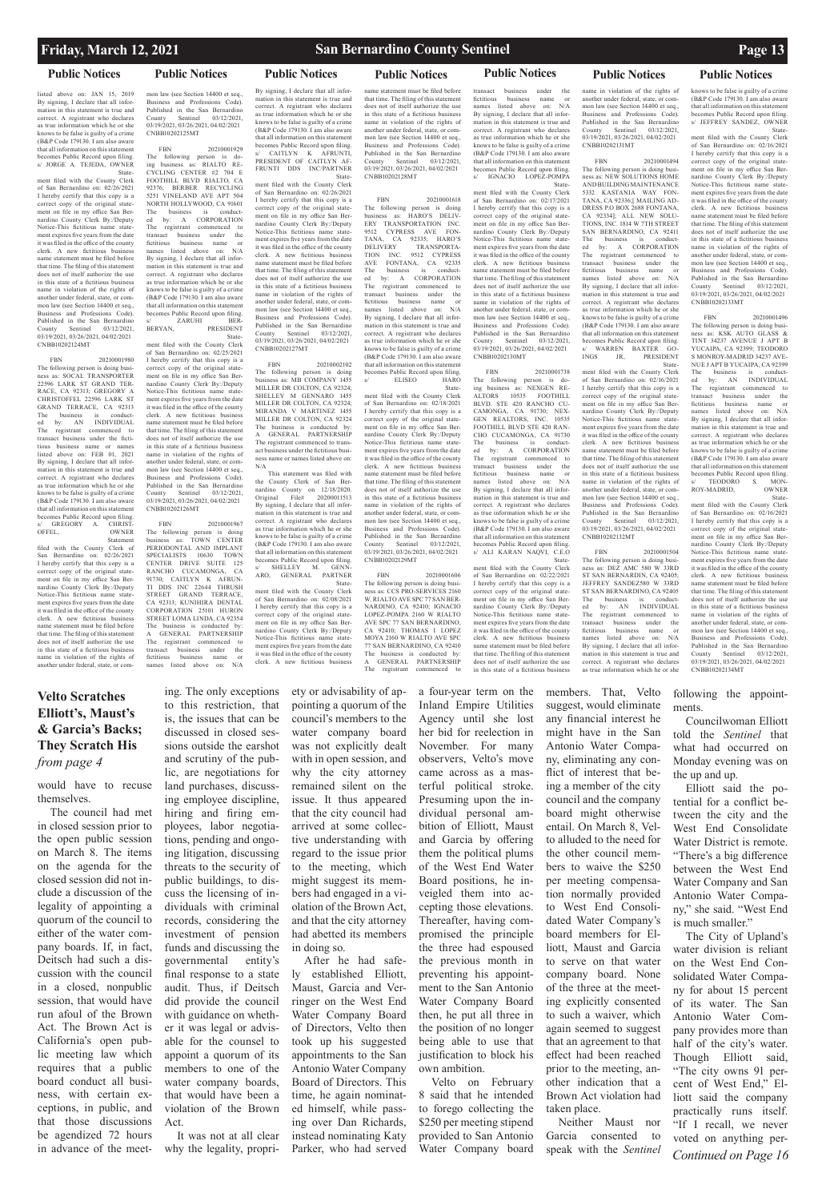## Public Notices

listed above on: JAN 15, 2019
By signing, I declare that all information in this statement is true and correct. A registrant who declares as true information which he or she knows to be false is guilty of a crime (B&P Code 179130. I am also aware that all information on this statement becomes Public Record upon filing.
s/ JORGE A. TEJEDA, OWNER
Statement filed with the County Clerk of San Bernardino on: 02/26/2021
I hereby certify that this copy is a correct copy of the original statement on file in my office San Bernardino County Clerk By:/Deputy
Notice-This fictitious name statement expires five years from the date it was filed in the office of the county clerk. A new fictitious business name statement must be filed before that time. The filing of this statement does not of itself authorize the use in this state of a fictitious business name in violation of the rights of another under federal, state, or common law (see Section 14400 et seq., Business and Professions Code).
Published in the San Bernardino County Sentinel 03/12/2021, 03/19/2021, 03/26/2021, 04/02/2021 CNBB10202124MT

FBN 20210001980
The following person is doing business as: SOCAL TRANSPORTER 22596 LARK ST GRAND TERRACE, CA 92313; GREGORY A CHRISTOFFEL 22596 LARK ST GRAND TERRACE, CA 92313
The business is conducted by: AN INDIVIDUAL
The registrant commenced to transact business under the fictitious business name or names listed above on: FEB 01, 2021
By signing, I declare that all information in this statement is true and correct. A registrant who declares as true information which he or she knows to be false is guilty of a crime (B&P Code 179130. I am also aware that all information on this statement becomes Public Record upon filing.
s/ GREGORY A. CHRISTOFFEL, OWNER
Statement filed with the County Clerk of San Bernardino on: 02/26/2021
I hereby certify that this copy is a correct copy of the original statement on file in my office San Bernardino County Clerk By:/Deputy
Notice-This fictitious name statement expires five years from the date it was filed in the office of the county clerk. A new fictitious business name statement must be filed before that time. The filing of this statement does not of itself authorize the use in this state of a fictitious business name in violation of the rights of another under federal, state, or common law (see Section 14400 et seq., Business and Professions Code).
Published in the San Bernardino County Sentinel 03/12/2021, 03/19/2021, 03/26/2021, 04/02/2021 CNBB10202125MT

FBN 20210001929
The following person is doing business as: RIALTO RECYCLING CENTER #2 704 E FOOTHILL BLVD RIALTO, CA 92376; BERBER RECYCLING 5251 VINELAND AVE APT 504 NORTH HOLLYWOOD, CA 91601
The business is conducted by: A CORPORATION
The registrant commenced to transact business under the fictitious business name or names listed above on: N/A
By signing, I declare that all information in this statement is true and correct. A registrant who declares as true information which he or she knows to be false is guilty of a crime (B&P Code 179130. I am also aware that all information on this statement becomes Public Record upon filing.
s/ ZARUHI BERBERYAN, PRESIDENT
Statement filed with the County Clerk of San Bernardino on: 02/25/2021
I hereby certify that this copy is a correct copy of the original statement on file in my office San Bernardino County Clerk By:/Deputy
Notice-This fictitious name statement expires five years from the date it was filed in the office of the county clerk. A new fictitious business name statement must be filed before that time. The filing of this statement does not of itself authorize the use in this state of a fictitious business name in violation of the rights of another under federal, state, or common law (see Section 14400 et seq., Business and Professions Code).
Published in the San Bernardino County Sentinel 03/12/2021, 03/19/2021, 03/26/2021, 04/02/2021 CNBB10202126MT

FBN 20210001967
The following person is doing business as: TOWN CENTER PERIODONTAL AND IMPLANT SPECIALISTS 10630 TOWN CENTER DRIVE SUITE 125 RANCHO CUCAMONGA, CA 91730; CAITLYN K AFRUNTI DDS INC 22644 THRUSH STREET GRAND TERRACE, CA 92313; KUNIHIRA DENTAL CORPORATION 25101 HURON STREET LOMA LINDA, CA 92354
The business is conducted by: A GENERAL PARTNERSHIP
The registrant commenced to transact business under the fictitious business name or names listed above on: N/A
By signing, I declare that all information in this statement is true and correct. A registrant who declares as true information which he or she knows to be false is guilty of a crime (B&P Code 179130. I am also aware that all information on this statement becomes Public Record upon filing.
s/ CAITLYN K AFRUNTI, PRESIDENT OF CAITLYN AFFRUNTI DDS INC/PARTNER
Statement filed with the County Clerk of San Bernardino on: 02/26/2021
I hereby certify that this copy is a correct copy of the original statement on file in my office San Bernardino County Clerk By:/Deputy
Notice-This fictitious name statement expires five years from the date it was filed in the office of the county clerk. A new fictitious business name statement must be filed before that time. The filing of this statement does not of itself authorize the use in this state of a fictitious business name in violation of the rights of another under federal, state, or common law (see Section 14400 et seq., Business and Professions Code).
Published in the San Bernardino County Sentinel 03/12/2021, 03/19/2021, 03/26/2021, 04/02/2021 CNBB10202127MT

FBN 20210002102
The following person is doing business as: MB COMPANY 1455 MILLER DR COLTON, CA 92324; SHELLEY M GENNARO 1455 MILLER DR COLTON, CA 92324; MIRANDA V MARTINEZ 1455 MILLER DR COLTON, CA 92324
The business is conducted by: A GENERAL PARTNERSHIP
The registrant commenced to transact business under the fictitious business name or names listed above on: N/A
This statement was filed with the County Clerk of San Bernardino County on 12/18/2020.
Original File# 20200011513
By signing, I declare that all information in this statement is true and correct. A registrant who declares as true information which he or she knows to be false is guilty of a crime (B&P Code 179130. I am also aware that all information on this statement becomes Public Record upon filing.
s/ SHELLEY M. GENNARO, GENERAL PARTNER
Statement filed with the County Clerk of San Bernardino on: 03/08/2021
I hereby certify that this copy is a correct copy of the original statement on file in my office San Bernardino County Clerk By:/Deputy
Notice-This fictitious name statement expires five years from the date it was filed in the office of the county clerk. A new fictitious business name statement must be filed before that time. The filing of this statement does not of itself authorize the use in this state of a fictitious business name in violation of the rights of another under federal, state, or common law (see Section 14400 et seq., Business and Professions Code).
Published in the San Bernardino County Sentinel 03/12/2021, 03/19/2021, 03/26/2021, 04/02/2021 CNBB10202128MT

FBN 20210001618
The following person is doing business as: HARO'S DELIVERY TRANSPORTATION INC. 9512 CYPRESS AVE FONTANA, CA 92335; HARO'S DELIVERY TRANSPORTATION INC. 9512 CYPRESS AVE FONTANA, CA 92335
The business is conducted by: A CORPORATION
The registrant commenced to transact business under the fictitious business name or names listed above on: N/A
By signing, I declare that all information in this statement is true and correct. A registrant who declares as true information which he or she knows to be false is guilty of a crime (B&P Code 179130. I am also aware that all information on this statement becomes Public Record upon filing.
s/ ELISEO HARO
Statement filed with the County Clerk of San Bernardino on: 02/18/2021
I hereby certify that this copy is a correct copy of the original statement on file in my office San Bernardino County Clerk By:/Deputy
Notice-This fictitious name statement expires five years from the date it was filed in the office of the county clerk. A new fictitious business name statement must be filed before that time. The filing of this statement does not of itself authorize the use in this state of a fictitious business name in violation of the rights of another under federal, state, or common law (see Section 14400 et seq., Business and Professions Code).
Published in the San Bernardino County Sentinel 03/12/2021, 03/19/2021, 03/26/2021, 04/02/2021 CNBB10202129MT

FBN 20210001606
The following person is doing business as: CCS PRO-SERVICES 2160 W. RIALTO AVE SPC 77 SAN BERNARDINO, CA 92410; IGNACIO LOPEZ-POMPA 2160 W RIALTO AVE SPC 77 SAN BERNARDINO, CA 92410; THOMAS I LOPEZ MOYA 2160 W RIALTO AVE SPC 77 SAN BERNARDINO, CA 92410
The business is conducted by: A GENERAL PARTNERSHIP
The registrant commenced to transact business under the fictitious business name or names listed above on: N/A
By signing, I declare that all information in this statement is true and correct. A registrant who declares as true information which he or she knows to be false is guilty of a crime (B&P Code 179130. I am also aware that all information on this statement becomes Public Record upon filing.
s/ IGNACIO LOPEZ-POMPA
Statement filed with the County Clerk of San Bernardino on: 02/17/2021
I hereby certify that this copy is a correct copy of the original statement on file in my office San Bernardino County Clerk By:/Deputy
Notice-This fictitious name statement expires five years from the date it was filed in the office of the county clerk. A new fictitious business name statement must be filed before that time. The filing of this statement does not of itself authorize the use in this state of a fictitious business name in violation of the rights of another under federal, state, or common law (see Section 14400 et seq., Business and Professions Code).
Published in the San Bernardino County Sentinel 03/12/2021, 03/19/2021, 03/26/2021, 04/02/2021 CNBB10202130MT

FBN 20210001738
The following person is doing business as: NEXGEN REALTORS 10535 FOOTHILL BLVD. STE 420 RANCHO CUCAMONGA, CA 91730; NEXGEN REALTORS, INC. 10535 FOOTHILL BLVD STE 420 RANCHO CUCAMONGA, CA 91730
The business is conducted by: A CORPORATION
The registrant commenced to transact business under the fictitious business name or names listed above on: N/A
By signing, I declare that all information in this statement is true and correct. A registrant who declares as true information which he or she knows to be false is guilty of a crime (B&P Code 179130. I am also aware that all information on this statement becomes Public Record upon filing.
s/ ALI KARAN NAQVI, C.E.O
Statement filed with the County Clerk of San Bernardino on: 02/22/2021
I hereby certify that this copy is a correct copy of the original statement on file in my office San Bernardino County Clerk By:/Deputy
Notice-This fictitious name statement expires five years from the date it was filed in the office of the county clerk. A new fictitious business name statement must be filed before that time. The filing of this statement does not of itself authorize the use in this state of a fictitious business name in violation of the rights of another under federal, state, or common law (see Section 14400 et seq., Business and Professions Code).
Published in the San Bernardino County Sentinel 03/12/2021, 03/19/2021, 03/26/2021, 04/02/2021 CNBB10202131MT

FBN 20210001494
The following person is doing business as: NEW SOLUTIONS HOME AND BUILDING MAINTENANCE 5332 KASTANIA WAY FONTANA, CA 92336;[ MAILING ADDRESS P.O BOX 2688 FONTANA, CA 92334]; ALL NEW SOLUTIONS, INC. 1814 W 7TH STREET SAN BERNARDINO, CA 92411
The business is conducted by: A CORPORATION
The registrant commenced to transact business under the fictitious business name or names listed above on: N/A
By signing, I declare that all information in this statement is true and correct. A registrant who declares as true information which he or she knows to be false is guilty of a crime (B&P Code 179130. I am also aware that all information on this statement becomes Public Record upon filing.
s/ WARREN BAXTER GOINGS JR, PRESIDENT
Statement filed with the County Clerk of San Bernardino on: 02/16/2021
I hereby certify that this copy is a correct copy of the original statement on file in my office San Bernardino County Clerk By:/Deputy
Notice-This fictitious name statement expires five years from the date it was filed in the office of the county clerk. A new fictitious business name statement must be filed before that time. The filing of this statement does not of itself authorize the use in this state of a fictitious business name in violation of the rights of another under federal, state, or common law (see Section 14400 et seq., Business and Professions Code).
Published in the San Bernardino County Sentinel 03/12/2021, 03/19/2021, 03/26/2021, 04/02/2021 CNBB10202132MT

FBN 20210001504
The following person is doing business as: DEZ AMC 580 W 33RD ST SAN BERNARDIN, CA 92405; JEFFREY SANDEZ580 W 33RD ST SAN BERNARDINO, CA 92405
The business is conducted by: AN INDIVIDUAL
The registrant commenced to transact business under the fictitious business name or names listed above on: N/A
By signing, I declare that all information in this statement is true and correct. A registrant who declares as true information which he or she knows to be false is guilty of a crime (B&P Code 179130. I am also aware that all information on this statement becomes Public Record upon filing.
s/ JEFFREY SANDEZ, OWNER
Statement filed with the County Clerk of San Bernardino on: 02/16/2021
I hereby certify that this copy is a correct copy of the original statement on file in my office San Bernardino County Clerk By:/Deputy
Notice-This fictitious name statement expires five years from the date it was filed in the office of the county clerk. A new fictitious business name statement must be filed before that time. The filing of this statement does not of itself authorize the use in this state of a fictitious business name in violation of the rights of another under federal, state, or common law (see Section 14400 et seq., Business and Professions Code).
Published in the San Bernardino County Sentinel 03/12/2021, 03/19/2021, 03/26/2021, 04/02/2021 CNBB10202133MT

FBN 20210001496
The following person is doing business as: KSK AUTO GLASS & TINT 34237 AVENUE J APT B YUCAIPA, CA 92399; TEODORO S MONROY-MADRID 34237 AVENUE J APT B YUCAIPA, CA 92399
The business is conducted by: AN INDIVIDUAL
The registrant commenced to transact business under the fictitious business name or names listed above on: N/A
By signing, I declare that all information in this statement is true and correct. A registrant who declares as true information which he or she knows to be false is guilty of a crime (B&P Code 179130. I am also aware that all information on this statement becomes Public Record upon filing.
s/ TEODORO S. MONROY-MADRID, OWNER
Statement filed with the County Clerk of San Bernardino on: 02/16/2021
I hereby certify that this copy is a correct copy of the original statement on file in my office San Bernardino County Clerk By:/Deputy
Notice-This fictitious name statement expires five years from the date it was filed in the office of the county clerk. A new fictitious business name statement must be filed before that time. The filing of this statement does not of itself authorize the use in this state of a fictitious business name in violation of the rights of another under federal, state, or common law (see Section 14400 et seq., Business and Professions Code).
Published in the San Bernardino County Sentinel 03/12/2021, 03/19/2021, 03/26/2021, 04/02/2021 CNBB10202134MT

## Velto Scratches Elliott's, Maust's & Garcia's Backs; They Scratch His

*from page 4*

would have to recuse themselves.

The council had met in closed session prior to the open public session on March 8. The items on the agenda for the closed session did not include a discussion of the legality of appointing a quorum of the council to either of the water company boards. If, in fact, Deitsch had such a discussion with the council in a closed, nonpublic session, that would have run afoul of the Brown Act. The Brown Act is California's open public meeting law which requires that a public board conduct all business, with certain exceptions, in public, and that those discussions be agendized 72 hours in advance of the meeting. The only exceptions to this restriction, that is, the issues that can be discussed in closed sessions outside the earshot and scrutiny of the public, are negotiations for land purchases, discussing employee discipline, hiring and firing employees, labor negotiations, pending and ongoing litigation, discussing threats to the security of public buildings, to discuss the licensing of individuals with criminal records, considering the investment of pension funds and discussing the governmental entity's final response to a state audit. Thus, if Deitsch did provide the council with guidance on whether it was legal or advisable for the counsel to appoint a quorum of its members to one of the water company boards, that would have been a violation of the Brown Act.

It was not at all clear why the legality, propriety or advisability of appointing a quorum of the council's members to the water company board was not explicitly dealt with in open session, and why the city attorney remained silent on the issue. It thus appeared that the city council had arrived at some collective understanding with regard to the issue prior to the meeting, which might suggest its members had engaged in a violation of the Brown Act, and that the city attorney had abetted its members in doing so.

After he had safely established Elliott, Maust, Garcia and Verringer on the West End Water Company Board of Directors, Velto then took up his suggested appointments to the San Antonio Water Company Board of Directors. This time, he again nominated himself, while passing over Dan Richards, instead nominating Katy Parker, who had served a four-year term on the Inland Empire Utilities Agency until she lost her bid for reelection in November. For many observers, Velto's move came across as a masterful political stroke. Presuming upon the individual personal ambition of Elliott, Maust and Garcia by offering them the political plums of the West End Water Board positions, he inveigled them into accepting those elevations. Thereafter, having compromised the principle the three had espoused the previous month in preventing his appointment to the San Antonio Water Company Board then, he put all three in the position of no longer being able to use that justification to block his own ambition.

Velto on February 8 said that he intended to forego collecting the $250 per meeting stipend provided to San Antonio Water Company board members. That, Velto suggest, would eliminate any financial interest he might have in the San Antonio Water Company, eliminating any conflict of interest that being a member of the city council and the company board might otherwise entail. On March 8, Velto alluded to the need for the other council members to waive the $250 per meeting compensation normally provided to West End Consolidated Water Company's board members for Elliott, Maust and Garcia to serve on that water company board. None of the three at the meeting explicitly consented to such a waiver, which again seemed to suggest that an agreement to that effect had been reached prior to the meeting, another indication that a Brown Act violation had taken place.

Neither Maust nor Garcia consented to speak with the *Sentinel* following the appointments.

Councilwoman Elliott told the *Sentinel* that what had occurred on Monday evening was on the up and up.

Elliott said the potential for a conflict between the city and the West End Consolidate Water District is remote. "There's a big difference between the West End Water Company and San Antonio Water Company," she said. "West End is much smaller."

The City of Upland's water division is reliant on the West End Consolidated Water Company for about 15 percent of its water. The San Antonio Water Company provides more than half of the city's water. Though Elliott said, "The city owns 91 percent of West End," Elliott said the company practically runs itself. "If I recall, we never voted on anything per-

*Continued on Page 16*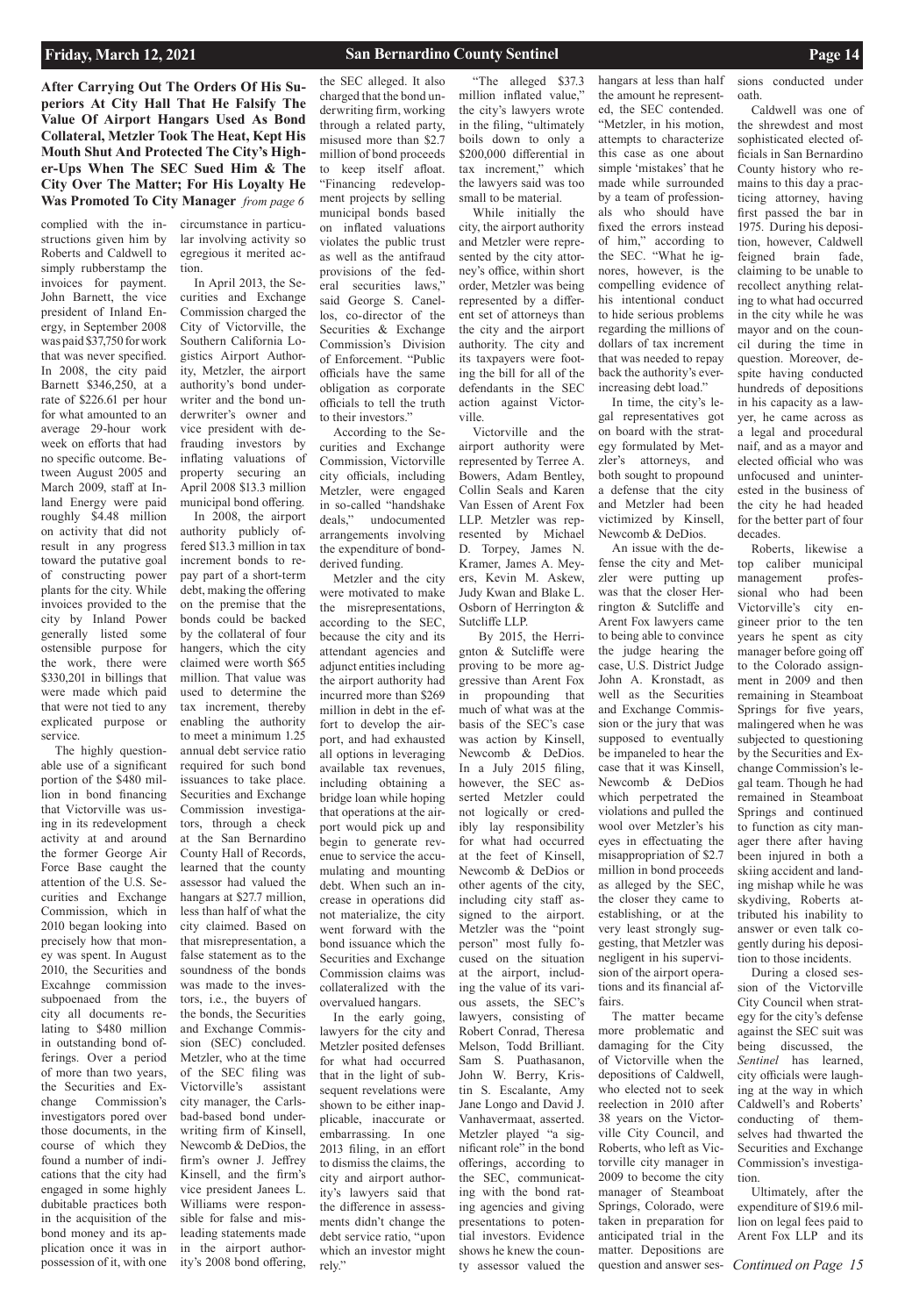**After Carrying Out The Orders Of His Superiors At City Hall That He Falsify The Value Of Airport Hangars Used As Bond Collateral, Metzler Took The Heat, Kept His Mouth Shut And Protected The City's Higher-Ups When The SEC Sued Him & The City Over The Matter; For His Loyalty He Was Promoted To City Manager** *from page 6*

complied with the instructions given him by Roberts and Caldwell to simply rubberstamp the invoices for payment. John Barnett, the vice president of Inland Energy, in September 2008 was paid $37,750 for work that was never specified. In 2008, the city paid Barnett $346,250, at a rate of $226.61 per hour for what amounted to an average 29-hour work week on efforts that had no specific outcome. Between August 2005 and March 2009, staff at Inland Energy were paid roughly $4.48 million on activity that did not result in any progress toward the putative goal of constructing power plants for the city. While invoices provided to the city by Inland Power generally listed some ostensible purpose for the work, there were $330,201 in billings that were made which paid that were not tied to any explicated purpose or service.

The highly questionable use of a significant portion of the $480 million in bond financing that Victorville was using in its redevelopment activity at and around the former George Air Force Base caught the attention of the U.S. Securities and Exchange Commission, which in 2010 began looking into precisely how that money was spent. In August 2010, the Securities and Excahnge commission subpoenaed from the city all documents relating to $480 million in outstanding bond offerings. Over a period of more than two years, the Securities and Exchange Commission's investigators pored over those documents, in the course of which they found a number of indications that the city had engaged in some highly dubitable practices both in the acquisition of the bond money and its application once it was in possession of it, with one circumstance in particular involving activity so egregious it merited action.

In April 2013, the Securities and Exchange Commission charged the City of Victorville, the Southern California Logistics Airport Authority, Metzler, the airport authority's bond underwriter and the bond underwriter's owner and vice president with defrauding investors by inflating valuations of property securing an April 2008 $13.3 million municipal bond offering.

In 2008, the airport authority publicly offered $13.3 million in tax increment bonds to repay part of a short-term debt, making the offering on the premise that the bonds could be backed by the collateral of four hangers, which the city claimed were worth $65 million. That value was used to determine the tax increment, thereby enabling the authority to meet a minimum 1.25 annual debt service ratio required for such bond issuances to take place. Securities and Exchange Commission investigators, through a check at the San Bernardino County Hall of Records, learned that the county assessor had valued the hangars at $27.7 million, less than half of what the city claimed. Based on that misrepresentation, a false statement as to the soundness of the bonds was made to the investors, i.e., the buyers of the bonds, the Securities and Exchange Commission (SEC) concluded. Metzler, who at the time of the SEC filing was Victorville's assistant city manager, the Carlsbad-based bond underwriting firm of Kinsell, Newcomb & DeDios, the firm's owner J. Jeffrey Kinsell, and the firm's vice president Janees L. Williams were responsible for false and misleading statements made in the airport authority's 2008 bond offering, the SEC alleged. It also charged that the bond underwriting firm, working through a related party, misused more than $2.7 million of bond proceeds to keep itself afloat. "Financing redevelopment projects by selling municipal bonds based on inflated valuations violates the public trust as well as the antifraud provisions of the federal securities laws," said George S. Canellos, co-director of the Securities & Exchange Commission's Division of Enforcement. "Public officials have the same obligation as corporate officials to tell the truth to their investors."

According to the Securities and Exchange Commission, Victorville city officials, including Metzler, were engaged in so-called "handshake deals," undocumented arrangements involving the expenditure of bond-derived funding.

Metzler and the city were motivated to make the misrepresentations, according to the SEC, because the city and its attendant agencies and adjunct entities including the airport authority had incurred more than $269 million in debt in the effort to develop the airport, and had exhausted all options in leveraging available tax revenues, including obtaining a bridge loan while hoping that operations at the airport would pick up and begin to generate revenue to service the accumulating and mounting debt. When such an increase in operations did not materialize, the city went forward with the bond issuance which the Securities and Exchange Commission claims was collateralized with the overvalued hangars.

In the early going, lawyers for the city and Metzler posited defenses for what had occurred that in the light of subsequent revelations were shown to be either inapplicable, inaccurate or embarrassing. In one 2013 filing, in an effort to dismiss the claims, the city and airport authority's lawyers said that the difference in assessments didn't change the debt service ratio, "upon which an investor might rely."

"The alleged $37.3 million inflated value," the city's lawyers wrote in the filing, "ultimately boils down to only a $200,000 differential in tax increment," which the lawyers said was too small to be material.

While initially the city, the airport authority and Metzler were represented by the city attorney's office, within short order, Metzler was being represented by a different set of attorneys than the city and the airport authority. The city and its taxpayers were footing the bill for all of the defendants in the SEC action against Victorville.

Victorville and the airport authority were represented by Terree A. Bowers, Adam Bentley, Collin Seals and Karen Van Essen of Arent Fox LLP. Metzler was represented by Michael D. Torpey, James N. Kramer, James A. Meyers, Kevin M. Askew, Judy Kwan and Blake L. Osborn of Herrington & Sutcliffe LLP.

By 2015, the Herrignton & Sutcliffe were proving to be more aggressive than Arent Fox in propounding that much of what was at the basis of the SEC's case was action by Kinsell, Newcomb & DeDios. In a July 2015 filing, however, the SEC asserted Metzler could not logically or credibly lay responsibility for what had occurred at the feet of Kinsell, Newcomb & DeDios or other agents of the city, including city staff assigned to the airport. Metzler was the "point person" most fully focused on the situation at the airport, including the value of its various assets, the SEC's lawyers, consisting of Robert Conrad, Theresa Melson, Todd Brilliant. Sam S. Puathasanon, John W. Berry, Kristin S. Escalante, Amy Jane Longo and David J. Vanhavermaat, asserted. Metzler played "a significant role" in the bond offerings, according to the SEC, communicating with the bond rating agencies and giving presentations to potential investors. Evidence shows he knew the county assessor valued the hangars at less than half the amount he represented, the SEC contended. "Metzler, in his motion, attempts to characterize this case as one about simple 'mistakes' that he made while surrounded by a team of professionals who should have fixed the errors instead of him," according to the SEC. "What he ignores, however, is the compelling evidence of his intentional conduct to hide serious problems regarding the millions of dollars of tax increment that was needed to repay back the authority's ever-increasing debt load."

In time, the city's legal representatives got on board with the strategy formulated by Metzler's attorneys, and both sought to propound a defense that the city and Metzler had been victimized by Kinsell, Newcomb & DeDios.

An issue with the defense the city and Metzler were putting up was that the closer Herrington & Sutcliffe and Arent Fox lawyers came to being able to convince the judge hearing the case, U.S. District Judge John A. Kronstadt, as well as the Securities and Exchange Commission or the jury that was supposed to eventually be impaneled to hear the case that it was Kinsell, Newcomb & DeDios which perpetrated the violations and pulled the wool over Metzler's his eyes in effectuating the misappropriation of $2.7 million in bond proceeds as alleged by the SEC, the closer they came to establishing, or at the very least strongly suggesting, that Metzler was negligent in his supervision of the airport operations and its financial affairs.

The matter became more problematic and damaging for the City of Victorville when the depositions of Caldwell, who elected not to seek reelection in 2010 after 38 years on the Victorville City Council, and Roberts, who left as Victorville city manager in 2009 to become the city manager of Steamboat Springs, Colorado, were taken in preparation for anticipated trial in the matter. Depositions are question and answer sessions conducted under oath.

Caldwell was one of the shrewdest and most sophisticated elected officials in San Bernardino County history who remains to this day a practicing attorney, having first passed the bar in 1975. During his deposition, however, Caldwell feigned brain fade, claiming to be unable to recollect anything relating to what had occurred in the city while he was mayor and on the council during the time in question. Moreover, despite having conducted hundreds of depositions in his capacity as a lawyer, he came across as a legal and procedural naif, and as a mayor and elected official who was unfocused and uninterested in the business of the city he had headed for the better part of four decades.

Roberts, likewise a top caliber municipal management professional who had been Victorville's city engineer prior to the ten years he spent as city manager before going off to the Colorado assignment in 2009 and then remaining in Steamboat Springs for five years, malingered when he was subjected to questioning by the Securities and Exchange Commission's legal team. Though he had remained in Steamboat Springs and continued to function as city manager there after having been injured in both a skiing accident and landing mishap while he was skydiving, Roberts attributed his inability to answer or even talk cogently during his deposition to those incidents.

During a closed session of the Victorville City Council when strategy for the city's defense against the SEC suit was being discussed, the *Sentinel* has learned, city officials were laughing at the way in which Caldwell's and Roberts' conducting of themselves had thwarted the Securities and Exchange Commission's investigation.

Ultimately, after the expenditure of $19.6 million on legal fees paid to Arent Fox LLP and its

*Continued on Page 15*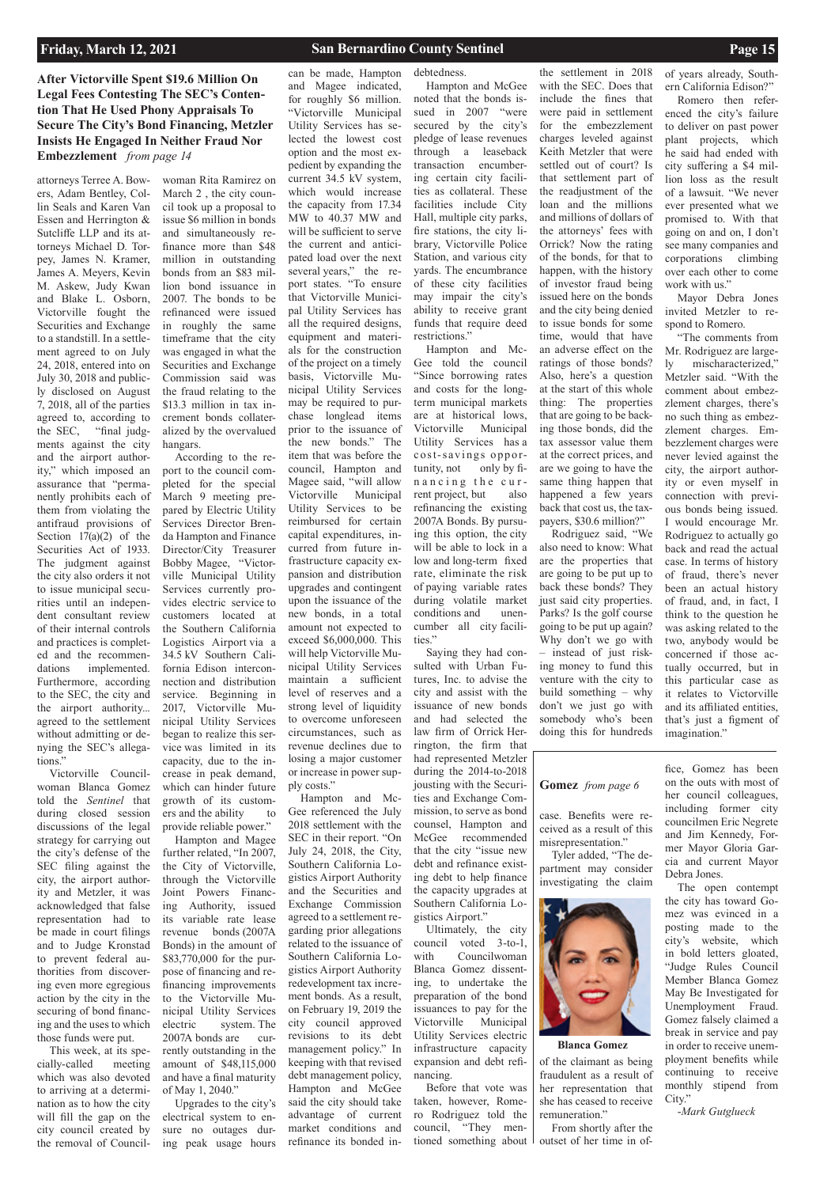## After Victorville Spent $19.6 Million On Legal Fees Contesting The SEC's Contention That He Used Phony Appraisals To Secure The City's Bond Financing, Metzler Insists He Engaged In Neither Fraud Nor Embezzlement *from page 14*

attorneys Terree A. Bowers, Adam Bentley, Colin Seals and Karen Van Essen and Herrington & Sutcliffe LLP and its attorneys Michael D. Torpey, James N. Kramer, James A. Meyers, Kevin M. Askew, Judy Kwan and Blake L. Osborn, Victorville fought the Securities and Exchange to a standstill. In a settlement agreed to on July 24, 2018, entered into on July 30, 2018 and publicly disclosed on August 7, 2018, all of the parties agreed to, according to the SEC, "final judgments against the city and the airport authority," which imposed an assurance that "permanently prohibits each of them from violating the antifraud provisions of Section 17(a)(2) of the Securities Act of 1933. The judgment against the city also orders it not to issue municipal securities until an independent consultant review of their internal controls and practices is completed and the recommendations implemented. Furthermore, according to the SEC, the city and the airport authority... agreed to the settlement without admitting or denying the SEC's allegations."

Victorville Councilwoman Blanca Gomez told the *Sentinel* that during closed session discussions of the legal strategy for carrying out the city's defense of the SEC filing against the city, the airport authority and Metzler, it was acknowledged that false representation had to be made in court filings and to Judge Kronstad to prevent federal authorities from discovering even more egregious action by the city in the securing of bond financing and the uses to which those funds were put.

This week, at its specially-called meeting which was also devoted to arriving at a determination as to how the city will fill the gap on the city council created by the removal of Councilwoman Rita Ramirez on March 2 , the city council took up a proposal to issue $6 million in bonds and simultaneously refinance more than $48 million in outstanding bonds from an $83 million bond issuance in 2007. The bonds to be refinanced were issued in roughly the same timeframe that the city was engaged in what the Securities and Exchange Commission said was the fraud relating to the $13.3 million in tax increment bonds collateralized by the overvalued hangars.

According to the report to the council completed for the special March 9 meeting prepared by Electric Utility Services Director Brenda Hampton and Finance Director/City Treasurer Bobby Magee, "Victorville Municipal Utility Services currently provides electric service to customers located at the Southern California Logistics Airport via a 34.5 kV Southern California Edison interconnection and distribution service. Beginning in 2017, Victorville Municipal Utility Services began to realize this service was limited in its capacity, due to the increase in peak demand, which can hinder future growth of its customers and the ability to provide reliable power."

Hampton and Magee further related, "In 2007, the City of Victorville, through the Victorville Joint Powers Financing Authority, issued its variable rate lease revenue bonds (2007A Bonds) in the amount of $83,770,000 for the purpose of financing and refinancing improvements to the Victorville Municipal Utility Services electric system. The 2007A bonds are currently outstanding in the amount of $48,115,000 and have a final maturity of May 1, 2040."

Upgrades to the city's electrical system to ensure no outages during peak usage hours can be made, Hampton and Magee indicated, for roughly $6 million. "Victorville Municipal Utility Services has selected the lowest cost option and the most expedient by expanding the current 34.5 kV system, which would increase the capacity from 17.34 MW to 40.37 MW and will be sufficient to serve the current and anticipated load over the next several years," the report states. "To ensure that Victorville Municipal Utility Services has all the required designs, equipment and materials for the construction of the project on a timely basis, Victorville Municipal Utility Services may be required to purchase longlead items prior to the issuance of the new bonds." The item that was before the council, Hampton and Magee said, "will allow Victorville Municipal Utility Services to be reimbursed for certain capital expenditures, incurred from future infrastructure capacity expansion and distribution upgrades and contingent upon the issuance of the new bonds, in a total amount not expected to exceed $6,000,000. This will help Victorville Municipal Utility Services maintain a sufficient level of reserves and a strong level of liquidity to overcome unforeseen circumstances, such as revenue declines due to losing a major customer or increase in power supply costs."

Hampton and McGee referenced the July 2018 settlement with the SEC in their report. "On July 24, 2018, the City, Southern California Logistics Airport Authority and the Securities and Exchange Commission agreed to a settlement regarding prior allegations related to the issuance of Southern California Logistics Airport Authority redevelopment tax increment bonds. As a result, on February 19, 2019 the city council approved revisions to its debt management policy." In keeping with that revised debt management policy, Hampton and McGee said the city should take advantage of current market conditions and refinance its bonded indebtedness.

Hampton and McGee noted that the bonds issued in 2007 "were secured by the city's pledge of lease revenues through a leaseback transaction encumbering certain city facilities as collateral. These facilities include City Hall, multiple city parks, fire stations, the city library, Victorville Police Station, and various city yards. The encumbrance of these city facilities may impair the city's ability to receive grant funds that require deed restrictions."

Hampton and McGee told the council "Since borrowing rates and costs for the long-term municipal markets are at historical lows, Victorville Municipal Utility Services has a cost-savings opportunity, not only by financing the current project, but also refinancing the existing 2007A Bonds. By pursuing this option, the city will be able to lock in a low and long-term fixed rate, eliminate the risk of paying variable rates during volatile market conditions and unencumber all city facilities."

Saying they had consulted with Urban Futures, Inc. to advise the city and assist with the issuance of new bonds and had selected the law firm of Orrick Herrington, the firm that had represented Metzler during the 2014-to-2018 jousting with the Securities and Exchange Commission, to serve as bond counsel, Hampton and McGee recommended that the city "issue new debt and refinance existing debt to help finance the capacity upgrades at Southern California Logistics Airport."

Ultimately, the city council voted 3-to-1, with Councilwoman Blanca Gomez dissenting, to undertake the preparation of the bond issuances to pay for the Victorville Municipal Utility Services electric infrastructure capacity expansion and debt refinancing.

Before that vote was taken, however, Romero Rodriguez told the council, "They mentioned something about the settlement in 2018 with the SEC. Does that include the fines that were paid in settlement for the embezzlement charges leveled against Keith Metzler that were settled out of court? Is that settlement part of the readjustment of the loan and the millions and millions of dollars of the attorneys' fees with Orrick? Now the rating of the bonds, for that to happen, with the history of investor fraud being issued here on the bonds and the city being denied to issue bonds for some time, would that have an adverse effect on the ratings of those bonds? Also, here's a question at the start of this whole thing: The properties that are going to be backing those bonds, did the tax assessor value them at the correct prices, and are we going to have the same thing happen that happened a few years back that cost us, the taxpayers, $30.6 million?"

Rodriguez said, "We also need to know: What are the properties that are going to be put up to back these bonds? They just said city properties. Parks? Is the golf course going to be put up again? Why don't we go with – instead of just risking money to fund this venture with the city to build something – why don't we just go with somebody who's been doing this for hundreds of years already, Southern California Edison?"

Romero then referenced the city's failure to deliver on past power plant projects, which he said had ended with city suffering a $4 million loss as the result of a lawsuit. "We never ever presented what we promised to. With that going on and on, I don't see many companies and corporations climbing over each other to come work with us."

Mayor Debra Jones invited Metzler to respond to Romero.

"The comments from Mr. Rodriguez are largely mischaracterized," Metzler said. "With the comment about embezzlement charges, there's no such thing as embezzlement charges. Embezzlement charges were never levied against the city, the airport authority or even myself in connection with previous bonds being issued. I would encourage Mr. Rodriguez to actually go back and read the actual case. In terms of history of fraud, there's never been an actual history of fraud, and, in fact, I think to the question he was asking related to the two, anybody would be concerned if those actually occurred, but in this particular case as it relates to Victorville and its affiliated entities, that's just a figment of imagination."

---

## Gomez *from page 6*

case. Benefits were received as a result of this misrepresentation."

Tyler added, "The department may consider investigating the claim of the claimant as being fraudulent as a result of her representation that she has ceased to receive remuneration."

**Blanca Gomez**

From shortly after the outset of her time in office, Gomez has been on the outs with most of her council colleagues, including former city councilmen Eric Negrete and Jim Kennedy, Former Mayor Gloria Garcia and current Mayor Debra Jones.

The open contempt the city has toward Gomez was evinced in a posting made to the city's website, which in bold letters gloated, "Judge Rules Council Member Blanca Gomez May Be Investigated for Unemployment Fraud. Gomez falsely claimed a break in service and pay in order to receive unemployment benefits while continuing to receive monthly stipend from City."

*-Mark Gutglueck*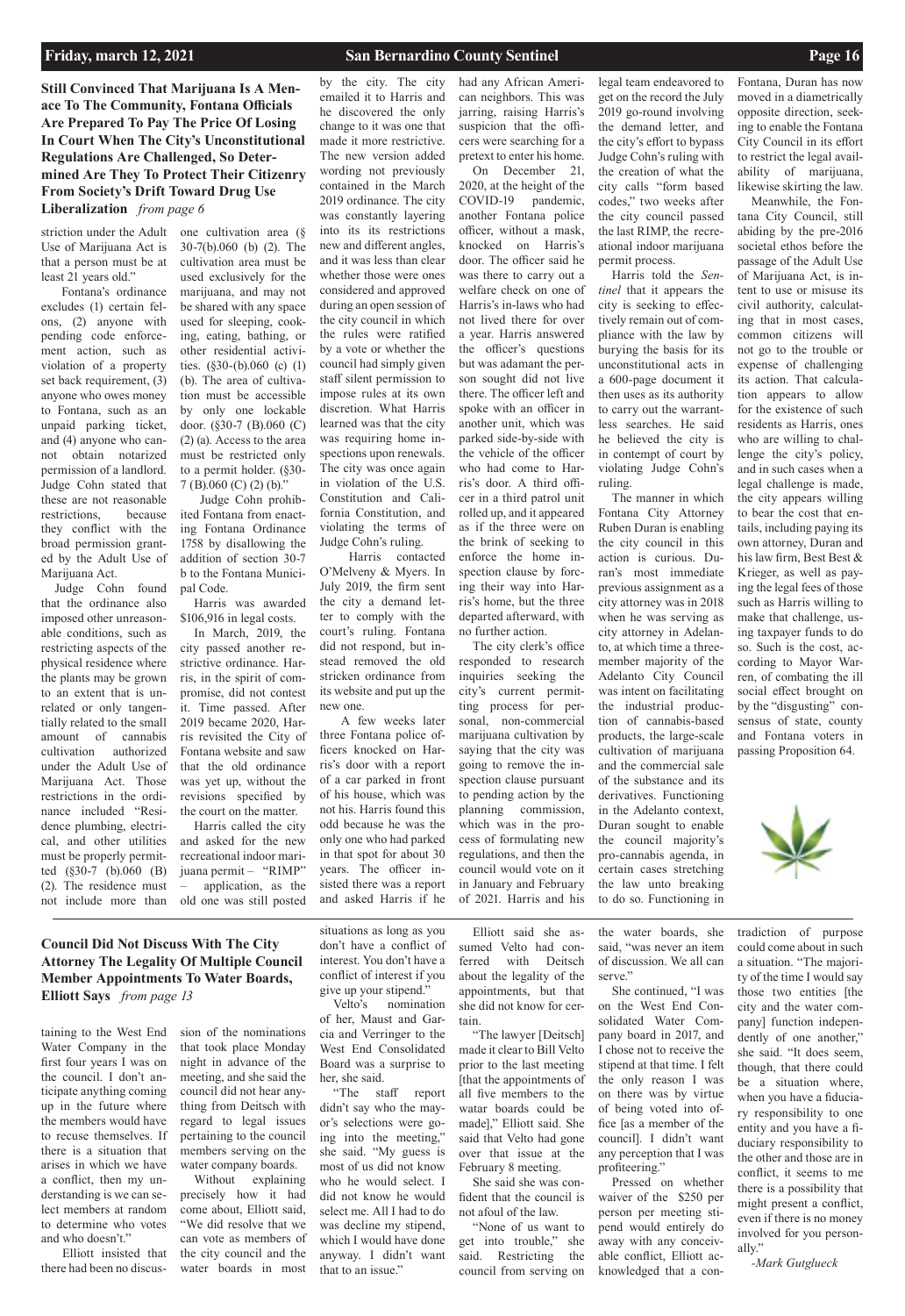## Still Convinced That Marijuana Is A Menace To The Community, Fontana Officials Are Prepared To Pay The Price Of Losing In Court When The City's Unconstitutional Regulations Are Challenged, So Determined Are They To Protect Their Citizenry From Society's Drift Toward Drug Use Liberalization *from page 6*

striction under the Adult Use of Marijuana Act is that a person must be at least 21 years old."

Fontana's ordinance excludes (1) certain felons, (2) anyone with pending code enforcement action, such as violation of a property set back requirement, (3) anyone who owes money to Fontana, such as an unpaid parking ticket, and (4) anyone who cannot obtain notarized permission of a landlord. Judge Cohn stated that these are not reasonable restrictions, because they conflict with the broad permission granted by the Adult Use of Marijuana Act.

Judge Cohn found that the ordinance also imposed other unreasonable conditions, such as restricting aspects of the physical residence where the plants may be grown to an extent that is unrelated or only tangentially related to the small amount of cannabis cultivation authorized under the Adult Use of Marijuana Act. Those restrictions in the ordinance included "Residence plumbing, electrical, and other utilities must be properly permitted (§30-7 (b).060 (B) (2). The residence must not include more than one cultivation area (§ 30-7(b).060 (b) (2). The cultivation area must be used exclusively for the marijuana, and may not be shared with any space used for sleeping, cooking, eating, bathing, or other residential activities. (§30-(b).060 (c) (1) (b). The area of cultivation must be accessible by only one lockable door. (§30-7 (B).060 (C) (2) (a). Access to the area must be restricted only to a permit holder. (§30-7 (B).060 (C) (2) (b)."

Judge Cohn prohibited Fontana from enacting Fontana Ordinance 1758 by disallowing the addition of section 30-7 b to the Fontana Municipal Code.

Harris was awarded $106,916 in legal costs.

In March, 2019, the city passed another restrictive ordinance. Harris, in the spirit of compromise, did not contest it. Time passed. After 2019 became 2020, Harris revisited the City of Fontana website and saw that the old ordinance was yet up, without the revisions specified by the court on the matter.

Harris called the city and asked for the new recreational indoor marijuana permit – "RIMP" – application, as the old one was still posted by the city. The city emailed it to Harris and he discovered the only change to it was one that made it more restrictive. The new version added wording not previously contained in the March 2019 ordinance. The city was constantly layering into its restrictions new and different angles, and it was less than clear whether those were ones considered and approved during an open session of the city council in which the rules were ratified by a vote or whether the council had simply given staff silent permission to impose rules at its own discretion. What Harris learned was that the city was requiring home inspections upon renewals. The city was once again in violation of the U.S. Constitution and California Constitution, and violating the terms of Judge Cohn's ruling.

Harris contacted O'Melveny & Myers. In July 2019, the firm sent the city a demand letter to comply with the court's ruling. Fontana did not respond, but instead removed the old stricken ordinance from its website and put up the new one.

A few weeks later three Fontana police officers knocked on Harris's door with a report of a car parked in front of his house, which was not his. Harris found this odd because he was the only one who had parked in that spot for about 30 years. The officer insisted there was a report and asked Harris if he had any African American neighbors. This was jarring, raising Harris's suspicion that the officers were searching for a pretext to enter his home.

On December 21, 2020, at the height of the COVID-19 pandemic, another Fontana police officer, without a mask, knocked on Harris's door. The officer said he was there to carry out a welfare check on one of Harris's in-laws who had not lived there for over a year. Harris answered the officer's questions but was adamant the person sought did not live there. The officer left and spoke with an officer in another unit, which was parked side-by-side with the vehicle of the officer who had come to Harris's door. A third officer in a third patrol unit rolled up, and it appeared as if the three were on the brink of seeking to enforce the home inspection clause by forcing their way into Harris's home, but the three departed afterward, with no further action.

The city clerk's office responded to research inquiries seeking the city's current permitting process for personal, non-commercial marijuana cultivation by saying that the city was going to remove the inspection clause pursuant to pending action by the planning commission, which was in the process of formulating new regulations, and then the council would vote on it in January and February of 2021. Harris and his legal team endeavored to get on the record the July 2019 go-round involving the demand letter, and the city's effort to bypass Judge Cohn's ruling with the creation of what the city calls "form based codes," two weeks after the city council passed the last RIMP, the recreational indoor marijuana permit process.

Harris told the *Sentinel* that it appears the city is seeking to effectively remain out of compliance with the law by burying the basis for its unconstitutional acts in a 600-page document it then uses as its authority to carry out the warrantless searches. He said he believed the city is in contempt of court by violating Judge Cohn's ruling.

The manner in which Fontana City Attorney Ruben Duran is enabling the city council in this action is curious. Duran's most immediate previous assignment as a city attorney was in 2018 when he was serving as city attorney in Adelanto, at which time a three-member majority of the Adelanto City Council was intent on facilitating the industrial production of cannabis-based products, the large-scale cultivation of marijuana and the commercial sale of the substance and its derivatives. Functioning in the Adelanto context, Duran sought to enable the council majority's pro-cannabis agenda, in certain cases stretching the law unto breaking to do so. Functioning in Fontana, Duran has now moved in a diametrically opposite direction, seeking to enable the Fontana City Council in its effort to restrict the legal availability of marijuana, likewise skirting the law.

Meanwhile, the Fontana City Council, still abiding by the pre-2016 societal ethos before the passage of the Adult Use of Marijuana Act, is intent to use or misuse its civil authority, calculating that in most cases, common citizens will not go to the trouble or expense of challenging its action. That calculation appears to allow for the existence of such residents as Harris, ones who are willing to challenge the city's policy, and in such cases when a legal challenge is made, the city appears willing to bear the cost that entails, including paying its own attorney, Duran and his law firm, Best Best & Krieger, as well as paying the legal fees of those such as Harris willing to make that challenge, using taxpayer funds to do so. Such is the cost, according to Mayor Warren, of combating the ill social effect brought on by the "disgusting" consensus of state, county and Fontana voters in passing Proposition 64.

## Council Did Not Discuss With The City Attorney The Legality Of Multiple Council Member Appointments To Water Boards, Elliott Says *from page 13*

taining to the West End Water Company in the first four years I was on the council. I don't anticipate anything coming up in the future where the members would have to recuse themselves. If there is a situation that arises in which we have a conflict, then my understanding is we can select members at random to determine who votes and who doesn't."

Elliott insisted that there had been no discussion of the nominations that took place Monday night in advance of the meeting, and she said the council did not hear anything from Deitsch with regard to legal issues pertaining to the council members serving on the water company boards.

Without explaining precisely how it had come about, Elliott said, "We did resolve that we can vote as members of the city council and the water boards in most situations as long as you don't have a conflict of interest. You don't have a conflict of interest if you give up your stipend."

Velto's nomination of her, Maust and Garcia and Verringer to the West End Consolidated Board was a surprise to her, she said.

"The staff report didn't say who the mayor's selections were going into the meeting," she said. "My guess is most of us did not know who he would select. I did not know he would select me. All I had to do was decline my stipend, which I would have done anyway. I didn't want that to an issue."

Elliott said she assumed Velto had conferred with Deitsch about the legality of the appointments, but that she did not know for certain.

"The lawyer [Deitsch] made it clear to Bill Velto prior to the last meeting [that the appointments of all five members to the water boards could be made]," Elliott said. She said that Velto had gone over that issue at the February 8 meeting.

She said she was confident that the council is not afoul of the law.

"None of us want to get into trouble," she said. Restricting the council from serving on the water boards, she said, "was never an item of discussion. We all can serve."

She continued, "I was on the West End Consolidated Water Company board in 2017, and I chose not to receive the stipend at that time. I felt the only reason I was on there was by virtue of being voted into office [as a member of the council]. I didn't want any perception that I was profiteering."

Pressed on whether waiver of the $250 per person per meeting stipend would entirely do away with any conceivable conflict, Elliott acknowledged that a contradiction of purpose could come about in such a situation. "The majority of the time I would say those two entities [the city and the water company] function independently of one another," she said. "It does seem, though, that there could be a situation where, when you have a fiduciary responsibility to one entity and you have a fiduciary responsibility to the other and those are in conflict, it seems to me there is a possibility that might present a conflict, even if there is no money involved for you personally."

*-Mark Gutglueck*